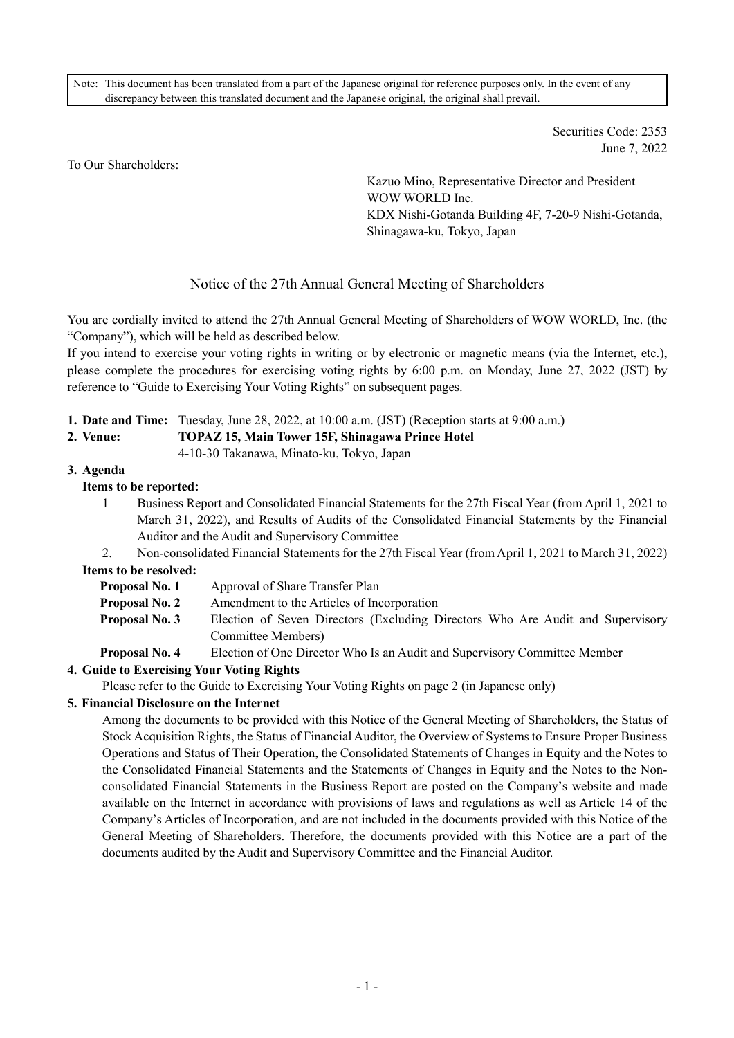Note: This document has been translated from a part of the Japanese original for reference purposes only. In the event of any discrepancy between this translated document and the Japanese original, the original shall prevail.

Securities Code: 2353
June 7, 2022

To Our Shareholders:

Kazuo Mino, Representative Director and President
WOW WORLD Inc.
KDX Nishi-Gotanda Building 4F, 7-20-9 Nishi-Gotanda,
Shinagawa-ku, Tokyo, Japan

# Notice of the 27th Annual General Meeting of Shareholders

You are cordially invited to attend the 27th Annual General Meeting of Shareholders of WOW WORLD, Inc. (the "Company"), which will be held as described below.
If you intend to exercise your voting rights in writing or by electronic or magnetic means (via the Internet, etc.), please complete the procedures for exercising voting rights by 6:00 p.m. on Monday, June 27, 2022 (JST) by reference to "Guide to Exercising Your Voting Rights" on subsequent pages.

**1. Date and Time:** Tuesday, June 28, 2022, at 10:00 a.m. (JST) (Reception starts at 9:00 a.m.)

**2. Venue:** **TOPAZ 15, Main Tower 15F, Shinagawa Prince Hotel**
4-10-30 Takanawa, Minato-ku, Tokyo, Japan

**3. Agenda**

**Items to be reported:**

1. Business Report and Consolidated Financial Statements for the 27th Fiscal Year (from April 1, 2021 to March 31, 2022), and Results of Audits of the Consolidated Financial Statements by the Financial Auditor and the Audit and Supervisory Committee
2. Non-consolidated Financial Statements for the 27th Fiscal Year (from April 1, 2021 to March 31, 2022)

**Items to be resolved:**

**Proposal No. 1** Approval of Share Transfer Plan
**Proposal No. 2** Amendment to the Articles of Incorporation
**Proposal No. 3** Election of Seven Directors (Excluding Directors Who Are Audit and Supervisory Committee Members)
**Proposal No. 4** Election of One Director Who Is an Audit and Supervisory Committee Member

**4. Guide to Exercising Your Voting Rights**

Please refer to the Guide to Exercising Your Voting Rights on page 2 (in Japanese only)

**5. Financial Disclosure on the Internet**

Among the documents to be provided with this Notice of the General Meeting of Shareholders, the Status of Stock Acquisition Rights, the Status of Financial Auditor, the Overview of Systems to Ensure Proper Business Operations and Status of Their Operation, the Consolidated Statements of Changes in Equity and the Notes to the Consolidated Financial Statements and the Statements of Changes in Equity and the Notes to the Non-consolidated Financial Statements in the Business Report are posted on the Company's website and made available on the Internet in accordance with provisions of laws and regulations as well as Article 14 of the Company's Articles of Incorporation, and are not included in the documents provided with this Notice of the General Meeting of Shareholders. Therefore, the documents provided with this Notice are a part of the documents audited by the Audit and Supervisory Committee and the Financial Auditor.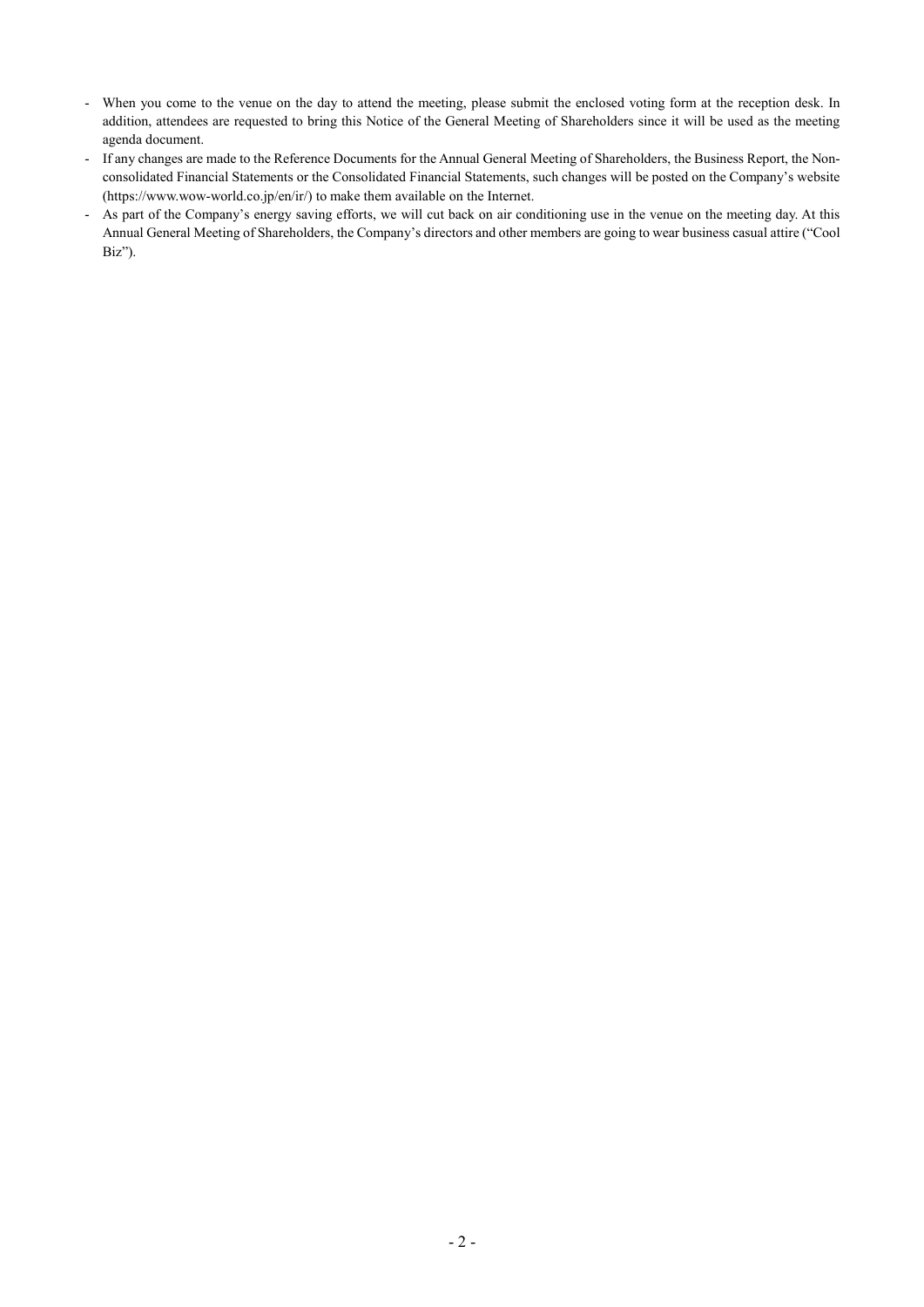- When you come to the venue on the day to attend the meeting, please submit the enclosed voting form at the reception desk. In addition, attendees are requested to bring this Notice of the General Meeting of Shareholders since it will be used as the meeting agenda document.
- If any changes are made to the Reference Documents for the Annual General Meeting of Shareholders, the Business Report, the Non-consolidated Financial Statements or the Consolidated Financial Statements, such changes will be posted on the Company's website (https://www.wow-world.co.jp/en/ir/) to make them available on the Internet.
- As part of the Company's energy saving efforts, we will cut back on air conditioning use in the venue on the meeting day. At this Annual General Meeting of Shareholders, the Company's directors and other members are going to wear business casual attire ("Cool Biz").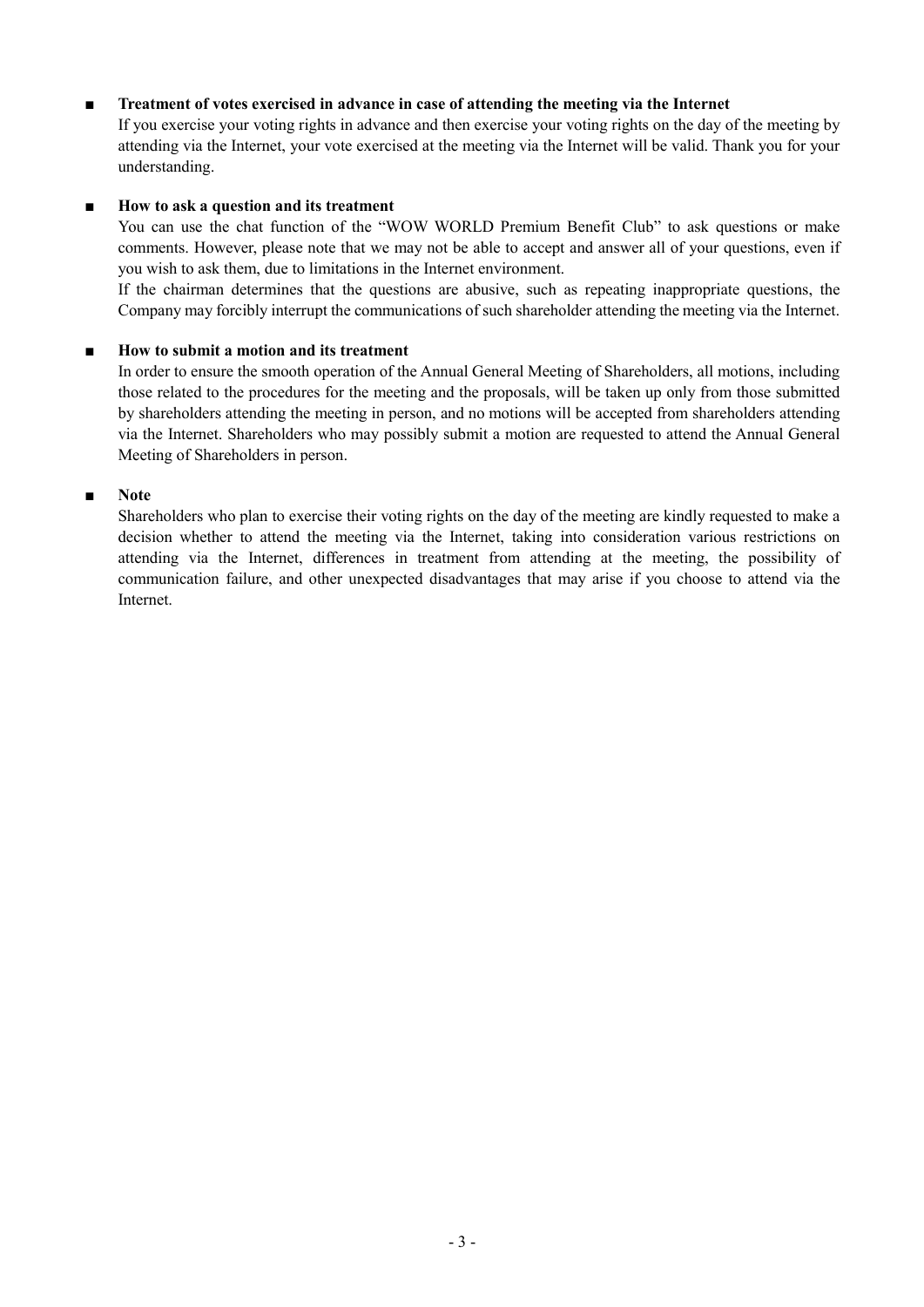■ **Treatment of votes exercised in advance in case of attending the meeting via the Internet**

If you exercise your voting rights in advance and then exercise your voting rights on the day of the meeting by attending via the Internet, your vote exercised at the meeting via the Internet will be valid. Thank you for your understanding.

■ **How to ask a question and its treatment**

You can use the chat function of the "WOW WORLD Premium Benefit Club" to ask questions or make comments. However, please note that we may not be able to accept and answer all of your questions, even if you wish to ask them, due to limitations in the Internet environment.

If the chairman determines that the questions are abusive, such as repeating inappropriate questions, the Company may forcibly interrupt the communications of such shareholder attending the meeting via the Internet.

■ **How to submit a motion and its treatment**

In order to ensure the smooth operation of the Annual General Meeting of Shareholders, all motions, including those related to the procedures for the meeting and the proposals, will be taken up only from those submitted by shareholders attending the meeting in person, and no motions will be accepted from shareholders attending via the Internet. Shareholders who may possibly submit a motion are requested to attend the Annual General Meeting of Shareholders in person.

■ **Note**

Shareholders who plan to exercise their voting rights on the day of the meeting are kindly requested to make a decision whether to attend the meeting via the Internet, taking into consideration various restrictions on attending via the Internet, differences in treatment from attending at the meeting, the possibility of communication failure, and other unexpected disadvantages that may arise if you choose to attend via the Internet.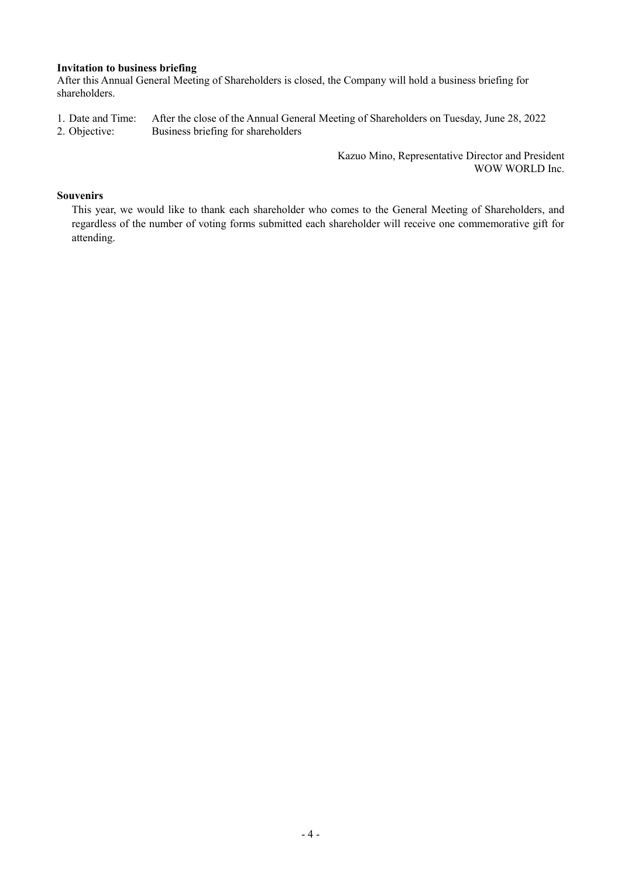**Invitation to business briefing**

After this Annual General Meeting of Shareholders is closed, the Company will hold a business briefing for shareholders.

1. Date and Time: After the close of the Annual General Meeting of Shareholders on Tuesday, June 28, 2022
2. Objective: Business briefing for shareholders

Kazuo Mino, Representative Director and President
WOW WORLD Inc.

**Souvenirs**

This year, we would like to thank each shareholder who comes to the General Meeting of Shareholders, and regardless of the number of voting forms submitted each shareholder will receive one commemorative gift for attending.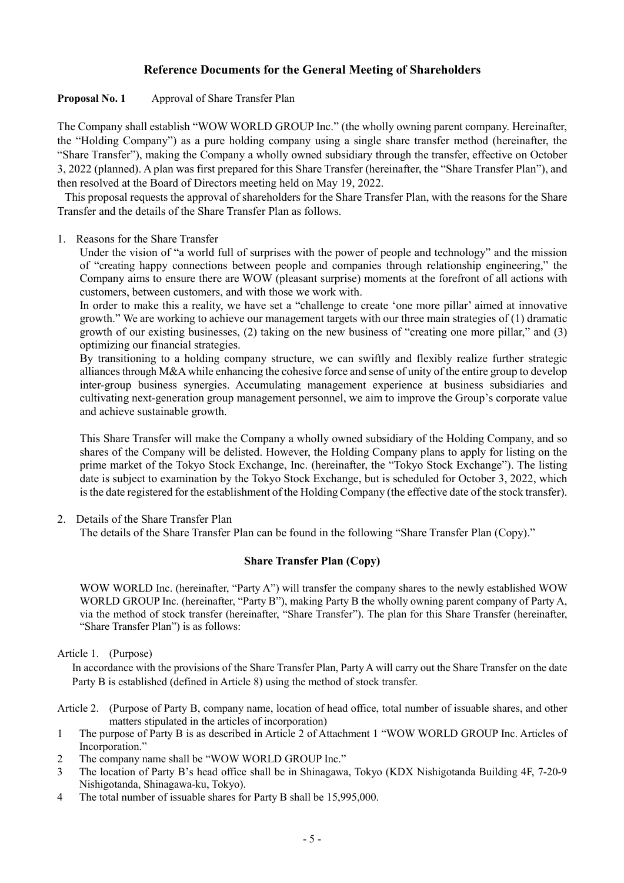## Reference Documents for the General Meeting of Shareholders

**Proposal No. 1** Approval of Share Transfer Plan

The Company shall establish "WOW WORLD GROUP Inc." (the wholly owning parent company. Hereinafter, the "Holding Company") as a pure holding company using a single share transfer method (hereinafter, the "Share Transfer"), making the Company a wholly owned subsidiary through the transfer, effective on October 3, 2022 (planned). A plan was first prepared for this Share Transfer (hereinafter, the "Share Transfer Plan"), and then resolved at the Board of Directors meeting held on May 19, 2022.

This proposal requests the approval of shareholders for the Share Transfer Plan, with the reasons for the Share Transfer and the details of the Share Transfer Plan as follows.

1. Reasons for the Share Transfer

   Under the vision of "a world full of surprises with the power of people and technology" and the mission of "creating happy connections between people and companies through relationship engineering," the Company aims to ensure there are WOW (pleasant surprise) moments at the forefront of all actions with customers, between customers, and with those we work with.

   In order to make this a reality, we have set a "challenge to create 'one more pillar' aimed at innovative growth." We are working to achieve our management targets with our three main strategies of (1) dramatic growth of our existing businesses, (2) taking on the new business of "creating one more pillar," and (3) optimizing our financial strategies.

   By transitioning to a holding company structure, we can swiftly and flexibly realize further strategic alliances through M&A while enhancing the cohesive force and sense of unity of the entire group to develop inter-group business synergies. Accumulating management experience at business subsidiaries and cultivating next-generation group management personnel, we aim to improve the Group's corporate value and achieve sustainable growth.

   This Share Transfer will make the Company a wholly owned subsidiary of the Holding Company, and so shares of the Company will be delisted. However, the Holding Company plans to apply for listing on the prime market of the Tokyo Stock Exchange, Inc. (hereinafter, the "Tokyo Stock Exchange"). The listing date is subject to examination by the Tokyo Stock Exchange, but is scheduled for October 3, 2022, which is the date registered for the establishment of the Holding Company (the effective date of the stock transfer).

2. Details of the Share Transfer Plan

   The details of the Share Transfer Plan can be found in the following "Share Transfer Plan (Copy)."

### Share Transfer Plan (Copy)

WOW WORLD Inc. (hereinafter, "Party A") will transfer the company shares to the newly established WOW WORLD GROUP Inc. (hereinafter, "Party B"), making Party B the wholly owning parent company of Party A, via the method of stock transfer (hereinafter, "Share Transfer"). The plan for this Share Transfer (hereinafter, "Share Transfer Plan") is as follows:

Article 1. (Purpose)

In accordance with the provisions of the Share Transfer Plan, Party A will carry out the Share Transfer on the date Party B is established (defined in Article 8) using the method of stock transfer.

Article 2. (Purpose of Party B, company name, location of head office, total number of issuable shares, and other matters stipulated in the articles of incorporation)

1 The purpose of Party B is as described in Article 2 of Attachment 1 "WOW WORLD GROUP Inc. Articles of Incorporation."

2 The company name shall be "WOW WORLD GROUP Inc."

3 The location of Party B's head office shall be in Shinagawa, Tokyo (KDX Nishigotanda Building 4F, 7-20-9 Nishigotanda, Shinagawa-ku, Tokyo).

4 The total number of issuable shares for Party B shall be 15,995,000.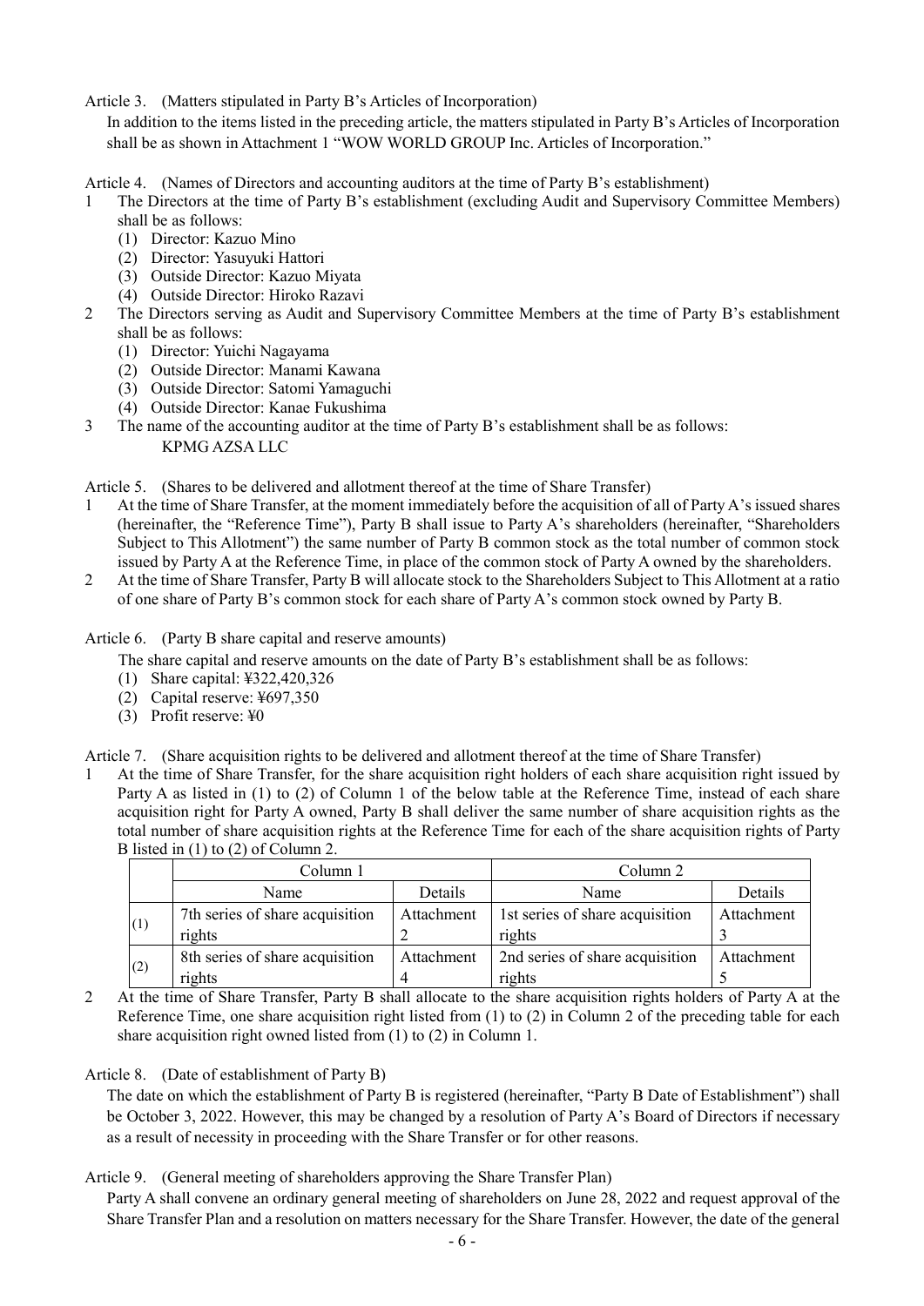Article 3. (Matters stipulated in Party B's Articles of Incorporation)

In addition to the items listed in the preceding article, the matters stipulated in Party B's Articles of Incorporation shall be as shown in Attachment 1 "WOW WORLD GROUP Inc. Articles of Incorporation."

Article 4. (Names of Directors and accounting auditors at the time of Party B's establishment)

1 The Directors at the time of Party B's establishment (excluding Audit and Supervisory Committee Members) shall be as follows:
   (1) Director: Kazuo Mino
   (2) Director: Yasuyuki Hattori
   (3) Outside Director: Kazuo Miyata
   (4) Outside Director: Hiroko Razavi

2 The Directors serving as Audit and Supervisory Committee Members at the time of Party B's establishment shall be as follows:
   (1) Director: Yuichi Nagayama
   (2) Outside Director: Manami Kawana
   (3) Outside Director: Satomi Yamaguchi
   (4) Outside Director: Kanae Fukushima

3 The name of the accounting auditor at the time of Party B's establishment shall be as follows:
   KPMG AZSA LLC

Article 5. (Shares to be delivered and allotment thereof at the time of Share Transfer)

1 At the time of Share Transfer, at the moment immediately before the acquisition of all of Party A's issued shares (hereinafter, the "Reference Time"), Party B shall issue to Party A's shareholders (hereinafter, "Shareholders Subject to This Allotment") the same number of Party B common stock as the total number of common stock issued by Party A at the Reference Time, in place of the common stock of Party A owned by the shareholders.

2 At the time of Share Transfer, Party B will allocate stock to the Shareholders Subject to This Allotment at a ratio of one share of Party B's common stock for each share of Party A's common stock owned by Party B.

Article 6. (Party B share capital and reserve amounts)

The share capital and reserve amounts on the date of Party B's establishment shall be as follows:
   (1) Share capital: ¥322,420,326
   (2) Capital reserve: ¥697,350
   (3) Profit reserve: ¥0

Article 7. (Share acquisition rights to be delivered and allotment thereof at the time of Share Transfer)

1 At the time of Share Transfer, for the share acquisition right holders of each share acquisition right issued by Party A as listed in (1) to (2) of Column 1 of the below table at the Reference Time, instead of each share acquisition right for Party A owned, Party B shall deliver the same number of share acquisition rights as the total number of share acquisition rights at the Reference Time for each of the share acquisition rights of Party B listed in (1) to (2) of Column 2.

| | Column 1 | | Column 2 | |
|---|---|---|---|---|
| | Name | Details | Name | Details |
| (1) | 7th series of share acquisition rights | Attachment 2 | 1st series of share acquisition rights | Attachment 3 |
| (2) | 8th series of share acquisition rights | Attachment 4 | 2nd series of share acquisition rights | Attachment 5 |

2 At the time of Share Transfer, Party B shall allocate to the share acquisition rights holders of Party A at the Reference Time, one share acquisition right listed from (1) to (2) in Column 2 of the preceding table for each share acquisition right owned listed from (1) to (2) in Column 1.

Article 8. (Date of establishment of Party B)

The date on which the establishment of Party B is registered (hereinafter, "Party B Date of Establishment") shall be October 3, 2022. However, this may be changed by a resolution of Party A's Board of Directors if necessary as a result of necessity in proceeding with the Share Transfer or for other reasons.

Article 9. (General meeting of shareholders approving the Share Transfer Plan)

Party A shall convene an ordinary general meeting of shareholders on June 28, 2022 and request approval of the Share Transfer Plan and a resolution on matters necessary for the Share Transfer. However, the date of the general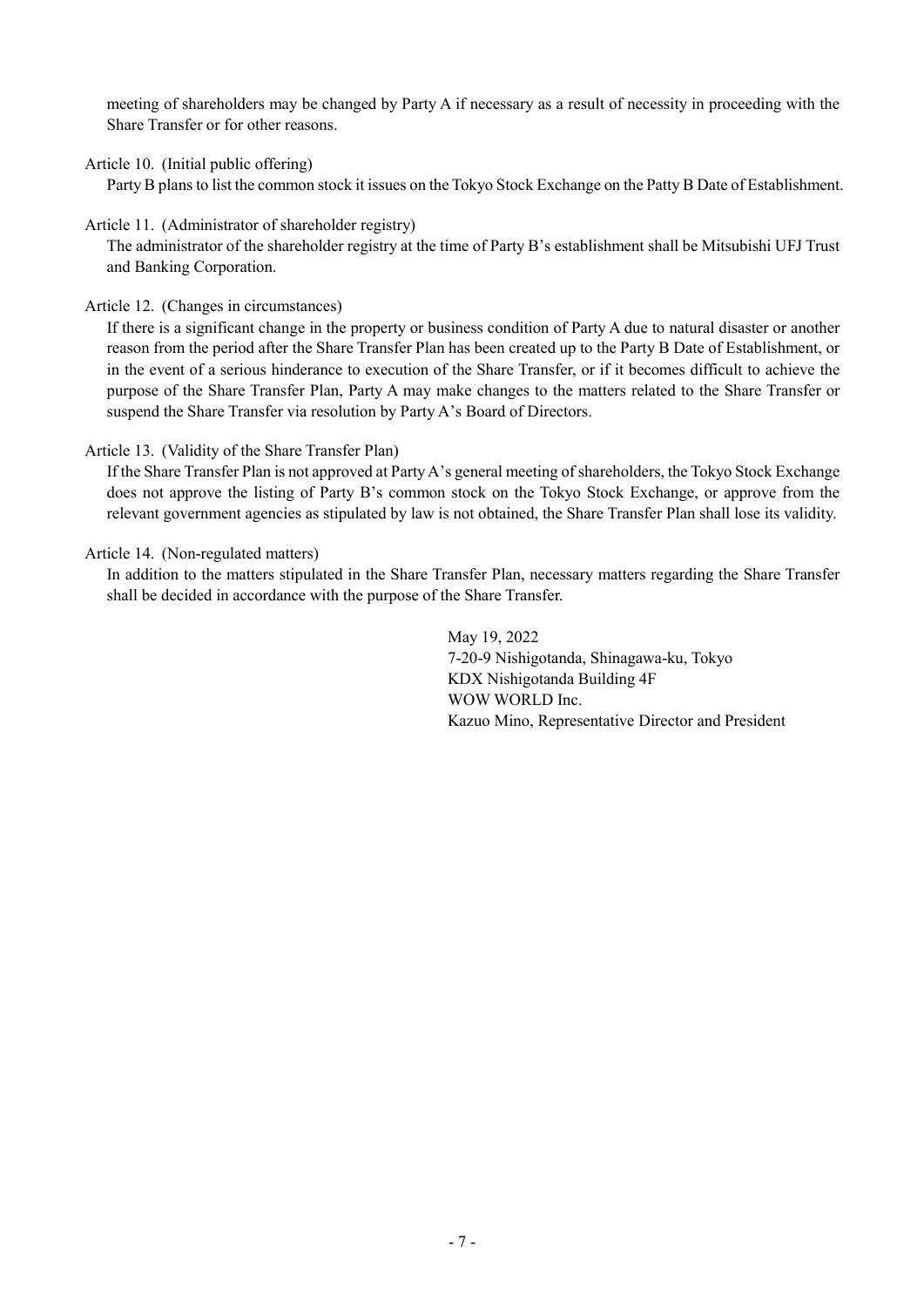meeting of shareholders may be changed by Party A if necessary as a result of necessity in proceeding with the Share Transfer or for other reasons.

Article 10. (Initial public offering)

Party B plans to list the common stock it issues on the Tokyo Stock Exchange on the Patty B Date of Establishment.

Article 11. (Administrator of shareholder registry)

The administrator of the shareholder registry at the time of Party B's establishment shall be Mitsubishi UFJ Trust and Banking Corporation.

Article 12. (Changes in circumstances)

If there is a significant change in the property or business condition of Party A due to natural disaster or another reason from the period after the Share Transfer Plan has been created up to the Party B Date of Establishment, or in the event of a serious hinderance to execution of the Share Transfer, or if it becomes difficult to achieve the purpose of the Share Transfer Plan, Party A may make changes to the matters related to the Share Transfer or suspend the Share Transfer via resolution by Party A's Board of Directors.

Article 13. (Validity of the Share Transfer Plan)

If the Share Transfer Plan is not approved at Party A's general meeting of shareholders, the Tokyo Stock Exchange does not approve the listing of Party B's common stock on the Tokyo Stock Exchange, or approve from the relevant government agencies as stipulated by law is not obtained, the Share Transfer Plan shall lose its validity.

Article 14. (Non-regulated matters)

In addition to the matters stipulated in the Share Transfer Plan, necessary matters regarding the Share Transfer shall be decided in accordance with the purpose of the Share Transfer.

May 19, 2022
7-20-9 Nishigotanda, Shinagawa-ku, Tokyo
KDX Nishigotanda Building 4F
WOW WORLD Inc.
Kazuo Mino, Representative Director and President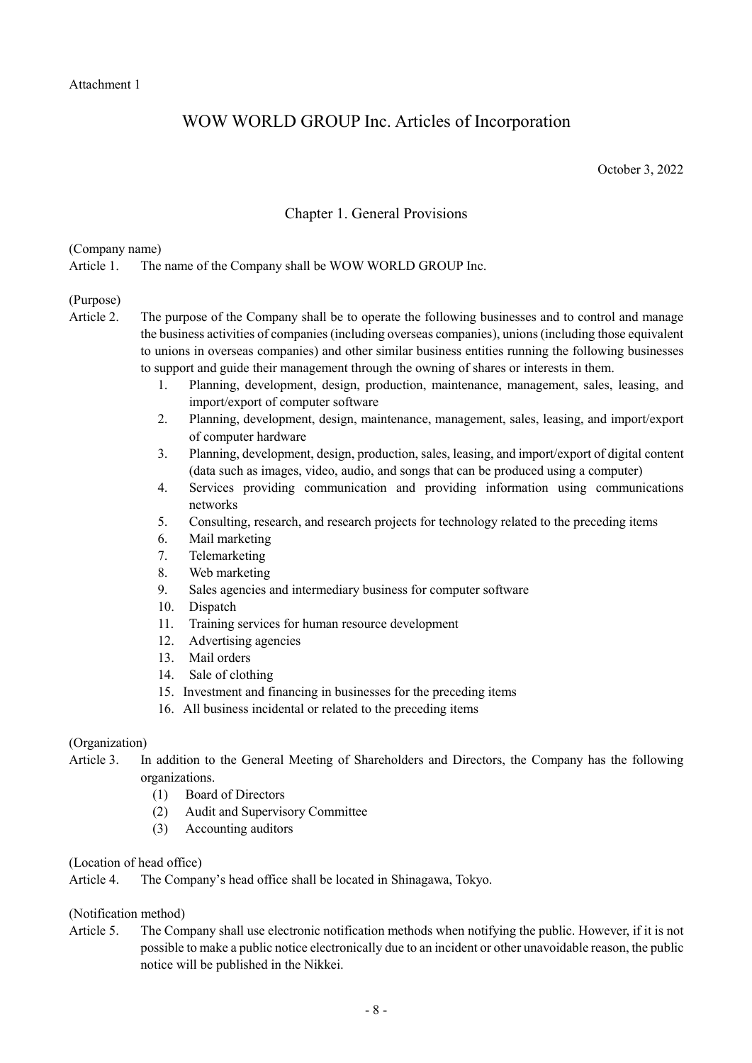Attachment 1

# WOW WORLD GROUP Inc. Articles of Incorporation

October 3, 2022

## Chapter 1. General Provisions

(Company name)

Article 1. The name of the Company shall be WOW WORLD GROUP Inc.

(Purpose)

Article 2. The purpose of the Company shall be to operate the following businesses and to control and manage the business activities of companies (including overseas companies), unions (including those equivalent to unions in overseas companies) and other similar business entities running the following businesses to support and guide their management through the owning of shares or interests in them.

1. Planning, development, design, production, maintenance, management, sales, leasing, and import/export of computer software
2. Planning, development, design, maintenance, management, sales, leasing, and import/export of computer hardware
3. Planning, development, design, production, sales, leasing, and import/export of digital content (data such as images, video, audio, and songs that can be produced using a computer)
4. Services providing communication and providing information using communications networks
5. Consulting, research, and research projects for technology related to the preceding items
6. Mail marketing
7. Telemarketing
8. Web marketing
9. Sales agencies and intermediary business for computer software
10. Dispatch
11. Training services for human resource development
12. Advertising agencies
13. Mail orders
14. Sale of clothing
15. Investment and financing in businesses for the preceding items
16. All business incidental or related to the preceding items

(Organization)

Article 3. In addition to the General Meeting of Shareholders and Directors, the Company has the following organizations.

(1) Board of Directors
(2) Audit and Supervisory Committee
(3) Accounting auditors

(Location of head office)

Article 4. The Company's head office shall be located in Shinagawa, Tokyo.

(Notification method)

Article 5. The Company shall use electronic notification methods when notifying the public. However, if it is not possible to make a public notice electronically due to an incident or other unavoidable reason, the public notice will be published in the Nikkei.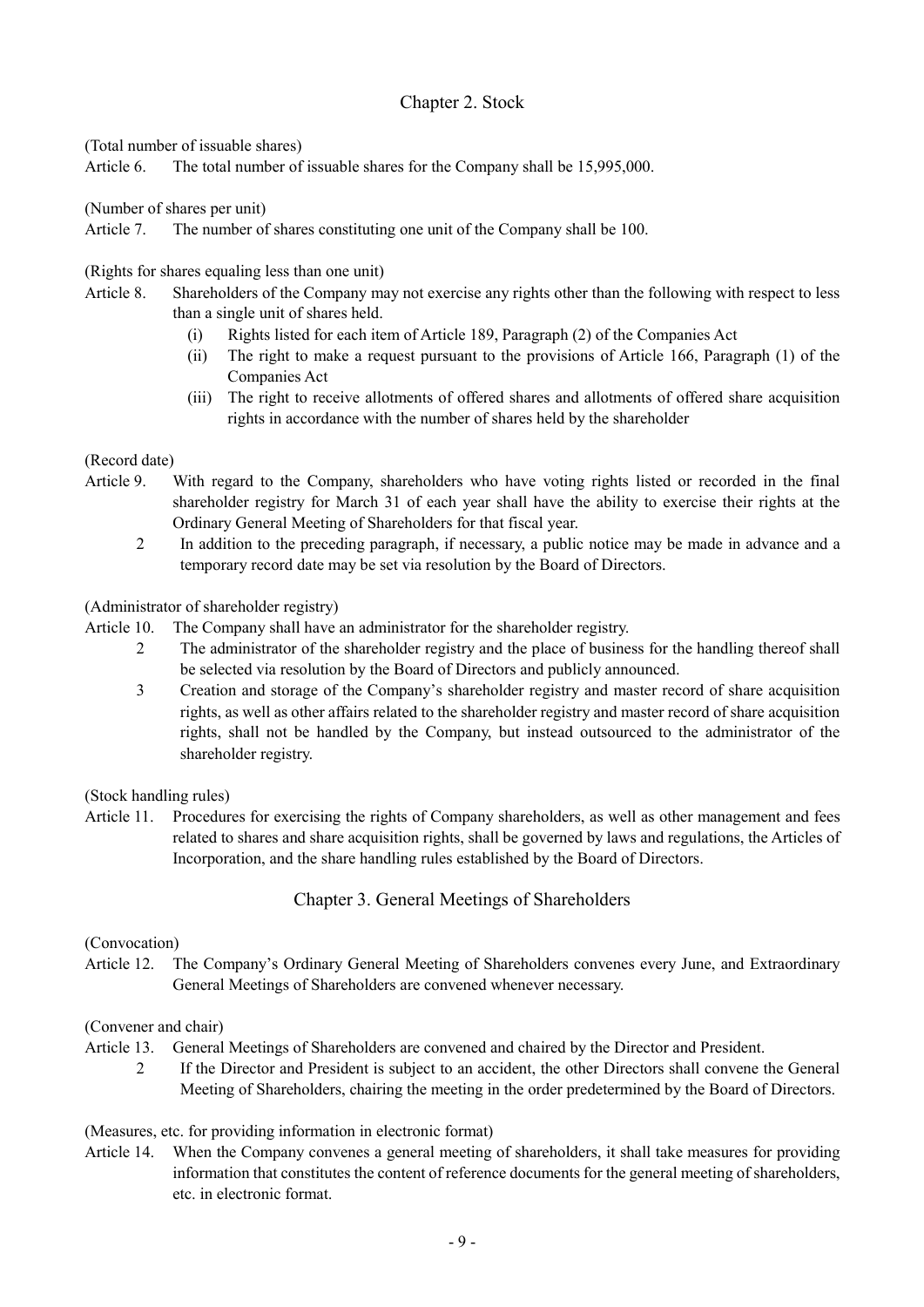## Chapter 2. Stock

(Total number of issuable shares)

Article 6. The total number of issuable shares for the Company shall be 15,995,000.

(Number of shares per unit)

Article 7. The number of shares constituting one unit of the Company shall be 100.

(Rights for shares equaling less than one unit)

Article 8. Shareholders of the Company may not exercise any rights other than the following with respect to less than a single unit of shares held.

(i) Rights listed for each item of Article 189, Paragraph (2) of the Companies Act

(ii) The right to make a request pursuant to the provisions of Article 166, Paragraph (1) of the Companies Act

(iii) The right to receive allotments of offered shares and allotments of offered share acquisition rights in accordance with the number of shares held by the shareholder

(Record date)

Article 9. With regard to the Company, shareholders who have voting rights listed or recorded in the final shareholder registry for March 31 of each year shall have the ability to exercise their rights at the Ordinary General Meeting of Shareholders for that fiscal year.

2 In addition to the preceding paragraph, if necessary, a public notice may be made in advance and a temporary record date may be set via resolution by the Board of Directors.

(Administrator of shareholder registry)

Article 10. The Company shall have an administrator for the shareholder registry.

2 The administrator of the shareholder registry and the place of business for the handling thereof shall be selected via resolution by the Board of Directors and publicly announced.

3 Creation and storage of the Company's shareholder registry and master record of share acquisition rights, as well as other affairs related to the shareholder registry and master record of share acquisition rights, shall not be handled by the Company, but instead outsourced to the administrator of the shareholder registry.

(Stock handling rules)

Article 11. Procedures for exercising the rights of Company shareholders, as well as other management and fees related to shares and share acquisition rights, shall be governed by laws and regulations, the Articles of Incorporation, and the share handling rules established by the Board of Directors.

## Chapter 3. General Meetings of Shareholders

(Convocation)

Article 12. The Company's Ordinary General Meeting of Shareholders convenes every June, and Extraordinary General Meetings of Shareholders are convened whenever necessary.

(Convener and chair)

Article 13. General Meetings of Shareholders are convened and chaired by the Director and President.

2 If the Director and President is subject to an accident, the other Directors shall convene the General Meeting of Shareholders, chairing the meeting in the order predetermined by the Board of Directors.

(Measures, etc. for providing information in electronic format)

Article 14. When the Company convenes a general meeting of shareholders, it shall take measures for providing information that constitutes the content of reference documents for the general meeting of shareholders, etc. in electronic format.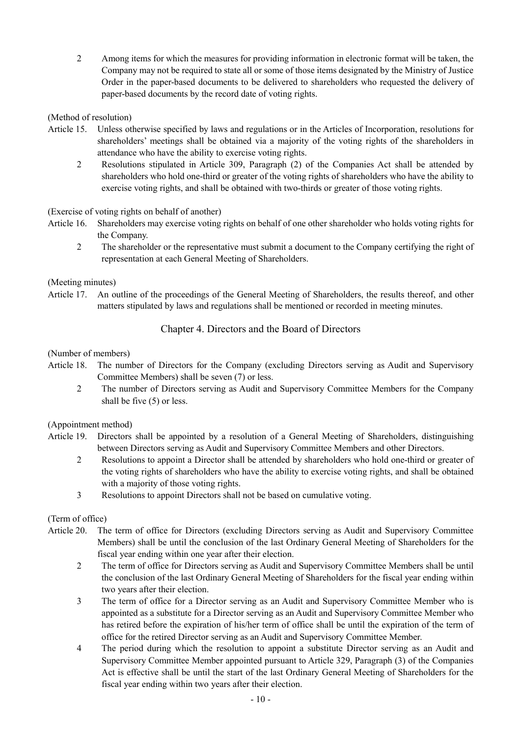2 Among items for which the measures for providing information in electronic format will be taken, the Company may not be required to state all or some of those items designated by the Ministry of Justice Order in the paper-based documents to be delivered to shareholders who requested the delivery of paper-based documents by the record date of voting rights.

(Method of resolution)

Article 15. Unless otherwise specified by laws and regulations or in the Articles of Incorporation, resolutions for shareholders' meetings shall be obtained via a majority of the voting rights of the shareholders in attendance who have the ability to exercise voting rights.

2 Resolutions stipulated in Article 309, Paragraph (2) of the Companies Act shall be attended by shareholders who hold one-third or greater of the voting rights of shareholders who have the ability to exercise voting rights, and shall be obtained with two-thirds or greater of those voting rights.

(Exercise of voting rights on behalf of another)

Article 16. Shareholders may exercise voting rights on behalf of one other shareholder who holds voting rights for the Company.

2 The shareholder or the representative must submit a document to the Company certifying the right of representation at each General Meeting of Shareholders.

(Meeting minutes)

Article 17. An outline of the proceedings of the General Meeting of Shareholders, the results thereof, and other matters stipulated by laws and regulations shall be mentioned or recorded in meeting minutes.

## Chapter 4. Directors and the Board of Directors

(Number of members)

Article 18. The number of Directors for the Company (excluding Directors serving as Audit and Supervisory Committee Members) shall be seven (7) or less.

2 The number of Directors serving as Audit and Supervisory Committee Members for the Company shall be five (5) or less.

(Appointment method)

Article 19. Directors shall be appointed by a resolution of a General Meeting of Shareholders, distinguishing between Directors serving as Audit and Supervisory Committee Members and other Directors.

2 Resolutions to appoint a Director shall be attended by shareholders who hold one-third or greater of the voting rights of shareholders who have the ability to exercise voting rights, and shall be obtained with a majority of those voting rights.

3 Resolutions to appoint Directors shall not be based on cumulative voting.

(Term of office)

Article 20. The term of office for Directors (excluding Directors serving as Audit and Supervisory Committee Members) shall be until the conclusion of the last Ordinary General Meeting of Shareholders for the fiscal year ending within one year after their election.

2 The term of office for Directors serving as Audit and Supervisory Committee Members shall be until the conclusion of the last Ordinary General Meeting of Shareholders for the fiscal year ending within two years after their election.

3 The term of office for a Director serving as an Audit and Supervisory Committee Member who is appointed as a substitute for a Director serving as an Audit and Supervisory Committee Member who has retired before the expiration of his/her term of office shall be until the expiration of the term of office for the retired Director serving as an Audit and Supervisory Committee Member.

4 The period during which the resolution to appoint a substitute Director serving as an Audit and Supervisory Committee Member appointed pursuant to Article 329, Paragraph (3) of the Companies Act is effective shall be until the start of the last Ordinary General Meeting of Shareholders for the fiscal year ending within two years after their election.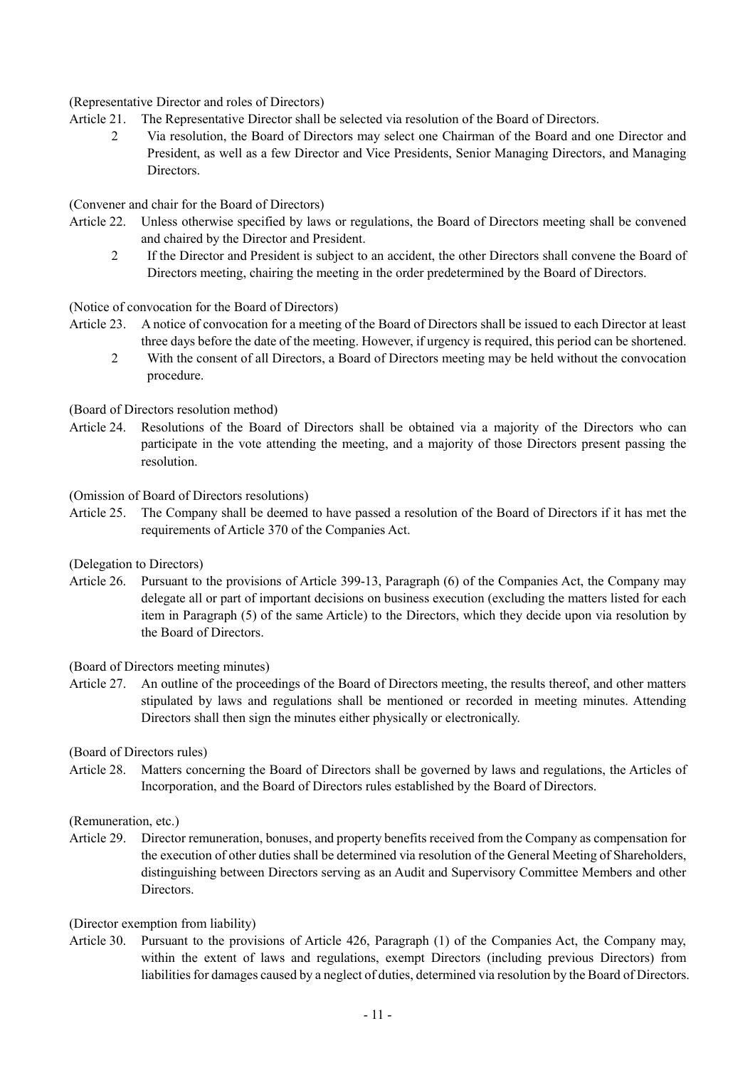(Representative Director and roles of Directors)

Article 21. The Representative Director shall be selected via resolution of the Board of Directors.

2 Via resolution, the Board of Directors may select one Chairman of the Board and one Director and President, as well as a few Director and Vice Presidents, Senior Managing Directors, and Managing Directors.

(Convener and chair for the Board of Directors)

Article 22. Unless otherwise specified by laws or regulations, the Board of Directors meeting shall be convened and chaired by the Director and President.

2 If the Director and President is subject to an accident, the other Directors shall convene the Board of Directors meeting, chairing the meeting in the order predetermined by the Board of Directors.

(Notice of convocation for the Board of Directors)

Article 23. A notice of convocation for a meeting of the Board of Directors shall be issued to each Director at least three days before the date of the meeting. However, if urgency is required, this period can be shortened.

2 With the consent of all Directors, a Board of Directors meeting may be held without the convocation procedure.

(Board of Directors resolution method)

Article 24. Resolutions of the Board of Directors shall be obtained via a majority of the Directors who can participate in the vote attending the meeting, and a majority of those Directors present passing the resolution.

(Omission of Board of Directors resolutions)

Article 25. The Company shall be deemed to have passed a resolution of the Board of Directors if it has met the requirements of Article 370 of the Companies Act.

(Delegation to Directors)

Article 26. Pursuant to the provisions of Article 399-13, Paragraph (6) of the Companies Act, the Company may delegate all or part of important decisions on business execution (excluding the matters listed for each item in Paragraph (5) of the same Article) to the Directors, which they decide upon via resolution by the Board of Directors.

(Board of Directors meeting minutes)

Article 27. An outline of the proceedings of the Board of Directors meeting, the results thereof, and other matters stipulated by laws and regulations shall be mentioned or recorded in meeting minutes. Attending Directors shall then sign the minutes either physically or electronically.

(Board of Directors rules)

Article 28. Matters concerning the Board of Directors shall be governed by laws and regulations, the Articles of Incorporation, and the Board of Directors rules established by the Board of Directors.

(Remuneration, etc.)

Article 29. Director remuneration, bonuses, and property benefits received from the Company as compensation for the execution of other duties shall be determined via resolution of the General Meeting of Shareholders, distinguishing between Directors serving as an Audit and Supervisory Committee Members and other Directors.

(Director exemption from liability)

Article 30. Pursuant to the provisions of Article 426, Paragraph (1) of the Companies Act, the Company may, within the extent of laws and regulations, exempt Directors (including previous Directors) from liabilities for damages caused by a neglect of duties, determined via resolution by the Board of Directors.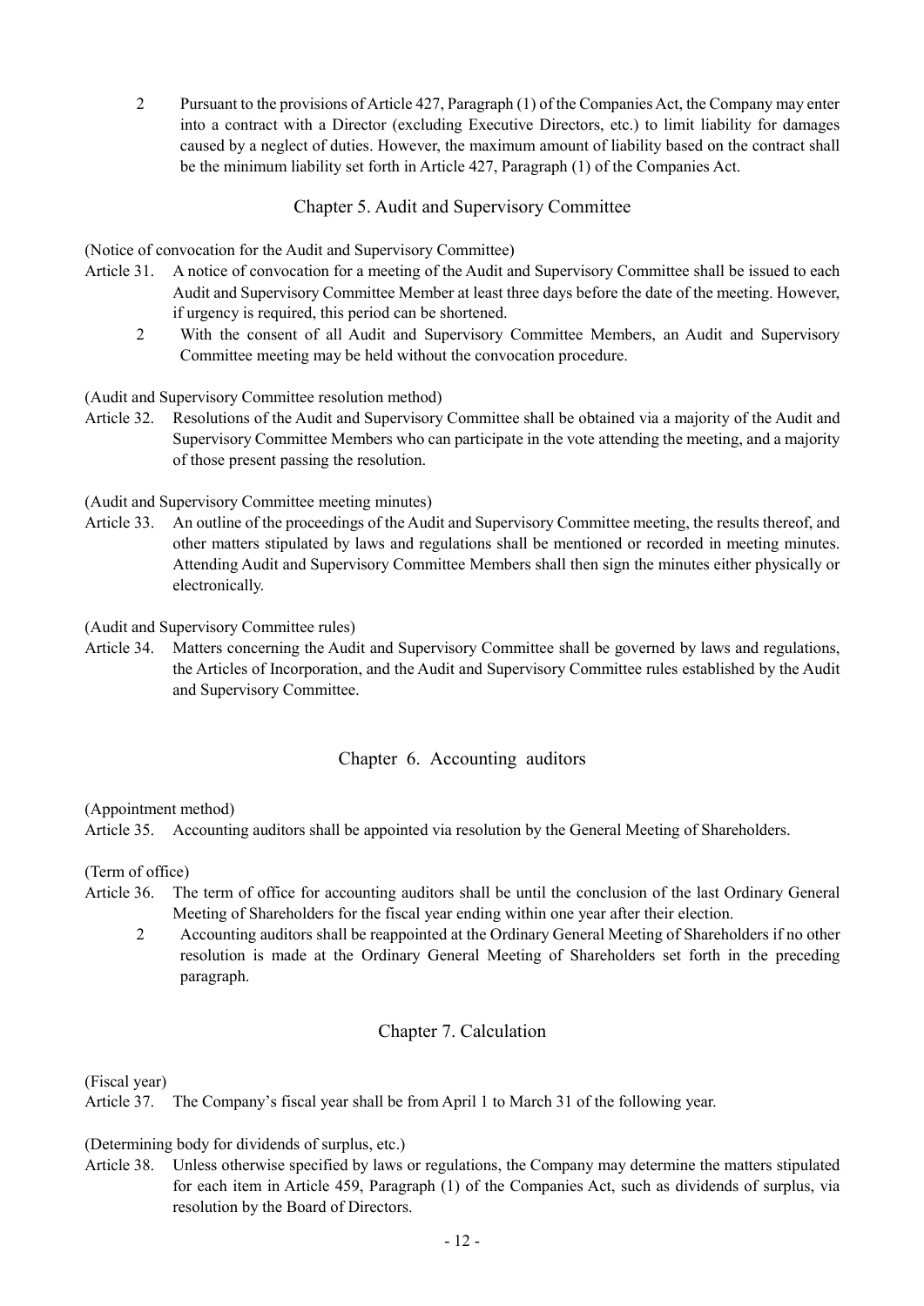2 Pursuant to the provisions of Article 427, Paragraph (1) of the Companies Act, the Company may enter into a contract with a Director (excluding Executive Directors, etc.) to limit liability for damages caused by a neglect of duties. However, the maximum amount of liability based on the contract shall be the minimum liability set forth in Article 427, Paragraph (1) of the Companies Act.

## Chapter 5. Audit and Supervisory Committee

(Notice of convocation for the Audit and Supervisory Committee)

Article 31. A notice of convocation for a meeting of the Audit and Supervisory Committee shall be issued to each Audit and Supervisory Committee Member at least three days before the date of the meeting. However, if urgency is required, this period can be shortened.

2 With the consent of all Audit and Supervisory Committee Members, an Audit and Supervisory Committee meeting may be held without the convocation procedure.

(Audit and Supervisory Committee resolution method)

Article 32. Resolutions of the Audit and Supervisory Committee shall be obtained via a majority of the Audit and Supervisory Committee Members who can participate in the vote attending the meeting, and a majority of those present passing the resolution.

(Audit and Supervisory Committee meeting minutes)

Article 33. An outline of the proceedings of the Audit and Supervisory Committee meeting, the results thereof, and other matters stipulated by laws and regulations shall be mentioned or recorded in meeting minutes. Attending Audit and Supervisory Committee Members shall then sign the minutes either physically or electronically.

(Audit and Supervisory Committee rules)

Article 34. Matters concerning the Audit and Supervisory Committee shall be governed by laws and regulations, the Articles of Incorporation, and the Audit and Supervisory Committee rules established by the Audit and Supervisory Committee.

## Chapter 6. Accounting auditors

(Appointment method)

Article 35. Accounting auditors shall be appointed via resolution by the General Meeting of Shareholders.

(Term of office)

Article 36. The term of office for accounting auditors shall be until the conclusion of the last Ordinary General Meeting of Shareholders for the fiscal year ending within one year after their election.

2 Accounting auditors shall be reappointed at the Ordinary General Meeting of Shareholders if no other resolution is made at the Ordinary General Meeting of Shareholders set forth in the preceding paragraph.

## Chapter 7. Calculation

(Fiscal year)

Article 37. The Company's fiscal year shall be from April 1 to March 31 of the following year.

(Determining body for dividends of surplus, etc.)

Article 38. Unless otherwise specified by laws or regulations, the Company may determine the matters stipulated for each item in Article 459, Paragraph (1) of the Companies Act, such as dividends of surplus, via resolution by the Board of Directors.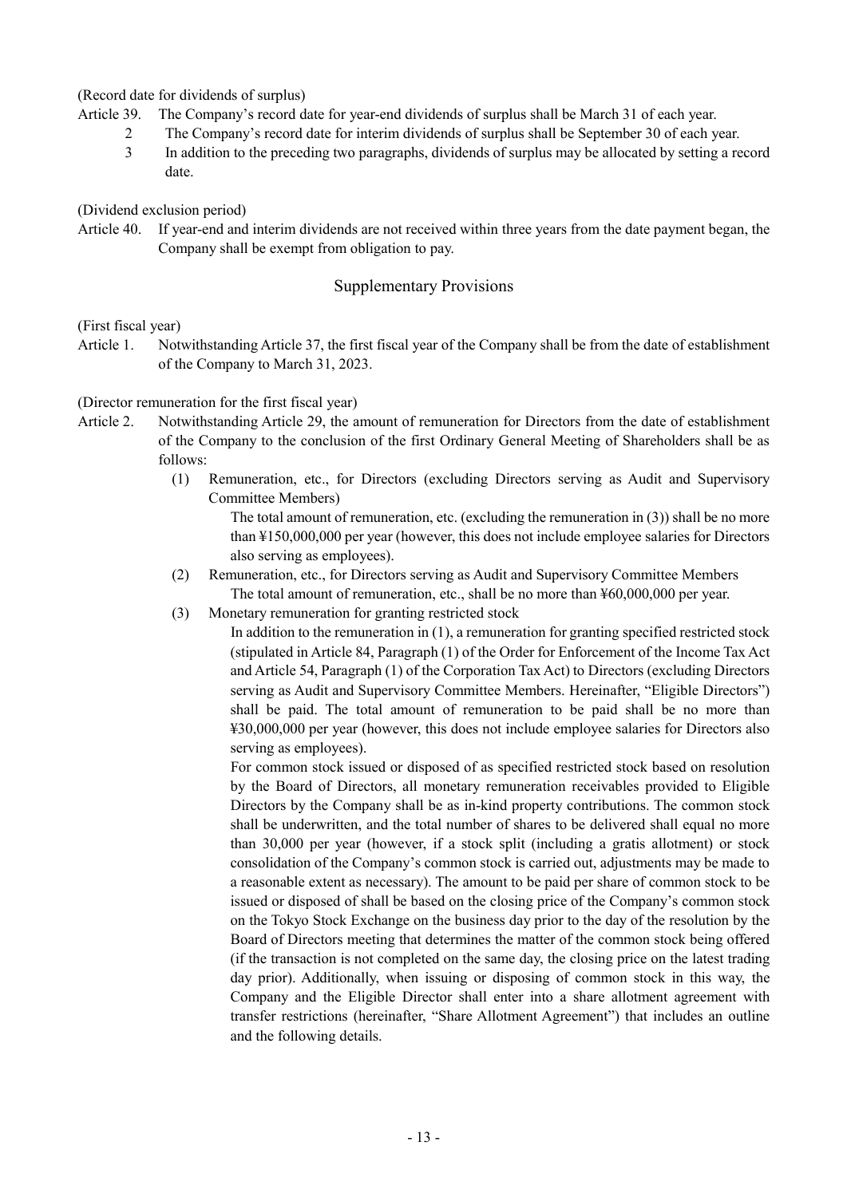(Record date for dividends of surplus)

Article 39. The Company's record date for year-end dividends of surplus shall be March 31 of each year.

2 The Company's record date for interim dividends of surplus shall be September 30 of each year.

3 In addition to the preceding two paragraphs, dividends of surplus may be allocated by setting a record date.

(Dividend exclusion period)

Article 40. If year-end and interim dividends are not received within three years from the date payment began, the Company shall be exempt from obligation to pay.

## Supplementary Provisions

(First fiscal year)

Article 1. Notwithstanding Article 37, the first fiscal year of the Company shall be from the date of establishment of the Company to March 31, 2023.

(Director remuneration for the first fiscal year)

Article 2. Notwithstanding Article 29, the amount of remuneration for Directors from the date of establishment of the Company to the conclusion of the first Ordinary General Meeting of Shareholders shall be as follows:

(1) Remuneration, etc., for Directors (excluding Directors serving as Audit and Supervisory Committee Members)

The total amount of remuneration, etc. (excluding the remuneration in (3)) shall be no more than ¥150,000,000 per year (however, this does not include employee salaries for Directors also serving as employees).

(2) Remuneration, etc., for Directors serving as Audit and Supervisory Committee Members

The total amount of remuneration, etc., shall be no more than ¥60,000,000 per year.

(3) Monetary remuneration for granting restricted stock

In addition to the remuneration in (1), a remuneration for granting specified restricted stock (stipulated in Article 84, Paragraph (1) of the Order for Enforcement of the Income Tax Act and Article 54, Paragraph (1) of the Corporation Tax Act) to Directors (excluding Directors serving as Audit and Supervisory Committee Members. Hereinafter, "Eligible Directors") shall be paid. The total amount of remuneration to be paid shall be no more than ¥30,000,000 per year (however, this does not include employee salaries for Directors also serving as employees).

For common stock issued or disposed of as specified restricted stock based on resolution by the Board of Directors, all monetary remuneration receivables provided to Eligible Directors by the Company shall be as in-kind property contributions. The common stock shall be underwritten, and the total number of shares to be delivered shall equal no more than 30,000 per year (however, if a stock split (including a gratis allotment) or stock consolidation of the Company's common stock is carried out, adjustments may be made to a reasonable extent as necessary). The amount to be paid per share of common stock to be issued or disposed of shall be based on the closing price of the Company's common stock on the Tokyo Stock Exchange on the business day prior to the day of the resolution by the Board of Directors meeting that determines the matter of the common stock being offered (if the transaction is not completed on the same day, the closing price on the latest trading day prior). Additionally, when issuing or disposing of common stock in this way, the Company and the Eligible Director shall enter into a share allotment agreement with transfer restrictions (hereinafter, "Share Allotment Agreement") that includes an outline and the following details.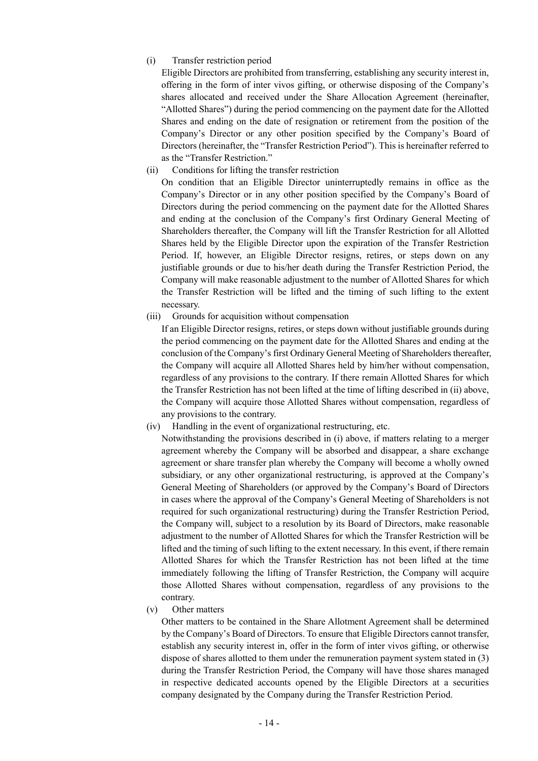(i) Transfer restriction period

Eligible Directors are prohibited from transferring, establishing any security interest in, offering in the form of inter vivos gifting, or otherwise disposing of the Company's shares allocated and received under the Share Allocation Agreement (hereinafter, "Allotted Shares") during the period commencing on the payment date for the Allotted Shares and ending on the date of resignation or retirement from the position of the Company's Director or any other position specified by the Company's Board of Directors (hereinafter, the "Transfer Restriction Period"). This is hereinafter referred to as the "Transfer Restriction."

(ii) Conditions for lifting the transfer restriction

On condition that an Eligible Director uninterruptedly remains in office as the Company's Director or in any other position specified by the Company's Board of Directors during the period commencing on the payment date for the Allotted Shares and ending at the conclusion of the Company's first Ordinary General Meeting of Shareholders thereafter, the Company will lift the Transfer Restriction for all Allotted Shares held by the Eligible Director upon the expiration of the Transfer Restriction Period. If, however, an Eligible Director resigns, retires, or steps down on any justifiable grounds or due to his/her death during the Transfer Restriction Period, the Company will make reasonable adjustment to the number of Allotted Shares for which the Transfer Restriction will be lifted and the timing of such lifting to the extent necessary.

(iii) Grounds for acquisition without compensation

If an Eligible Director resigns, retires, or steps down without justifiable grounds during the period commencing on the payment date for the Allotted Shares and ending at the conclusion of the Company's first Ordinary General Meeting of Shareholders thereafter, the Company will acquire all Allotted Shares held by him/her without compensation, regardless of any provisions to the contrary. If there remain Allotted Shares for which the Transfer Restriction has not been lifted at the time of lifting described in (ii) above, the Company will acquire those Allotted Shares without compensation, regardless of any provisions to the contrary.

(iv) Handling in the event of organizational restructuring, etc.

Notwithstanding the provisions described in (i) above, if matters relating to a merger agreement whereby the Company will be absorbed and disappear, a share exchange agreement or share transfer plan whereby the Company will become a wholly owned subsidiary, or any other organizational restructuring, is approved at the Company's General Meeting of Shareholders (or approved by the Company's Board of Directors in cases where the approval of the Company's General Meeting of Shareholders is not required for such organizational restructuring) during the Transfer Restriction Period, the Company will, subject to a resolution by its Board of Directors, make reasonable adjustment to the number of Allotted Shares for which the Transfer Restriction will be lifted and the timing of such lifting to the extent necessary. In this event, if there remain Allotted Shares for which the Transfer Restriction has not been lifted at the time immediately following the lifting of Transfer Restriction, the Company will acquire those Allotted Shares without compensation, regardless of any provisions to the contrary.

(v) Other matters

Other matters to be contained in the Share Allotment Agreement shall be determined by the Company's Board of Directors. To ensure that Eligible Directors cannot transfer, establish any security interest in, offer in the form of inter vivos gifting, or otherwise dispose of shares allotted to them under the remuneration payment system stated in (3) during the Transfer Restriction Period, the Company will have those shares managed in respective dedicated accounts opened by the Eligible Directors at a securities company designated by the Company during the Transfer Restriction Period.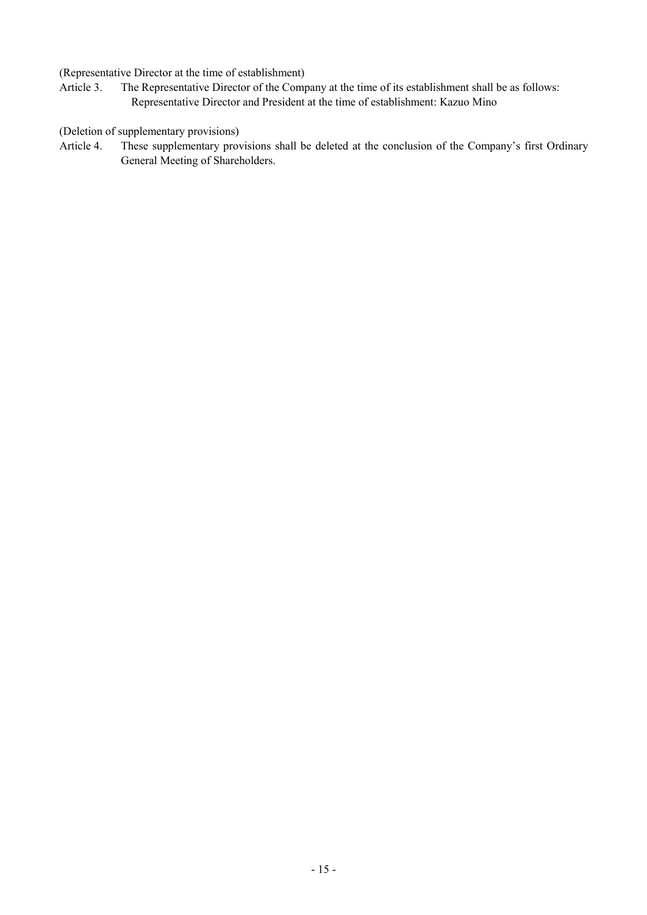(Representative Director at the time of establishment)

Article 3. The Representative Director of the Company at the time of its establishment shall be as follows:
Representative Director and President at the time of establishment: Kazuo Mino

(Deletion of supplementary provisions)

Article 4. These supplementary provisions shall be deleted at the conclusion of the Company's first Ordinary General Meeting of Shareholders.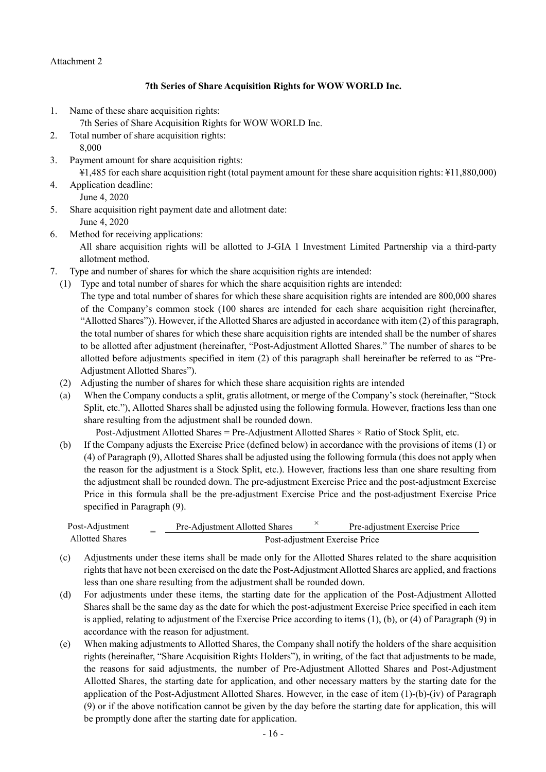Attachment 2

**7th Series of Share Acquisition Rights for WOW WORLD Inc.**

1. Name of these share acquisition rights:
   7th Series of Share Acquisition Rights for WOW WORLD Inc.
2. Total number of share acquisition rights:
   8,000
3. Payment amount for share acquisition rights:
   ¥1,485 for each share acquisition right (total payment amount for these share acquisition rights: ¥11,880,000)
4. Application deadline:
   June 4, 2020
5. Share acquisition right payment date and allotment date:
   June 4, 2020
6. Method for receiving applications:
   All share acquisition rights will be allotted to J-GIA 1 Investment Limited Partnership via a third-party allotment method.
7. Type and number of shares for which the share acquisition rights are intended:
   (1) Type and total number of shares for which the share acquisition rights are intended:
   The type and total number of shares for which these share acquisition rights are intended are 800,000 shares of the Company's common stock (100 shares are intended for each share acquisition right (hereinafter, "Allotted Shares")). However, if the Allotted Shares are adjusted in accordance with item (2) of this paragraph, the total number of shares for which these share acquisition rights are intended shall be the number of shares to be allotted after adjustment (hereinafter, "Post-Adjustment Allotted Shares." The number of shares to be allotted before adjustments specified in item (2) of this paragraph shall hereinafter be referred to as "Pre-Adjustment Allotted Shares").
   (2) Adjusting the number of shares for which these share acquisition rights are intended
   (a) When the Company conducts a split, gratis allotment, or merge of the Company's stock (hereinafter, "Stock Split, etc."), Allotted Shares shall be adjusted using the following formula. However, fractions less than one share resulting from the adjustment shall be rounded down.
   Post-Adjustment Allotted Shares = Pre-Adjustment Allotted Shares × Ratio of Stock Split, etc.
   (b) If the Company adjusts the Exercise Price (defined below) in accordance with the provisions of items (1) or (4) of Paragraph (9), Allotted Shares shall be adjusted using the following formula (this does not apply when the reason for the adjustment is a Stock Split, etc.). However, fractions less than one share resulting from the adjustment shall be rounded down. The pre-adjustment Exercise Price and the post-adjustment Exercise Price in this formula shall be the pre-adjustment Exercise Price and the post-adjustment Exercise Price specified in Paragraph (9).

$$\text{Post-Adjustment Allotted Shares} = \frac{\text{Pre-Adjustment Allotted Shares} \times \text{Pre-adjustment Exercise Price}}{\text{Post-adjustment Exercise Price}}$$

   (c) Adjustments under these items shall be made only for the Allotted Shares related to the share acquisition rights that have not been exercised on the date the Post-Adjustment Allotted Shares are applied, and fractions less than one share resulting from the adjustment shall be rounded down.
   (d) For adjustments under these items, the starting date for the application of the Post-Adjustment Allotted Shares shall be the same day as the date for which the post-adjustment Exercise Price specified in each item is applied, relating to adjustment of the Exercise Price according to items (1), (b), or (4) of Paragraph (9) in accordance with the reason for adjustment.
   (e) When making adjustments to Allotted Shares, the Company shall notify the holders of the share acquisition rights (hereinafter, "Share Acquisition Rights Holders"), in writing, of the fact that adjustments to be made, the reasons for said adjustments, the number of Pre-Adjustment Allotted Shares and Post-Adjustment Allotted Shares, the starting date for application, and other necessary matters by the starting date for the application of the Post-Adjustment Allotted Shares. However, in the case of item (1)-(b)-(iv) of Paragraph (9) or if the above notification cannot be given by the day before the starting date for application, this will be promptly done after the starting date for application.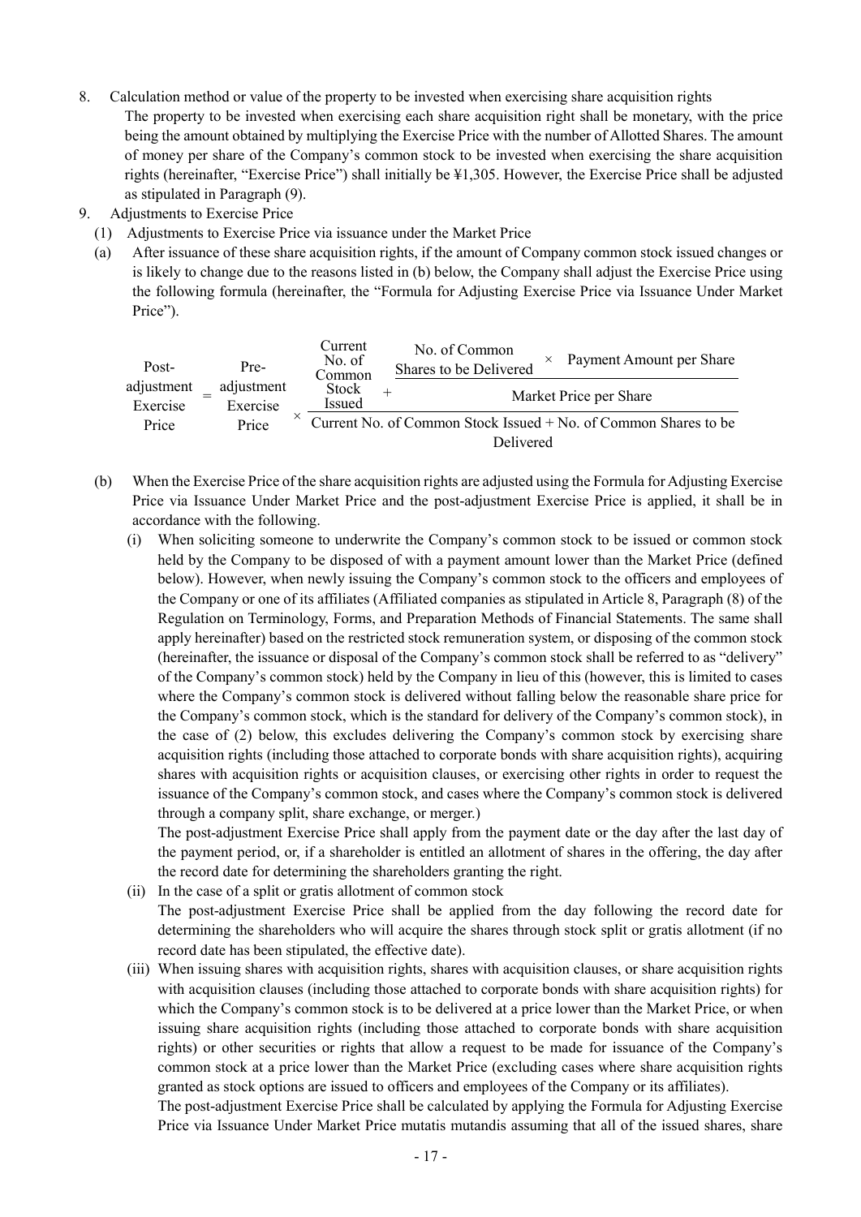8. Calculation method or value of the property to be invested when exercising share acquisition rights

   The property to be invested when exercising each share acquisition right shall be monetary, with the price being the amount obtained by multiplying the Exercise Price with the number of Allotted Shares. The amount of money per share of the Company's common stock to be invested when exercising the share acquisition rights (hereinafter, "Exercise Price") shall initially be ¥1,305. However, the Exercise Price shall be adjusted as stipulated in Paragraph (9).

9. Adjustments to Exercise Price

   (1) Adjustments to Exercise Price via issuance under the Market Price

   (a) After issuance of these share acquisition rights, if the amount of Company common stock issued changes or is likely to change due to the reasons listed in (b) below, the Company shall adjust the Exercise Price using the following formula (hereinafter, the "Formula for Adjusting Exercise Price via Issuance Under Market Price").

$$\text{Post-adjustment Exercise Price} = \text{Pre-adjustment Exercise Price} \times \frac{\text{Current No. of Common Stock Issued} + \dfrac{\text{No. of Common Shares to be Delivered} \times \text{Payment Amount per Share}}{\text{Market Price per Share}}}{\text{Current No. of Common Stock Issued} + \text{No. of Common Shares to be Delivered}}$$

   (b) When the Exercise Price of the share acquisition rights are adjusted using the Formula for Adjusting Exercise Price via Issuance Under Market Price and the post-adjustment Exercise Price is applied, it shall be in accordance with the following.

   (i) When soliciting someone to underwrite the Company's common stock to be issued or common stock held by the Company to be disposed of with a payment amount lower than the Market Price (defined below). However, when newly issuing the Company's common stock to the officers and employees of the Company or one of its affiliates (Affiliated companies as stipulated in Article 8, Paragraph (8) of the Regulation on Terminology, Forms, and Preparation Methods of Financial Statements. The same shall apply hereinafter) based on the restricted stock remuneration system, or disposing of the common stock (hereinafter, the issuance or disposal of the Company's common stock shall be referred to as "delivery" of the Company's common stock) held by the Company in lieu of this (however, this is limited to cases where the Company's common stock is delivered without falling below the reasonable share price for the Company's common stock, which is the standard for delivery of the Company's common stock), in the case of (2) below, this excludes delivering the Company's common stock by exercising share acquisition rights (including those attached to corporate bonds with share acquisition rights), acquiring shares with acquisition rights or acquisition clauses, or exercising other rights in order to request the issuance of the Company's common stock, and cases where the Company's common stock is delivered through a company split, share exchange, or merger.)

   The post-adjustment Exercise Price shall apply from the payment date or the day after the last day of the payment period, or, if a shareholder is entitled an allotment of shares in the offering, the day after the record date for determining the shareholders granting the right.

   (ii) In the case of a split or gratis allotment of common stock

   The post-adjustment Exercise Price shall be applied from the day following the record date for determining the shareholders who will acquire the shares through stock split or gratis allotment (if no record date has been stipulated, the effective date).

   (iii) When issuing shares with acquisition rights, shares with acquisition clauses, or share acquisition rights with acquisition clauses (including those attached to corporate bonds with share acquisition rights) for which the Company's common stock is to be delivered at a price lower than the Market Price, or when issuing share acquisition rights (including those attached to corporate bonds with share acquisition rights) or other securities or rights that allow a request to be made for issuance of the Company's common stock at a price lower than the Market Price (excluding cases where share acquisition rights granted as stock options are issued to officers and employees of the Company or its affiliates).

   The post-adjustment Exercise Price shall be calculated by applying the Formula for Adjusting Exercise Price via Issuance Under Market Price mutatis mutandis assuming that all of the issued shares, share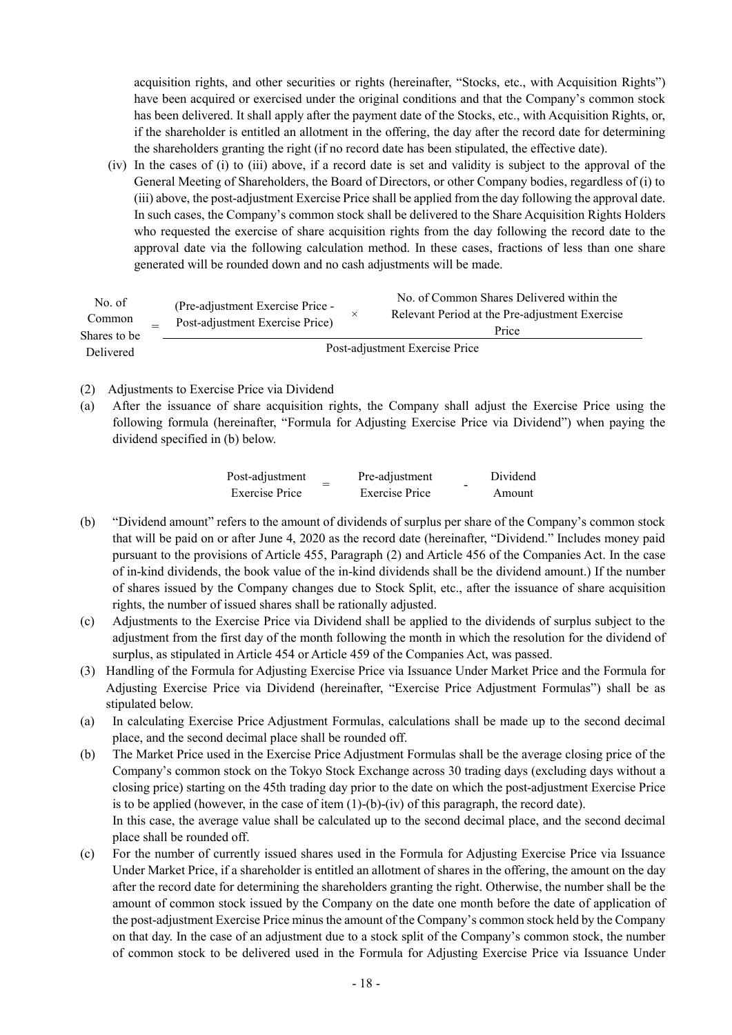acquisition rights, and other securities or rights (hereinafter, "Stocks, etc., with Acquisition Rights") have been acquired or exercised under the original conditions and that the Company's common stock has been delivered. It shall apply after the payment date of the Stocks, etc., with Acquisition Rights, or, if the shareholder is entitled an allotment in the offering, the day after the record date for determining the shareholders granting the right (if no record date has been stipulated, the effective date).

(iv) In the cases of (i) to (iii) above, if a record date is set and validity is subject to the approval of the General Meeting of Shareholders, the Board of Directors, or other Company bodies, regardless of (i) to (iii) above, the post-adjustment Exercise Price shall be applied from the day following the approval date. In such cases, the Company's common stock shall be delivered to the Share Acquisition Rights Holders who requested the exercise of share acquisition rights from the day following the record date to the approval date via the following calculation method. In these cases, fractions of less than one share generated will be rounded down and no cash adjustments will be made.

$$\text{No. of Common Shares to be Delivered} = \frac{(\text{Pre-adjustment Exercise Price} - \text{Post-adjustment Exercise Price}) \times \text{No. of Common Shares Delivered within the Relevant Period at the Pre-adjustment Exercise Price}}{\text{Post-adjustment Exercise Price}}$$

(2) Adjustments to Exercise Price via Dividend

(a) After the issuance of share acquisition rights, the Company shall adjust the Exercise Price using the following formula (hereinafter, "Formula for Adjusting Exercise Price via Dividend") when paying the dividend specified in (b) below.

$$\text{Post-adjustment Exercise Price} = \text{Pre-adjustment Exercise Price} - \text{Dividend Amount}$$

(b) "Dividend amount" refers to the amount of dividends of surplus per share of the Company's common stock that will be paid on or after June 4, 2020 as the record date (hereinafter, "Dividend." Includes money paid pursuant to the provisions of Article 455, Paragraph (2) and Article 456 of the Companies Act. In the case of in-kind dividends, the book value of the in-kind dividends shall be the dividend amount.) If the number of shares issued by the Company changes due to Stock Split, etc., after the issuance of share acquisition rights, the number of issued shares shall be rationally adjusted.

(c) Adjustments to the Exercise Price via Dividend shall be applied to the dividends of surplus subject to the adjustment from the first day of the month following the month in which the resolution for the dividend of surplus, as stipulated in Article 454 or Article 459 of the Companies Act, was passed.

(3) Handling of the Formula for Adjusting Exercise Price via Issuance Under Market Price and the Formula for Adjusting Exercise Price via Dividend (hereinafter, "Exercise Price Adjustment Formulas") shall be as stipulated below.

(a) In calculating Exercise Price Adjustment Formulas, calculations shall be made up to the second decimal place, and the second decimal place shall be rounded off.

(b) The Market Price used in the Exercise Price Adjustment Formulas shall be the average closing price of the Company's common stock on the Tokyo Stock Exchange across 30 trading days (excluding days without a closing price) starting on the 45th trading day prior to the date on which the post-adjustment Exercise Price is to be applied (however, in the case of item (1)-(b)-(iv) of this paragraph, the record date).
In this case, the average value shall be calculated up to the second decimal place, and the second decimal place shall be rounded off.

(c) For the number of currently issued shares used in the Formula for Adjusting Exercise Price via Issuance Under Market Price, if a shareholder is entitled an allotment of shares in the offering, the amount on the day after the record date for determining the shareholders granting the right. Otherwise, the number shall be the amount of common stock issued by the Company on the date one month before the date of application of the post-adjustment Exercise Price minus the amount of the Company's common stock held by the Company on that day. In the case of an adjustment due to a stock split of the Company's common stock, the number of common stock to be delivered used in the Formula for Adjusting Exercise Price via Issuance Under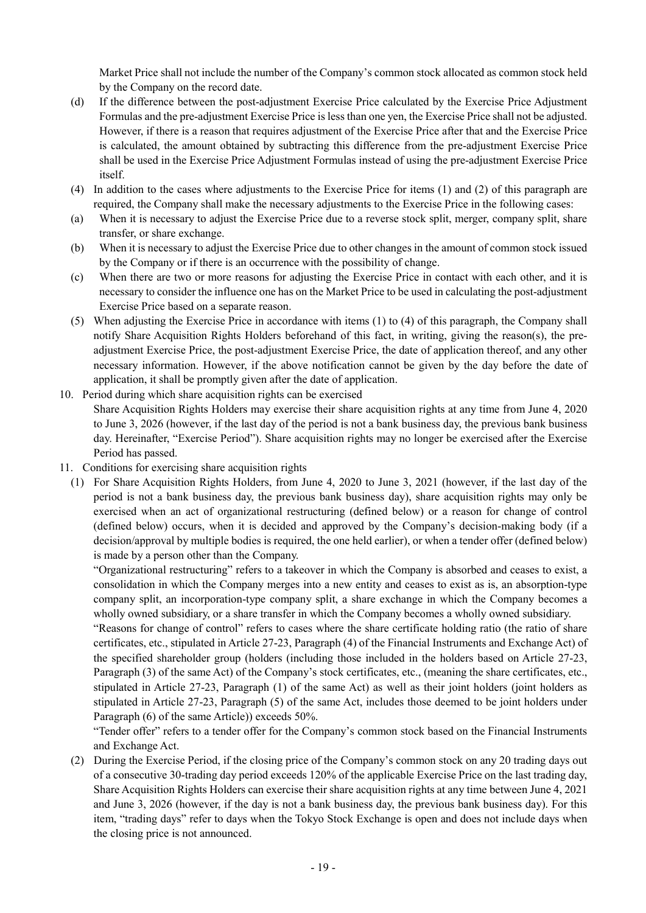Market Price shall not include the number of the Company's common stock allocated as common stock held by the Company on the record date.

(d) If the difference between the post-adjustment Exercise Price calculated by the Exercise Price Adjustment Formulas and the pre-adjustment Exercise Price is less than one yen, the Exercise Price shall not be adjusted. However, if there is a reason that requires adjustment of the Exercise Price after that and the Exercise Price is calculated, the amount obtained by subtracting this difference from the pre-adjustment Exercise Price shall be used in the Exercise Price Adjustment Formulas instead of using the pre-adjustment Exercise Price itself.

(4) In addition to the cases where adjustments to the Exercise Price for items (1) and (2) of this paragraph are required, the Company shall make the necessary adjustments to the Exercise Price in the following cases:

(a) When it is necessary to adjust the Exercise Price due to a reverse stock split, merger, company split, share transfer, or share exchange.

(b) When it is necessary to adjust the Exercise Price due to other changes in the amount of common stock issued by the Company or if there is an occurrence with the possibility of change.

(c) When there are two or more reasons for adjusting the Exercise Price in contact with each other, and it is necessary to consider the influence one has on the Market Price to be used in calculating the post-adjustment Exercise Price based on a separate reason.

(5) When adjusting the Exercise Price in accordance with items (1) to (4) of this paragraph, the Company shall notify Share Acquisition Rights Holders beforehand of this fact, in writing, giving the reason(s), the pre-adjustment Exercise Price, the post-adjustment Exercise Price, the date of application thereof, and any other necessary information. However, if the above notification cannot be given by the day before the date of application, it shall be promptly given after the date of application.

10. Period during which share acquisition rights can be exercised

Share Acquisition Rights Holders may exercise their share acquisition rights at any time from June 4, 2020 to June 3, 2026 (however, if the last day of the period is not a bank business day, the previous bank business day. Hereinafter, "Exercise Period"). Share acquisition rights may no longer be exercised after the Exercise Period has passed.

11. Conditions for exercising share acquisition rights

(1) For Share Acquisition Rights Holders, from June 4, 2020 to June 3, 2021 (however, if the last day of the period is not a bank business day, the previous bank business day), share acquisition rights may only be exercised when an act of organizational restructuring (defined below) or a reason for change of control (defined below) occurs, when it is decided and approved by the Company's decision-making body (if a decision/approval by multiple bodies is required, the one held earlier), or when a tender offer (defined below) is made by a person other than the Company.

"Organizational restructuring" refers to a takeover in which the Company is absorbed and ceases to exist, a consolidation in which the Company merges into a new entity and ceases to exist as is, an absorption-type company split, an incorporation-type company split, a share exchange in which the Company becomes a wholly owned subsidiary, or a share transfer in which the Company becomes a wholly owned subsidiary.

"Reasons for change of control" refers to cases where the share certificate holding ratio (the ratio of share certificates, etc., stipulated in Article 27-23, Paragraph (4) of the Financial Instruments and Exchange Act) of the specified shareholder group (holders (including those included in the holders based on Article 27-23, Paragraph (3) of the same Act) of the Company's stock certificates, etc., (meaning the share certificates, etc., stipulated in Article 27-23, Paragraph (1) of the same Act) as well as their joint holders (joint holders as stipulated in Article 27-23, Paragraph (5) of the same Act, includes those deemed to be joint holders under Paragraph (6) of the same Article)) exceeds 50%.

"Tender offer" refers to a tender offer for the Company's common stock based on the Financial Instruments and Exchange Act.

(2) During the Exercise Period, if the closing price of the Company's common stock on any 20 trading days out of a consecutive 30-trading day period exceeds 120% of the applicable Exercise Price on the last trading day, Share Acquisition Rights Holders can exercise their share acquisition rights at any time between June 4, 2021 and June 3, 2026 (however, if the day is not a bank business day, the previous bank business day). For this item, "trading days" refer to days when the Tokyo Stock Exchange is open and does not include days when the closing price is not announced.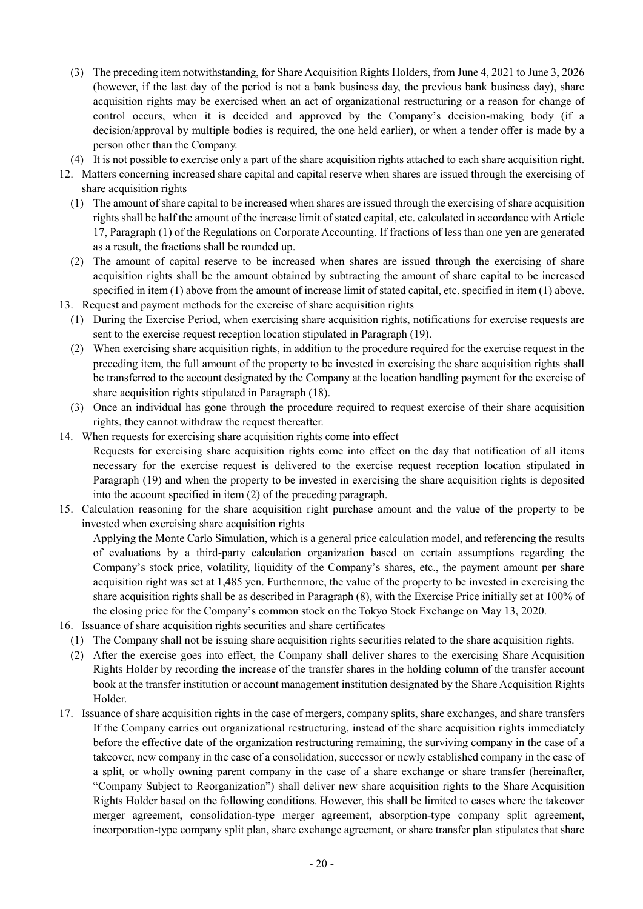(3) The preceding item notwithstanding, for Share Acquisition Rights Holders, from June 4, 2021 to June 3, 2026 (however, if the last day of the period is not a bank business day, the previous bank business day), share acquisition rights may be exercised when an act of organizational restructuring or a reason for change of control occurs, when it is decided and approved by the Company's decision-making body (if a decision/approval by multiple bodies is required, the one held earlier), or when a tender offer is made by a person other than the Company.

(4) It is not possible to exercise only a part of the share acquisition rights attached to each share acquisition right.

12. Matters concerning increased share capital and capital reserve when shares are issued through the exercising of share acquisition rights

(1) The amount of share capital to be increased when shares are issued through the exercising of share acquisition rights shall be half the amount of the increase limit of stated capital, etc. calculated in accordance with Article 17, Paragraph (1) of the Regulations on Corporate Accounting. If fractions of less than one yen are generated as a result, the fractions shall be rounded up.

(2) The amount of capital reserve to be increased when shares are issued through the exercising of share acquisition rights shall be the amount obtained by subtracting the amount of share capital to be increased specified in item (1) above from the amount of increase limit of stated capital, etc. specified in item (1) above.

13. Request and payment methods for the exercise of share acquisition rights

(1) During the Exercise Period, when exercising share acquisition rights, notifications for exercise requests are sent to the exercise request reception location stipulated in Paragraph (19).

(2) When exercising share acquisition rights, in addition to the procedure required for the exercise request in the preceding item, the full amount of the property to be invested in exercising the share acquisition rights shall be transferred to the account designated by the Company at the location handling payment for the exercise of share acquisition rights stipulated in Paragraph (18).

(3) Once an individual has gone through the procedure required to request exercise of their share acquisition rights, they cannot withdraw the request thereafter.

14. When requests for exercising share acquisition rights come into effect

Requests for exercising share acquisition rights come into effect on the day that notification of all items necessary for the exercise request is delivered to the exercise request reception location stipulated in Paragraph (19) and when the property to be invested in exercising the share acquisition rights is deposited into the account specified in item (2) of the preceding paragraph.

15. Calculation reasoning for the share acquisition right purchase amount and the value of the property to be invested when exercising share acquisition rights

Applying the Monte Carlo Simulation, which is a general price calculation model, and referencing the results of evaluations by a third-party calculation organization based on certain assumptions regarding the Company's stock price, volatility, liquidity of the Company's shares, etc., the payment amount per share acquisition right was set at 1,485 yen. Furthermore, the value of the property to be invested in exercising the share acquisition rights shall be as described in Paragraph (8), with the Exercise Price initially set at 100% of the closing price for the Company's common stock on the Tokyo Stock Exchange on May 13, 2020.

16. Issuance of share acquisition rights securities and share certificates

(1) The Company shall not be issuing share acquisition rights securities related to the share acquisition rights.

(2) After the exercise goes into effect, the Company shall deliver shares to the exercising Share Acquisition Rights Holder by recording the increase of the transfer shares in the holding column of the transfer account book at the transfer institution or account management institution designated by the Share Acquisition Rights Holder.

17. Issuance of share acquisition rights in the case of mergers, company splits, share exchanges, and share transfers

If the Company carries out organizational restructuring, instead of the share acquisition rights immediately before the effective date of the organization restructuring remaining, the surviving company in the case of a takeover, new company in the case of a consolidation, successor or newly established company in the case of a split, or wholly owning parent company in the case of a share exchange or share transfer (hereinafter, "Company Subject to Reorganization") shall deliver new share acquisition rights to the Share Acquisition Rights Holder based on the following conditions. However, this shall be limited to cases where the takeover merger agreement, consolidation-type merger agreement, absorption-type company split agreement, incorporation-type company split plan, share exchange agreement, or share transfer plan stipulates that share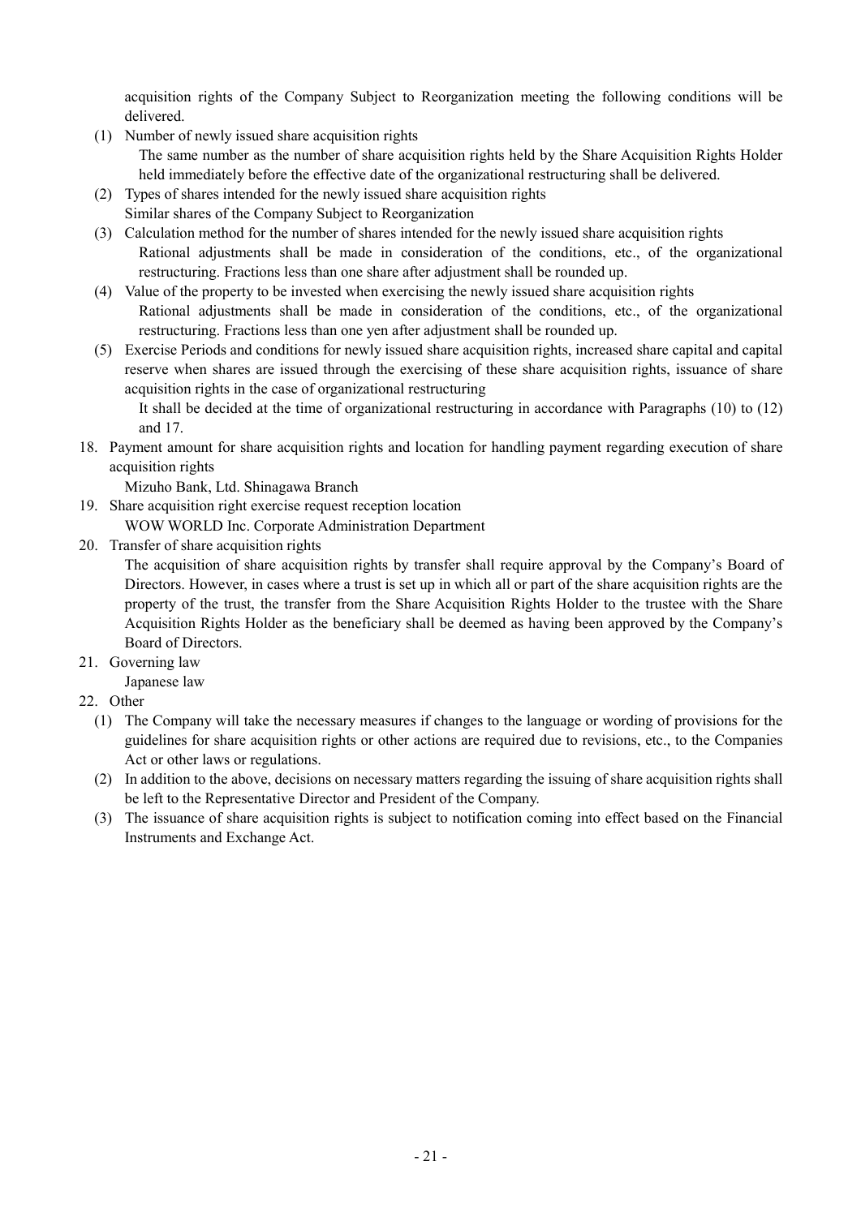acquisition rights of the Company Subject to Reorganization meeting the following conditions will be delivered.

(1) Number of newly issued share acquisition rights

The same number as the number of share acquisition rights held by the Share Acquisition Rights Holder held immediately before the effective date of the organizational restructuring shall be delivered.

(2) Types of shares intended for the newly issued share acquisition rights

Similar shares of the Company Subject to Reorganization

(3) Calculation method for the number of shares intended for the newly issued share acquisition rights

Rational adjustments shall be made in consideration of the conditions, etc., of the organizational restructuring. Fractions less than one share after adjustment shall be rounded up.

(4) Value of the property to be invested when exercising the newly issued share acquisition rights

Rational adjustments shall be made in consideration of the conditions, etc., of the organizational restructuring. Fractions less than one yen after adjustment shall be rounded up.

(5) Exercise Periods and conditions for newly issued share acquisition rights, increased share capital and capital reserve when shares are issued through the exercising of these share acquisition rights, issuance of share acquisition rights in the case of organizational restructuring

It shall be decided at the time of organizational restructuring in accordance with Paragraphs (10) to (12) and 17.

18. Payment amount for share acquisition rights and location for handling payment regarding execution of share acquisition rights

Mizuho Bank, Ltd. Shinagawa Branch

19. Share acquisition right exercise request reception location

WOW WORLD Inc. Corporate Administration Department

20. Transfer of share acquisition rights

The acquisition of share acquisition rights by transfer shall require approval by the Company's Board of Directors. However, in cases where a trust is set up in which all or part of the share acquisition rights are the property of the trust, the transfer from the Share Acquisition Rights Holder to the trustee with the Share Acquisition Rights Holder as the beneficiary shall be deemed as having been approved by the Company's Board of Directors.

21. Governing law

Japanese law

22. Other

(1) The Company will take the necessary measures if changes to the language or wording of provisions for the guidelines for share acquisition rights or other actions are required due to revisions, etc., to the Companies Act or other laws or regulations.

(2) In addition to the above, decisions on necessary matters regarding the issuing of share acquisition rights shall be left to the Representative Director and President of the Company.

(3) The issuance of share acquisition rights is subject to notification coming into effect based on the Financial Instruments and Exchange Act.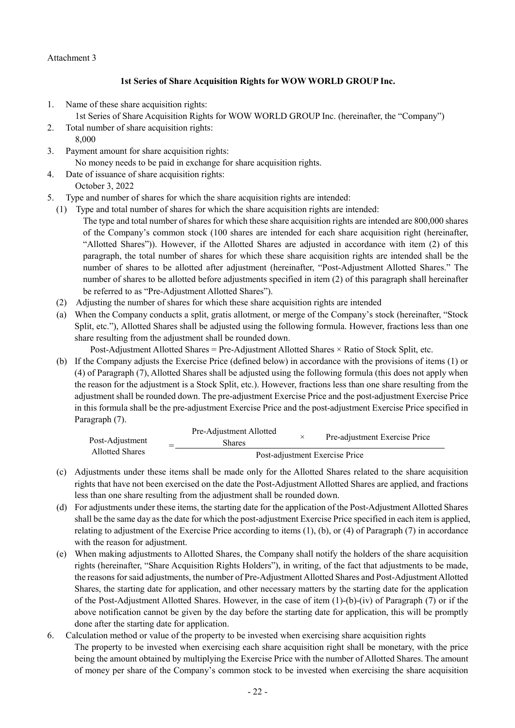Attachment 3

**1st Series of Share Acquisition Rights for WOW WORLD GROUP Inc.**

1. Name of these share acquisition rights:
   1st Series of Share Acquisition Rights for WOW WORLD GROUP Inc. (hereinafter, the "Company")
2. Total number of share acquisition rights:
   8,000
3. Payment amount for share acquisition rights:
   No money needs to be paid in exchange for share acquisition rights.
4. Date of issuance of share acquisition rights:
   October 3, 2022
5. Type and number of shares for which the share acquisition rights are intended:
   (1) Type and total number of shares for which the share acquisition rights are intended:
   The type and total number of shares for which these share acquisition rights are intended are 800,000 shares of the Company's common stock (100 shares are intended for each share acquisition right (hereinafter, "Allotted Shares")). However, if the Allotted Shares are adjusted in accordance with item (2) of this paragraph, the total number of shares for which these share acquisition rights are intended shall be the number of shares to be allotted after adjustment (hereinafter, "Post-Adjustment Allotted Shares." The number of shares to be allotted before adjustments specified in item (2) of this paragraph shall hereinafter be referred to as "Pre-Adjustment Allotted Shares").
   (2) Adjusting the number of shares for which these share acquisition rights are intended
   (a) When the Company conducts a split, gratis allotment, or merge of the Company's stock (hereinafter, "Stock Split, etc."), Allotted Shares shall be adjusted using the following formula. However, fractions less than one share resulting from the adjustment shall be rounded down.
   Post-Adjustment Allotted Shares = Pre-Adjustment Allotted Shares × Ratio of Stock Split, etc.
   (b) If the Company adjusts the Exercise Price (defined below) in accordance with the provisions of items (1) or (4) of Paragraph (7), Allotted Shares shall be adjusted using the following formula (this does not apply when the reason for the adjustment is a Stock Split, etc.). However, fractions less than one share resulting from the adjustment shall be rounded down. The pre-adjustment Exercise Price and the post-adjustment Exercise Price in this formula shall be the pre-adjustment Exercise Price and the post-adjustment Exercise Price specified in Paragraph (7).

$$\text{Post-Adjustment Allotted Shares} = \frac{\text{Pre-Adjustment Allotted Shares} \times \text{Pre-adjustment Exercise Price}}{\text{Post-adjustment Exercise Price}}$$

   (c) Adjustments under these items shall be made only for the Allotted Shares related to the share acquisition rights that have not been exercised on the date the Post-Adjustment Allotted Shares are applied, and fractions less than one share resulting from the adjustment shall be rounded down.
   (d) For adjustments under these items, the starting date for the application of the Post-Adjustment Allotted Shares shall be the same day as the date for which the post-adjustment Exercise Price specified in each item is applied, relating to adjustment of the Exercise Price according to items (1), (b), or (4) of Paragraph (7) in accordance with the reason for adjustment.
   (e) When making adjustments to Allotted Shares, the Company shall notify the holders of the share acquisition rights (hereinafter, "Share Acquisition Rights Holders"), in writing, of the fact that adjustments to be made, the reasons for said adjustments, the number of Pre-Adjustment Allotted Shares and Post-Adjustment Allotted Shares, the starting date for application, and other necessary matters by the starting date for the application of the Post-Adjustment Allotted Shares. However, in the case of item (1)-(b)-(iv) of Paragraph (7) or if the above notification cannot be given by the day before the starting date for application, this will be promptly done after the starting date for application.
6. Calculation method or value of the property to be invested when exercising share acquisition rights
   The property to be invested when exercising each share acquisition right shall be monetary, with the price being the amount obtained by multiplying the Exercise Price with the number of Allotted Shares. The amount of money per share of the Company's common stock to be invested when exercising the share acquisition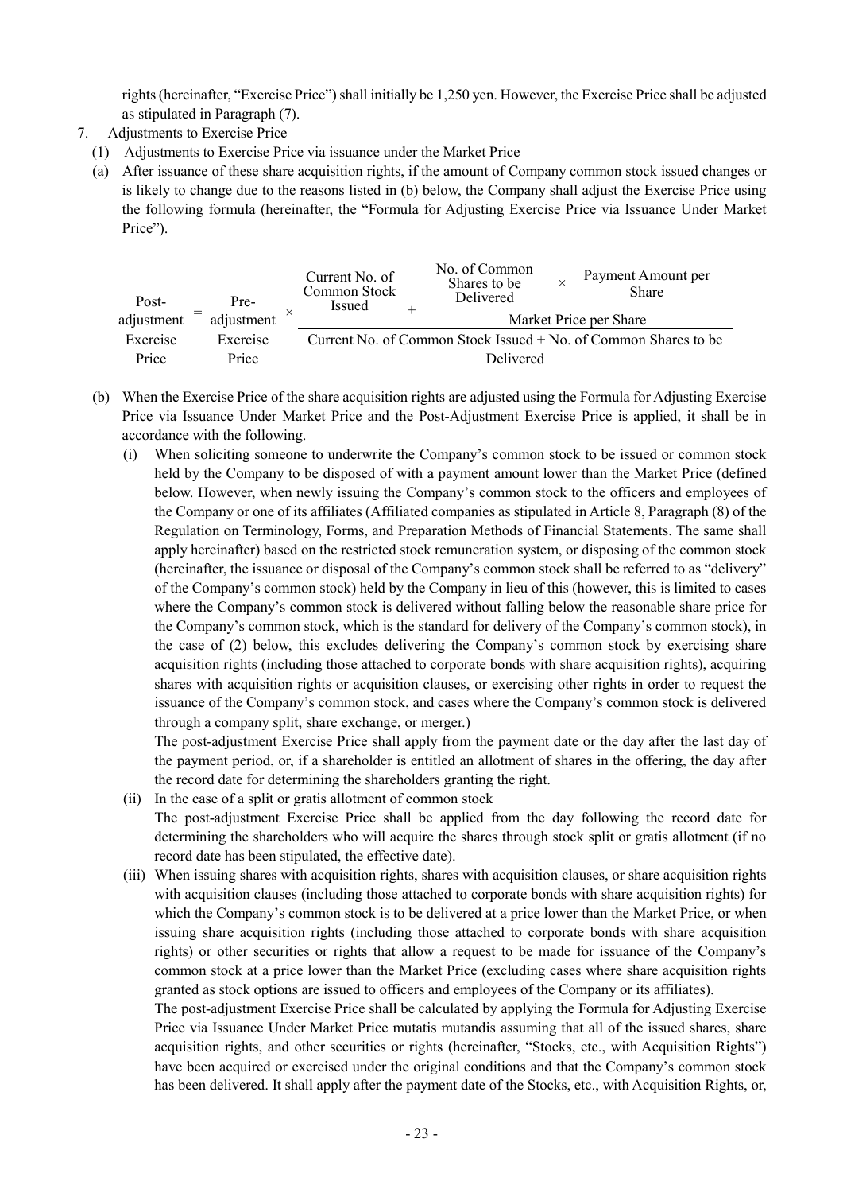rights (hereinafter, "Exercise Price") shall initially be 1,250 yen. However, the Exercise Price shall be adjusted as stipulated in Paragraph (7).

7. Adjustments to Exercise Price

(1) Adjustments to Exercise Price via issuance under the Market Price

(a) After issuance of these share acquisition rights, if the amount of Company common stock issued changes or is likely to change due to the reasons listed in (b) below, the Company shall adjust the Exercise Price using the following formula (hereinafter, the "Formula for Adjusting Exercise Price via Issuance Under Market Price").

$$\text{Post-adjustment Exercise Price} = \text{Pre-adjustment Exercise Price} \times \frac{\text{Current No. of Common Stock Issued} + \dfrac{\text{No. of Common Shares to be Delivered} \times \text{Payment Amount per Share}}{\text{Market Price per Share}}}{\text{Current No. of Common Stock Issued} + \text{No. of Common Shares to be Delivered}}$$

(b) When the Exercise Price of the share acquisition rights are adjusted using the Formula for Adjusting Exercise Price via Issuance Under Market Price and the Post-Adjustment Exercise Price is applied, it shall be in accordance with the following.

(i) When soliciting someone to underwrite the Company's common stock to be issued or common stock held by the Company to be disposed of with a payment amount lower than the Market Price (defined below. However, when newly issuing the Company's common stock to the officers and employees of the Company or one of its affiliates (Affiliated companies as stipulated in Article 8, Paragraph (8) of the Regulation on Terminology, Forms, and Preparation Methods of Financial Statements. The same shall apply hereinafter) based on the restricted stock remuneration system, or disposing of the common stock (hereinafter, the issuance or disposal of the Company's common stock shall be referred to as "delivery" of the Company's common stock) held by the Company in lieu of this (however, this is limited to cases where the Company's common stock is delivered without falling below the reasonable share price for the Company's common stock, which is the standard for delivery of the Company's common stock), in the case of (2) below, this excludes delivering the Company's common stock by exercising share acquisition rights (including those attached to corporate bonds with share acquisition rights), acquiring shares with acquisition rights or acquisition clauses, or exercising other rights in order to request the issuance of the Company's common stock, and cases where the Company's common stock is delivered through a company split, share exchange, or merger.)

The post-adjustment Exercise Price shall apply from the payment date or the day after the last day of the payment period, or, if a shareholder is entitled an allotment of shares in the offering, the day after the record date for determining the shareholders granting the right.

(ii) In the case of a split or gratis allotment of common stock

The post-adjustment Exercise Price shall be applied from the day following the record date for determining the shareholders who will acquire the shares through stock split or gratis allotment (if no record date has been stipulated, the effective date).

(iii) When issuing shares with acquisition rights, shares with acquisition clauses, or share acquisition rights with acquisition clauses (including those attached to corporate bonds with share acquisition rights) for which the Company's common stock is to be delivered at a price lower than the Market Price, or when issuing share acquisition rights (including those attached to corporate bonds with share acquisition rights) or other securities or rights that allow a request to be made for issuance of the Company's common stock at a price lower than the Market Price (excluding cases where share acquisition rights granted as stock options are issued to officers and employees of the Company or its affiliates).

The post-adjustment Exercise Price shall be calculated by applying the Formula for Adjusting Exercise Price via Issuance Under Market Price mutatis mutandis assuming that all of the issued shares, share acquisition rights, and other securities or rights (hereinafter, "Stocks, etc., with Acquisition Rights") have been acquired or exercised under the original conditions and that the Company's common stock has been delivered. It shall apply after the payment date of the Stocks, etc., with Acquisition Rights, or,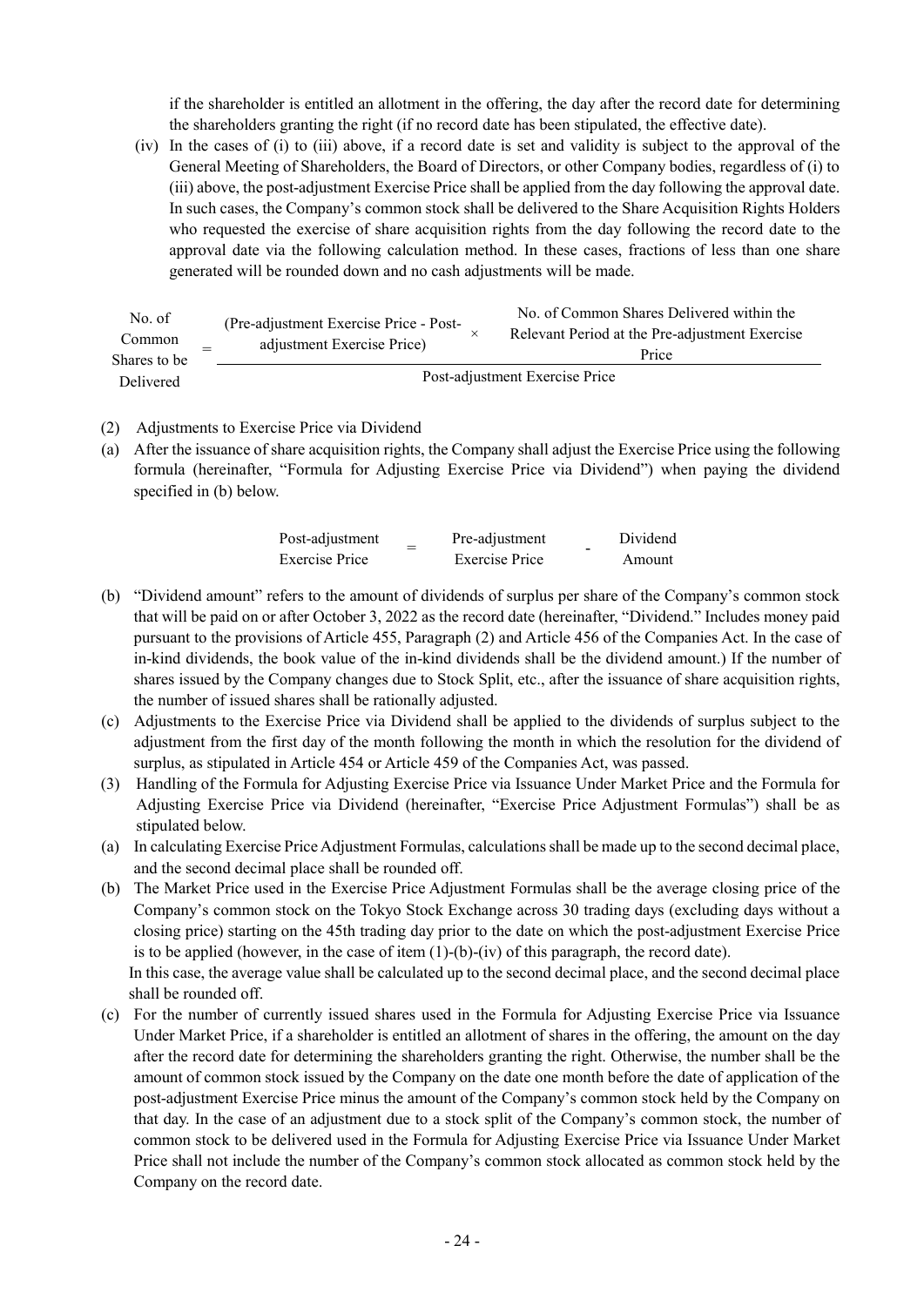if the shareholder is entitled an allotment in the offering, the day after the record date for determining the shareholders granting the right (if no record date has been stipulated, the effective date).

(iv) In the cases of (i) to (iii) above, if a record date is set and validity is subject to the approval of the General Meeting of Shareholders, the Board of Directors, or other Company bodies, regardless of (i) to (iii) above, the post-adjustment Exercise Price shall be applied from the day following the approval date. In such cases, the Company's common stock shall be delivered to the Share Acquisition Rights Holders who requested the exercise of share acquisition rights from the day following the record date to the approval date via the following calculation method. In these cases, fractions of less than one share generated will be rounded down and no cash adjustments will be made.

$$\text{No. of Common Shares to be Delivered} = \frac{(\text{Pre-adjustment Exercise Price} - \text{Post-adjustment Exercise Price}) \times \text{No. of Common Shares Delivered within the Relevant Period at the Pre-adjustment Exercise Price}}{\text{Post-adjustment Exercise Price}}$$

(2) Adjustments to Exercise Price via Dividend

(a) After the issuance of share acquisition rights, the Company shall adjust the Exercise Price using the following formula (hereinafter, "Formula for Adjusting Exercise Price via Dividend") when paying the dividend specified in (b) below.

$$\text{Post-adjustment Exercise Price} = \text{Pre-adjustment Exercise Price} - \text{Dividend Amount}$$

(b) "Dividend amount" refers to the amount of dividends of surplus per share of the Company's common stock that will be paid on or after October 3, 2022 as the record date (hereinafter, "Dividend." Includes money paid pursuant to the provisions of Article 455, Paragraph (2) and Article 456 of the Companies Act. In the case of in-kind dividends, the book value of the in-kind dividends shall be the dividend amount.) If the number of shares issued by the Company changes due to Stock Split, etc., after the issuance of share acquisition rights, the number of issued shares shall be rationally adjusted.

(c) Adjustments to the Exercise Price via Dividend shall be applied to the dividends of surplus subject to the adjustment from the first day of the month following the month in which the resolution for the dividend of surplus, as stipulated in Article 454 or Article 459 of the Companies Act, was passed.

(3) Handling of the Formula for Adjusting Exercise Price via Issuance Under Market Price and the Formula for Adjusting Exercise Price via Dividend (hereinafter, "Exercise Price Adjustment Formulas") shall be as stipulated below.

(a) In calculating Exercise Price Adjustment Formulas, calculations shall be made up to the second decimal place, and the second decimal place shall be rounded off.

(b) The Market Price used in the Exercise Price Adjustment Formulas shall be the average closing price of the Company's common stock on the Tokyo Stock Exchange across 30 trading days (excluding days without a closing price) starting on the 45th trading day prior to the date on which the post-adjustment Exercise Price is to be applied (however, in the case of item (1)-(b)-(iv) of this paragraph, the record date).
In this case, the average value shall be calculated up to the second decimal place, and the second decimal place shall be rounded off.

(c) For the number of currently issued shares used in the Formula for Adjusting Exercise Price via Issuance Under Market Price, if a shareholder is entitled an allotment of shares in the offering, the amount on the day after the record date for determining the shareholders granting the right. Otherwise, the number shall be the amount of common stock issued by the Company on the date one month before the date of application of the post-adjustment Exercise Price minus the amount of the Company's common stock held by the Company on that day. In the case of an adjustment due to a stock split of the Company's common stock, the number of common stock to be delivered used in the Formula for Adjusting Exercise Price via Issuance Under Market Price shall not include the number of the Company's common stock allocated as common stock held by the Company on the record date.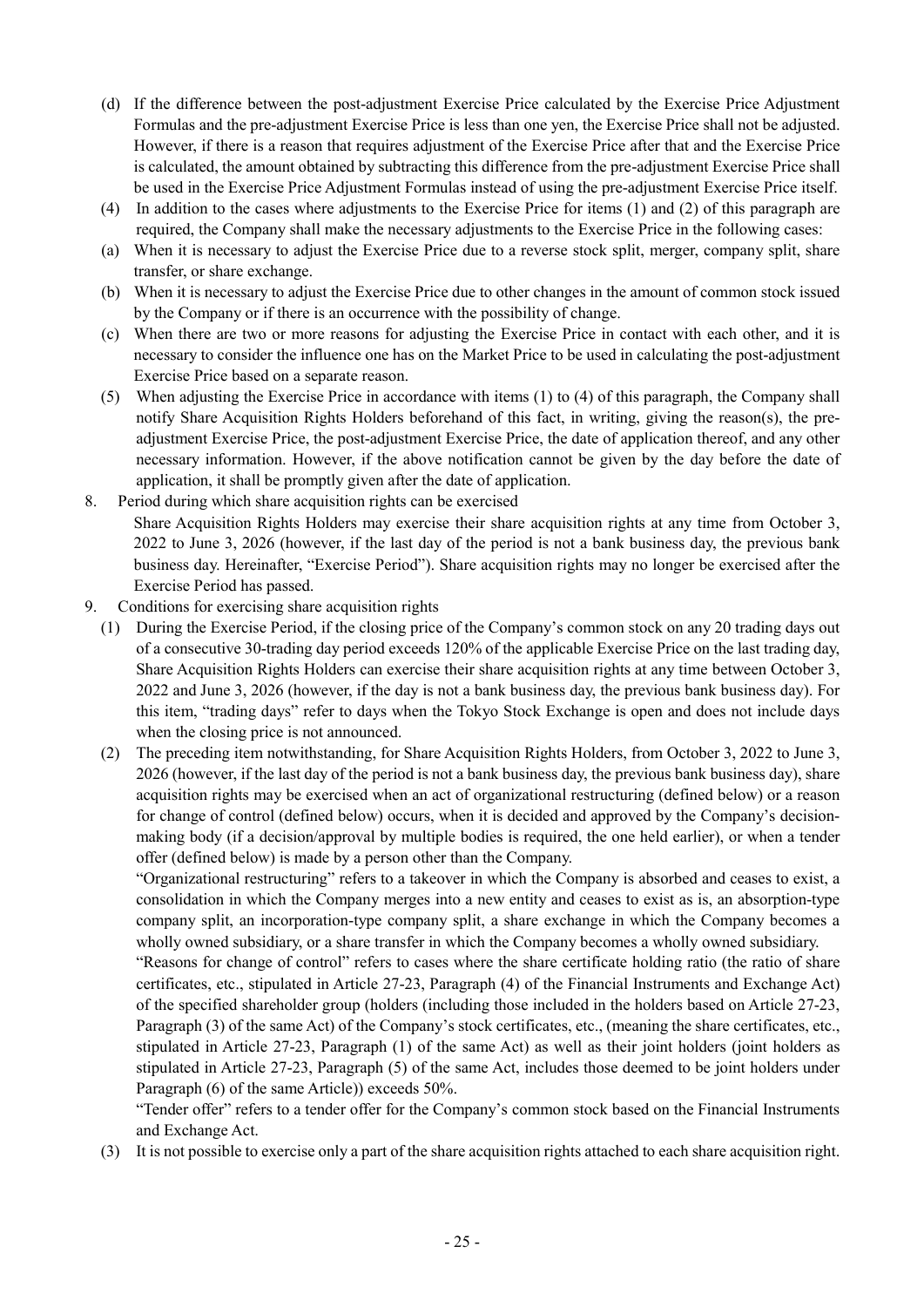(d) If the difference between the post-adjustment Exercise Price calculated by the Exercise Price Adjustment Formulas and the pre-adjustment Exercise Price is less than one yen, the Exercise Price shall not be adjusted. However, if there is a reason that requires adjustment of the Exercise Price after that and the Exercise Price is calculated, the amount obtained by subtracting this difference from the pre-adjustment Exercise Price shall be used in the Exercise Price Adjustment Formulas instead of using the pre-adjustment Exercise Price itself.

(4) In addition to the cases where adjustments to the Exercise Price for items (1) and (2) of this paragraph are required, the Company shall make the necessary adjustments to the Exercise Price in the following cases:

(a) When it is necessary to adjust the Exercise Price due to a reverse stock split, merger, company split, share transfer, or share exchange.

(b) When it is necessary to adjust the Exercise Price due to other changes in the amount of common stock issued by the Company or if there is an occurrence with the possibility of change.

(c) When there are two or more reasons for adjusting the Exercise Price in contact with each other, and it is necessary to consider the influence one has on the Market Price to be used in calculating the post-adjustment Exercise Price based on a separate reason.

(5) When adjusting the Exercise Price in accordance with items (1) to (4) of this paragraph, the Company shall notify Share Acquisition Rights Holders beforehand of this fact, in writing, giving the reason(s), the pre-adjustment Exercise Price, the post-adjustment Exercise Price, the date of application thereof, and any other necessary information. However, if the above notification cannot be given by the day before the date of application, it shall be promptly given after the date of application.

8. Period during which share acquisition rights can be exercised

Share Acquisition Rights Holders may exercise their share acquisition rights at any time from October 3, 2022 to June 3, 2026 (however, if the last day of the period is not a bank business day, the previous bank business day. Hereinafter, "Exercise Period"). Share acquisition rights may no longer be exercised after the Exercise Period has passed.

9. Conditions for exercising share acquisition rights

(1) During the Exercise Period, if the closing price of the Company's common stock on any 20 trading days out of a consecutive 30-trading day period exceeds 120% of the applicable Exercise Price on the last trading day, Share Acquisition Rights Holders can exercise their share acquisition rights at any time between October 3, 2022 and June 3, 2026 (however, if the day is not a bank business day, the previous bank business day). For this item, "trading days" refer to days when the Tokyo Stock Exchange is open and does not include days when the closing price is not announced.

(2) The preceding item notwithstanding, for Share Acquisition Rights Holders, from October 3, 2022 to June 3, 2026 (however, if the last day of the period is not a bank business day, the previous bank business day), share acquisition rights may be exercised when an act of organizational restructuring (defined below) or a reason for change of control (defined below) occurs, when it is decided and approved by the Company's decision-making body (if a decision/approval by multiple bodies is required, the one held earlier), or when a tender offer (defined below) is made by a person other than the Company.

"Organizational restructuring" refers to a takeover in which the Company is absorbed and ceases to exist, a consolidation in which the Company merges into a new entity and ceases to exist as is, an absorption-type company split, an incorporation-type company split, a share exchange in which the Company becomes a wholly owned subsidiary, or a share transfer in which the Company becomes a wholly owned subsidiary.

"Reasons for change of control" refers to cases where the share certificate holding ratio (the ratio of share certificates, etc., stipulated in Article 27-23, Paragraph (4) of the Financial Instruments and Exchange Act) of the specified shareholder group (holders (including those included in the holders based on Article 27-23, Paragraph (3) of the same Act) of the Company's stock certificates, etc., (meaning the share certificates, etc., stipulated in Article 27-23, Paragraph (1) of the same Act) as well as their joint holders (joint holders as stipulated in Article 27-23, Paragraph (5) of the same Act, includes those deemed to be joint holders under Paragraph (6) of the same Article)) exceeds 50%.

"Tender offer" refers to a tender offer for the Company's common stock based on the Financial Instruments and Exchange Act.

(3) It is not possible to exercise only a part of the share acquisition rights attached to each share acquisition right.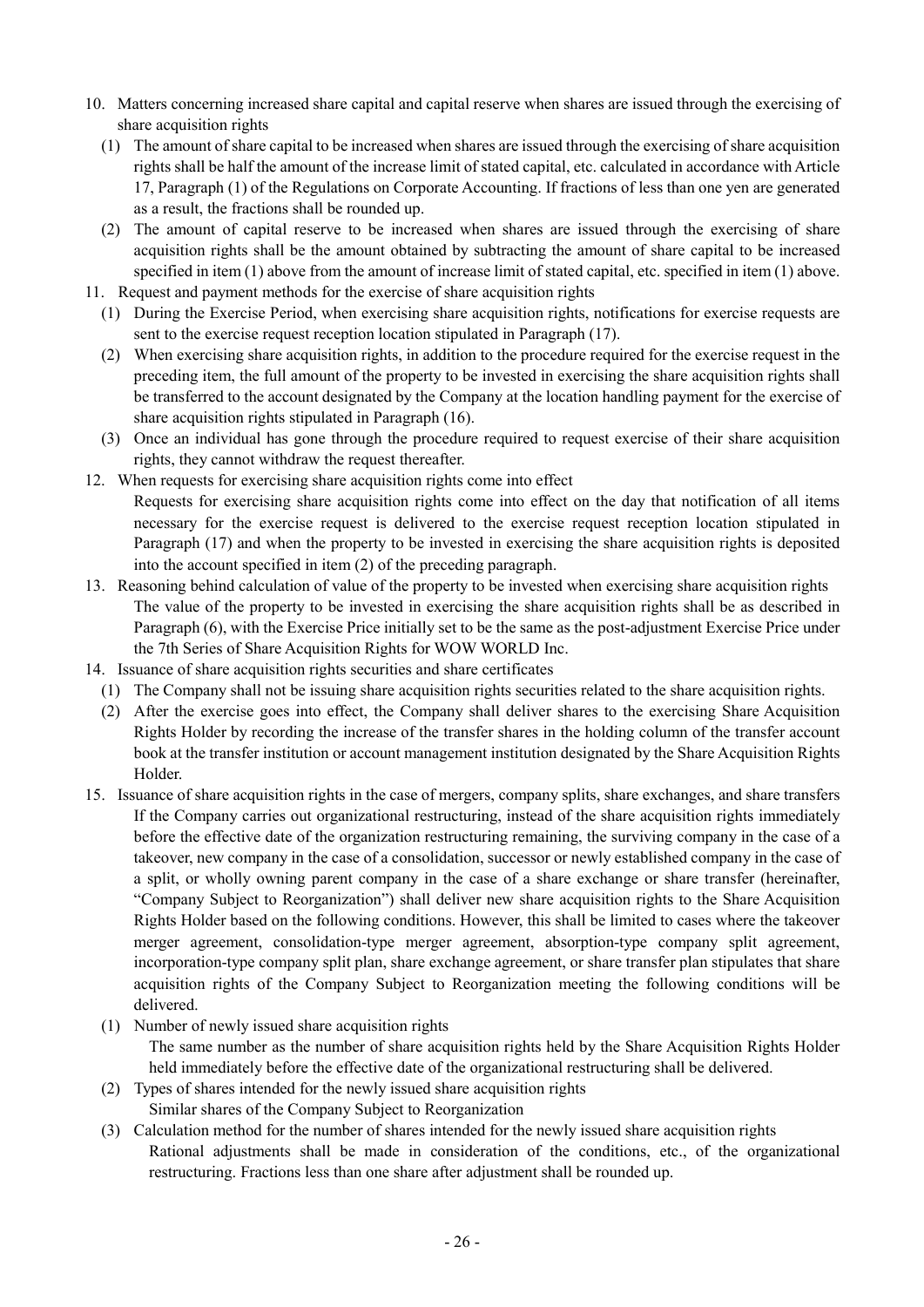10. Matters concerning increased share capital and capital reserve when shares are issued through the exercising of share acquisition rights

   (1) The amount of share capital to be increased when shares are issued through the exercising of share acquisition rights shall be half the amount of the increase limit of stated capital, etc. calculated in accordance with Article 17, Paragraph (1) of the Regulations on Corporate Accounting. If fractions of less than one yen are generated as a result, the fractions shall be rounded up.

   (2) The amount of capital reserve to be increased when shares are issued through the exercising of share acquisition rights shall be the amount obtained by subtracting the amount of share capital to be increased specified in item (1) above from the amount of increase limit of stated capital, etc. specified in item (1) above.

11. Request and payment methods for the exercise of share acquisition rights

   (1) During the Exercise Period, when exercising share acquisition rights, notifications for exercise requests are sent to the exercise request reception location stipulated in Paragraph (17).

   (2) When exercising share acquisition rights, in addition to the procedure required for the exercise request in the preceding item, the full amount of the property to be invested in exercising the share acquisition rights shall be transferred to the account designated by the Company at the location handling payment for the exercise of share acquisition rights stipulated in Paragraph (16).

   (3) Once an individual has gone through the procedure required to request exercise of their share acquisition rights, they cannot withdraw the request thereafter.

12. When requests for exercising share acquisition rights come into effect

   Requests for exercising share acquisition rights come into effect on the day that notification of all items necessary for the exercise request is delivered to the exercise request reception location stipulated in Paragraph (17) and when the property to be invested in exercising the share acquisition rights is deposited into the account specified in item (2) of the preceding paragraph.

13. Reasoning behind calculation of value of the property to be invested when exercising share acquisition rights

   The value of the property to be invested in exercising the share acquisition rights shall be as described in Paragraph (6), with the Exercise Price initially set to be the same as the post-adjustment Exercise Price under the 7th Series of Share Acquisition Rights for WOW WORLD Inc.

14. Issuance of share acquisition rights securities and share certificates

   (1) The Company shall not be issuing share acquisition rights securities related to the share acquisition rights.

   (2) After the exercise goes into effect, the Company shall deliver shares to the exercising Share Acquisition Rights Holder by recording the increase of the transfer shares in the holding column of the transfer account book at the transfer institution or account management institution designated by the Share Acquisition Rights Holder.

15. Issuance of share acquisition rights in the case of mergers, company splits, share exchanges, and share transfers

   If the Company carries out organizational restructuring, instead of the share acquisition rights immediately before the effective date of the organization restructuring remaining, the surviving company in the case of a takeover, new company in the case of a consolidation, successor or newly established company in the case of a split, or wholly owning parent company in the case of a share exchange or share transfer (hereinafter, "Company Subject to Reorganization") shall deliver new share acquisition rights to the Share Acquisition Rights Holder based on the following conditions. However, this shall be limited to cases where the takeover merger agreement, consolidation-type merger agreement, absorption-type company split agreement, incorporation-type company split plan, share exchange agreement, or share transfer plan stipulates that share acquisition rights of the Company Subject to Reorganization meeting the following conditions will be delivered.

   (1) Number of newly issued share acquisition rights

      The same number as the number of share acquisition rights held by the Share Acquisition Rights Holder held immediately before the effective date of the organizational restructuring shall be delivered.

   (2) Types of shares intended for the newly issued share acquisition rights

      Similar shares of the Company Subject to Reorganization

   (3) Calculation method for the number of shares intended for the newly issued share acquisition rights

      Rational adjustments shall be made in consideration of the conditions, etc., of the organizational restructuring. Fractions less than one share after adjustment shall be rounded up.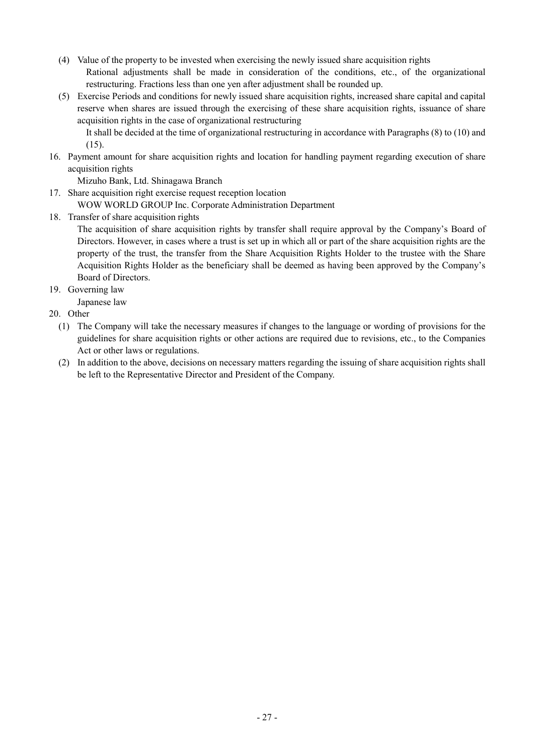(4) Value of the property to be invested when exercising the newly issued share acquisition rights

Rational adjustments shall be made in consideration of the conditions, etc., of the organizational restructuring. Fractions less than one yen after adjustment shall be rounded up.

(5) Exercise Periods and conditions for newly issued share acquisition rights, increased share capital and capital reserve when shares are issued through the exercising of these share acquisition rights, issuance of share acquisition rights in the case of organizational restructuring

It shall be decided at the time of organizational restructuring in accordance with Paragraphs (8) to (10) and (15).

16. Payment amount for share acquisition rights and location for handling payment regarding execution of share acquisition rights

Mizuho Bank, Ltd. Shinagawa Branch

17. Share acquisition right exercise request reception location

WOW WORLD GROUP Inc. Corporate Administration Department

18. Transfer of share acquisition rights

The acquisition of share acquisition rights by transfer shall require approval by the Company's Board of Directors. However, in cases where a trust is set up in which all or part of the share acquisition rights are the property of the trust, the transfer from the Share Acquisition Rights Holder to the trustee with the Share Acquisition Rights Holder as the beneficiary shall be deemed as having been approved by the Company's Board of Directors.

19. Governing law

Japanese law

20. Other

(1) The Company will take the necessary measures if changes to the language or wording of provisions for the guidelines for share acquisition rights or other actions are required due to revisions, etc., to the Companies Act or other laws or regulations.

(2) In addition to the above, decisions on necessary matters regarding the issuing of share acquisition rights shall be left to the Representative Director and President of the Company.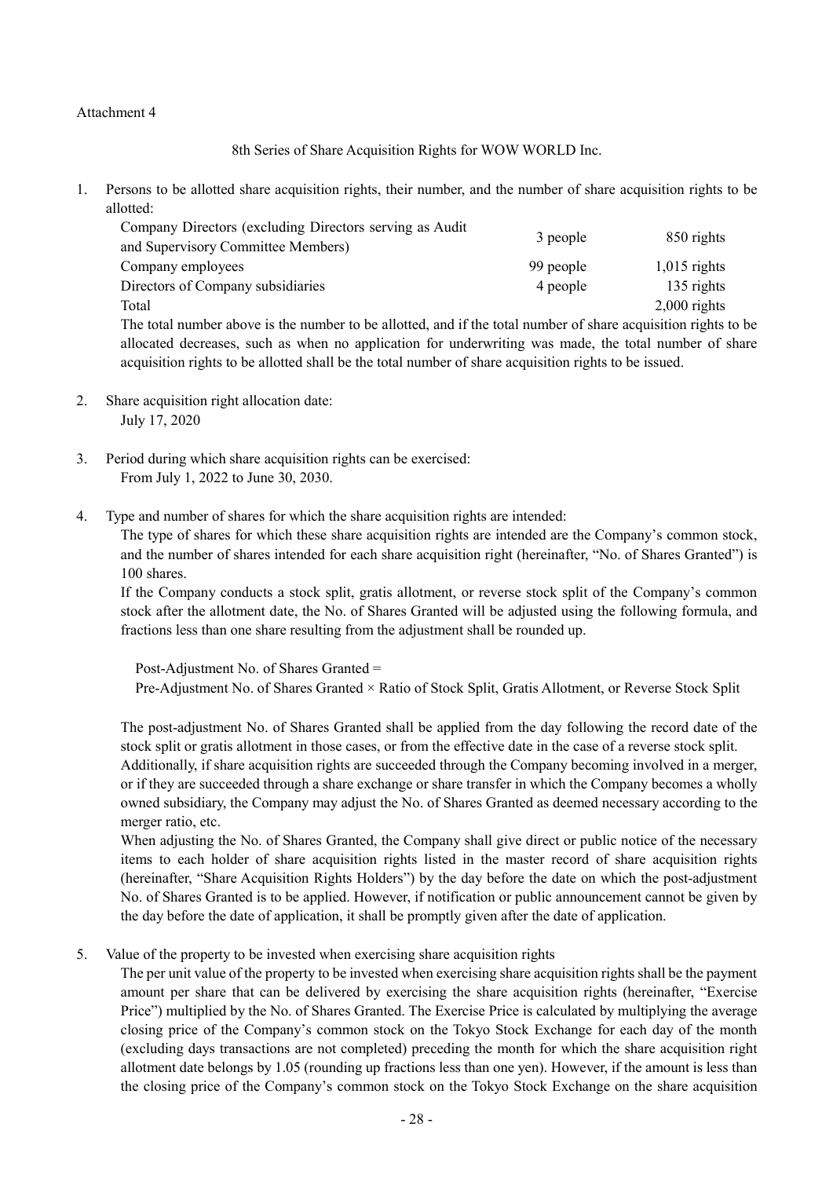Attachment 4

8th Series of Share Acquisition Rights for WOW WORLD Inc.

1. Persons to be allotted share acquisition rights, their number, and the number of share acquisition rights to be allotted:

| | | |
|---|---|---|
| Company Directors (excluding Directors serving as Audit and Supervisory Committee Members) | 3 people | 850 rights |
| Company employees | 99 people | 1,015 rights |
| Directors of Company subsidiaries | 4 people | 135 rights |
| Total | | 2,000 rights |

The total number above is the number to be allotted, and if the total number of share acquisition rights to be allocated decreases, such as when no application for underwriting was made, the total number of share acquisition rights to be allotted shall be the total number of share acquisition rights to be issued.

2. Share acquisition right allocation date:
July 17, 2020

3. Period during which share acquisition rights can be exercised:
From July 1, 2022 to June 30, 2030.

4. Type and number of shares for which the share acquisition rights are intended:
The type of shares for which these share acquisition rights are intended are the Company's common stock, and the number of shares intended for each share acquisition right (hereinafter, "No. of Shares Granted") is 100 shares.
If the Company conducts a stock split, gratis allotment, or reverse stock split of the Company's common stock after the allotment date, the No. of Shares Granted will be adjusted using the following formula, and fractions less than one share resulting from the adjustment shall be rounded up.

Post-Adjustment No. of Shares Granted =
Pre-Adjustment No. of Shares Granted × Ratio of Stock Split, Gratis Allotment, or Reverse Stock Split

The post-adjustment No. of Shares Granted shall be applied from the day following the record date of the stock split or gratis allotment in those cases, or from the effective date in the case of a reverse stock split.
Additionally, if share acquisition rights are succeeded through the Company becoming involved in a merger, or if they are succeeded through a share exchange or share transfer in which the Company becomes a wholly owned subsidiary, the Company may adjust the No. of Shares Granted as deemed necessary according to the merger ratio, etc.
When adjusting the No. of Shares Granted, the Company shall give direct or public notice of the necessary items to each holder of share acquisition rights listed in the master record of share acquisition rights (hereinafter, "Share Acquisition Rights Holders") by the day before the date on which the post-adjustment No. of Shares Granted is to be applied. However, if notification or public announcement cannot be given by the day before the date of application, it shall be promptly given after the date of application.

5. Value of the property to be invested when exercising share acquisition rights
The per unit value of the property to be invested when exercising share acquisition rights shall be the payment amount per share that can be delivered by exercising the share acquisition rights (hereinafter, "Exercise Price") multiplied by the No. of Shares Granted. The Exercise Price is calculated by multiplying the average closing price of the Company's common stock on the Tokyo Stock Exchange for each day of the month (excluding days transactions are not completed) preceding the month for which the share acquisition right allotment date belongs by 1.05 (rounding up fractions less than one yen). However, if the amount is less than the closing price of the Company's common stock on the Tokyo Stock Exchange on the share acquisition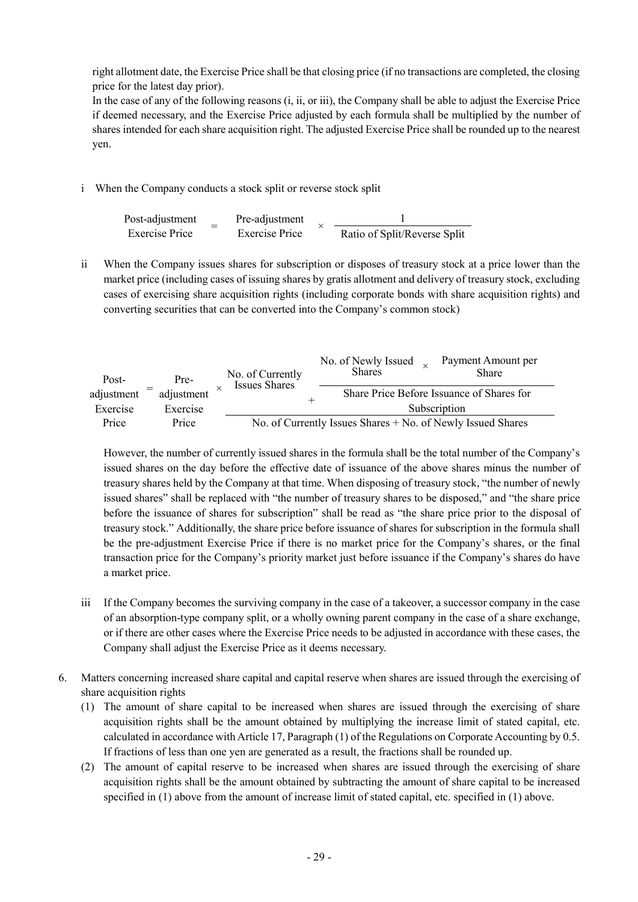right allotment date, the Exercise Price shall be that closing price (if no transactions are completed, the closing price for the latest day prior).

In the case of any of the following reasons (i, ii, or iii), the Company shall be able to adjust the Exercise Price if deemed necessary, and the Exercise Price adjusted by each formula shall be multiplied by the number of shares intended for each share acquisition right. The adjusted Exercise Price shall be rounded up to the nearest yen.

i When the Company conducts a stock split or reverse stock split

$$\text{Post-adjustment Exercise Price} = \text{Pre-adjustment Exercise Price} \times \frac{1}{\text{Ratio of Split/Reverse Split}}$$

ii When the Company issues shares for subscription or disposes of treasury stock at a price lower than the market price (including cases of issuing shares by gratis allotment and delivery of treasury stock, excluding cases of exercising share acquisition rights (including corporate bonds with share acquisition rights) and converting securities that can be converted into the Company's common stock)

$$\text{Post-adjustment Exercise Price} = \text{Pre-adjustment Exercise Price} \times \frac{\text{No. of Currently Issues Shares} + \dfrac{\text{No. of Newly Issued Shares} \times \text{Payment Amount per Share}}{\text{Share Price Before Issuance of Shares for Subscription}}}{\text{No. of Currently Issues Shares} + \text{No. of Newly Issued Shares}}$$

However, the number of currently issued shares in the formula shall be the total number of the Company's issued shares on the day before the effective date of issuance of the above shares minus the number of treasury shares held by the Company at that time. When disposing of treasury stock, "the number of newly issued shares" shall be replaced with "the number of treasury shares to be disposed," and "the share price before the issuance of shares for subscription" shall be read as "the share price prior to the disposal of treasury stock." Additionally, the share price before issuance of shares for subscription in the formula shall be the pre-adjustment Exercise Price if there is no market price for the Company's shares, or the final transaction price for the Company's priority market just before issuance if the Company's shares do have a market price.

iii If the Company becomes the surviving company in the case of a takeover, a successor company in the case of an absorption-type company split, or a wholly owning parent company in the case of a share exchange, or if there are other cases where the Exercise Price needs to be adjusted in accordance with these cases, the Company shall adjust the Exercise Price as it deems necessary.

6. Matters concerning increased share capital and capital reserve when shares are issued through the exercising of share acquisition rights
   (1) The amount of share capital to be increased when shares are issued through the exercising of share acquisition rights shall be the amount obtained by multiplying the increase limit of stated capital, etc. calculated in accordance with Article 17, Paragraph (1) of the Regulations on Corporate Accounting by 0.5. If fractions of less than one yen are generated as a result, the fractions shall be rounded up.
   (2) The amount of capital reserve to be increased when shares are issued through the exercising of share acquisition rights shall be the amount obtained by subtracting the amount of share capital to be increased specified in (1) above from the amount of increase limit of stated capital, etc. specified in (1) above.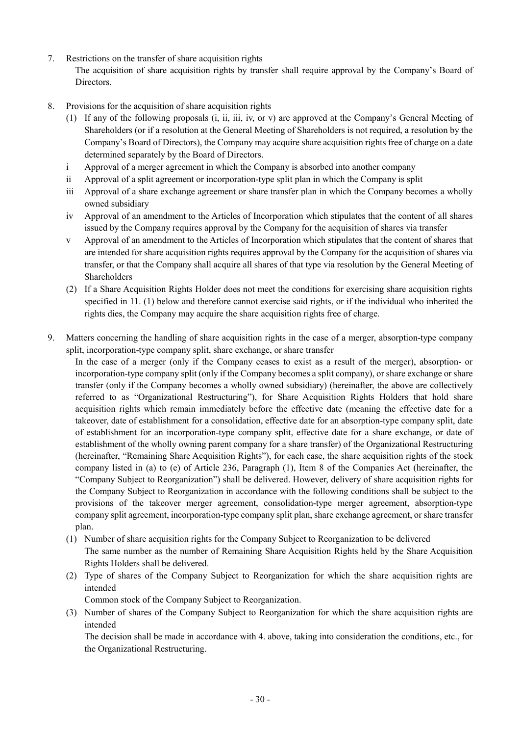7. Restrictions on the transfer of share acquisition rights

   The acquisition of share acquisition rights by transfer shall require approval by the Company's Board of Directors.

8. Provisions for the acquisition of share acquisition rights

   (1) If any of the following proposals (i, ii, iii, iv, or v) are approved at the Company's General Meeting of Shareholders (or if a resolution at the General Meeting of Shareholders is not required, a resolution by the Company's Board of Directors), the Company may acquire share acquisition rights free of charge on a date determined separately by the Board of Directors.

   i Approval of a merger agreement in which the Company is absorbed into another company

   ii Approval of a split agreement or incorporation-type split plan in which the Company is split

   iii Approval of a share exchange agreement or share transfer plan in which the Company becomes a wholly owned subsidiary

   iv Approval of an amendment to the Articles of Incorporation which stipulates that the content of all shares issued by the Company requires approval by the Company for the acquisition of shares via transfer

   v Approval of an amendment to the Articles of Incorporation which stipulates that the content of shares that are intended for share acquisition rights requires approval by the Company for the acquisition of shares via transfer, or that the Company shall acquire all shares of that type via resolution by the General Meeting of Shareholders

   (2) If a Share Acquisition Rights Holder does not meet the conditions for exercising share acquisition rights specified in 11. (1) below and therefore cannot exercise said rights, or if the individual who inherited the rights dies, the Company may acquire the share acquisition rights free of charge.

9. Matters concerning the handling of share acquisition rights in the case of a merger, absorption-type company split, incorporation-type company split, share exchange, or share transfer

   In the case of a merger (only if the Company ceases to exist as a result of the merger), absorption- or incorporation-type company split (only if the Company becomes a split company), or share exchange or share transfer (only if the Company becomes a wholly owned subsidiary) (hereinafter, the above are collectively referred to as "Organizational Restructuring"), for Share Acquisition Rights Holders that hold share acquisition rights which remain immediately before the effective date (meaning the effective date for a takeover, date of establishment for a consolidation, effective date for an absorption-type company split, date of establishment for an incorporation-type company split, effective date for a share exchange, or date of establishment of the wholly owning parent company for a share transfer) of the Organizational Restructuring (hereinafter, "Remaining Share Acquisition Rights"), for each case, the share acquisition rights of the stock company listed in (a) to (e) of Article 236, Paragraph (1), Item 8 of the Companies Act (hereinafter, the "Company Subject to Reorganization") shall be delivered. However, delivery of share acquisition rights for the Company Subject to Reorganization in accordance with the following conditions shall be subject to the provisions of the takeover merger agreement, consolidation-type merger agreement, absorption-type company split agreement, incorporation-type company split plan, share exchange agreement, or share transfer plan.

   (1) Number of share acquisition rights for the Company Subject to Reorganization to be delivered

   The same number as the number of Remaining Share Acquisition Rights held by the Share Acquisition Rights Holders shall be delivered.

   (2) Type of shares of the Company Subject to Reorganization for which the share acquisition rights are intended

   Common stock of the Company Subject to Reorganization.

   (3) Number of shares of the Company Subject to Reorganization for which the share acquisition rights are intended

   The decision shall be made in accordance with 4. above, taking into consideration the conditions, etc., for the Organizational Restructuring.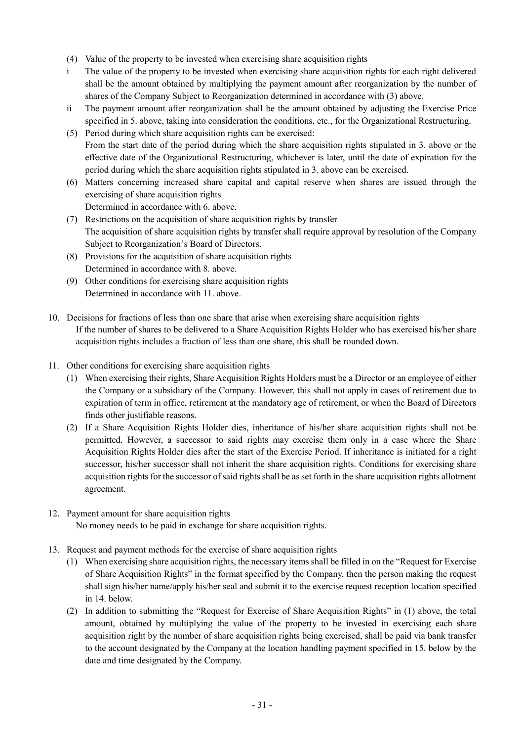(4) Value of the property to be invested when exercising share acquisition rights

i The value of the property to be invested when exercising share acquisition rights for each right delivered shall be the amount obtained by multiplying the payment amount after reorganization by the number of shares of the Company Subject to Reorganization determined in accordance with (3) above.

ii The payment amount after reorganization shall be the amount obtained by adjusting the Exercise Price specified in 5. above, taking into consideration the conditions, etc., for the Organizational Restructuring.

(5) Period during which share acquisition rights can be exercised:
From the start date of the period during which the share acquisition rights stipulated in 3. above or the effective date of the Organizational Restructuring, whichever is later, until the date of expiration for the period during which the share acquisition rights stipulated in 3. above can be exercised.

(6) Matters concerning increased share capital and capital reserve when shares are issued through the exercising of share acquisition rights
Determined in accordance with 6. above.

(7) Restrictions on the acquisition of share acquisition rights by transfer
The acquisition of share acquisition rights by transfer shall require approval by resolution of the Company Subject to Reorganization's Board of Directors.

(8) Provisions for the acquisition of share acquisition rights
Determined in accordance with 8. above.

(9) Other conditions for exercising share acquisition rights
Determined in accordance with 11. above.

10. Decisions for fractions of less than one share that arise when exercising share acquisition rights
If the number of shares to be delivered to a Share Acquisition Rights Holder who has exercised his/her share acquisition rights includes a fraction of less than one share, this shall be rounded down.

11. Other conditions for exercising share acquisition rights
   (1) When exercising their rights, Share Acquisition Rights Holders must be a Director or an employee of either the Company or a subsidiary of the Company. However, this shall not apply in cases of retirement due to expiration of term in office, retirement at the mandatory age of retirement, or when the Board of Directors finds other justifiable reasons.
   (2) If a Share Acquisition Rights Holder dies, inheritance of his/her share acquisition rights shall not be permitted. However, a successor to said rights may exercise them only in a case where the Share Acquisition Rights Holder dies after the start of the Exercise Period. If inheritance is initiated for a right successor, his/her successor shall not inherit the share acquisition rights. Conditions for exercising share acquisition rights for the successor of said rights shall be as set forth in the share acquisition rights allotment agreement.

12. Payment amount for share acquisition rights
No money needs to be paid in exchange for share acquisition rights.

13. Request and payment methods for the exercise of share acquisition rights
   (1) When exercising share acquisition rights, the necessary items shall be filled in on the "Request for Exercise of Share Acquisition Rights" in the format specified by the Company, then the person making the request shall sign his/her name/apply his/her seal and submit it to the exercise request reception location specified in 14. below.
   (2) In addition to submitting the "Request for Exercise of Share Acquisition Rights" in (1) above, the total amount, obtained by multiplying the value of the property to be invested in exercising each share acquisition right by the number of share acquisition rights being exercised, shall be paid via bank transfer to the account designated by the Company at the location handling payment specified in 15. below by the date and time designated by the Company.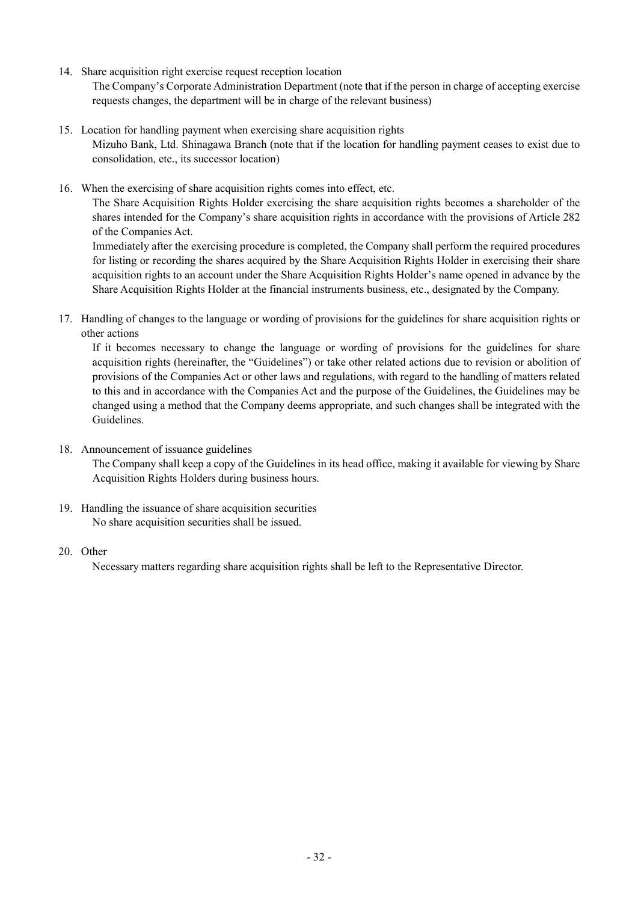14. Share acquisition right exercise request reception location

    The Company's Corporate Administration Department (note that if the person in charge of accepting exercise requests changes, the department will be in charge of the relevant business)

15. Location for handling payment when exercising share acquisition rights

    Mizuho Bank, Ltd. Shinagawa Branch (note that if the location for handling payment ceases to exist due to consolidation, etc., its successor location)

16. When the exercising of share acquisition rights comes into effect, etc.

    The Share Acquisition Rights Holder exercising the share acquisition rights becomes a shareholder of the shares intended for the Company's share acquisition rights in accordance with the provisions of Article 282 of the Companies Act.

    Immediately after the exercising procedure is completed, the Company shall perform the required procedures for listing or recording the shares acquired by the Share Acquisition Rights Holder in exercising their share acquisition rights to an account under the Share Acquisition Rights Holder's name opened in advance by the Share Acquisition Rights Holder at the financial instruments business, etc., designated by the Company.

17. Handling of changes to the language or wording of provisions for the guidelines for share acquisition rights or other actions

    If it becomes necessary to change the language or wording of provisions for the guidelines for share acquisition rights (hereinafter, the "Guidelines") or take other related actions due to revision or abolition of provisions of the Companies Act or other laws and regulations, with regard to the handling of matters related to this and in accordance with the Companies Act and the purpose of the Guidelines, the Guidelines may be changed using a method that the Company deems appropriate, and such changes shall be integrated with the Guidelines.

18. Announcement of issuance guidelines

    The Company shall keep a copy of the Guidelines in its head office, making it available for viewing by Share Acquisition Rights Holders during business hours.

19. Handling the issuance of share acquisition securities

    No share acquisition securities shall be issued.

20. Other

    Necessary matters regarding share acquisition rights shall be left to the Representative Director.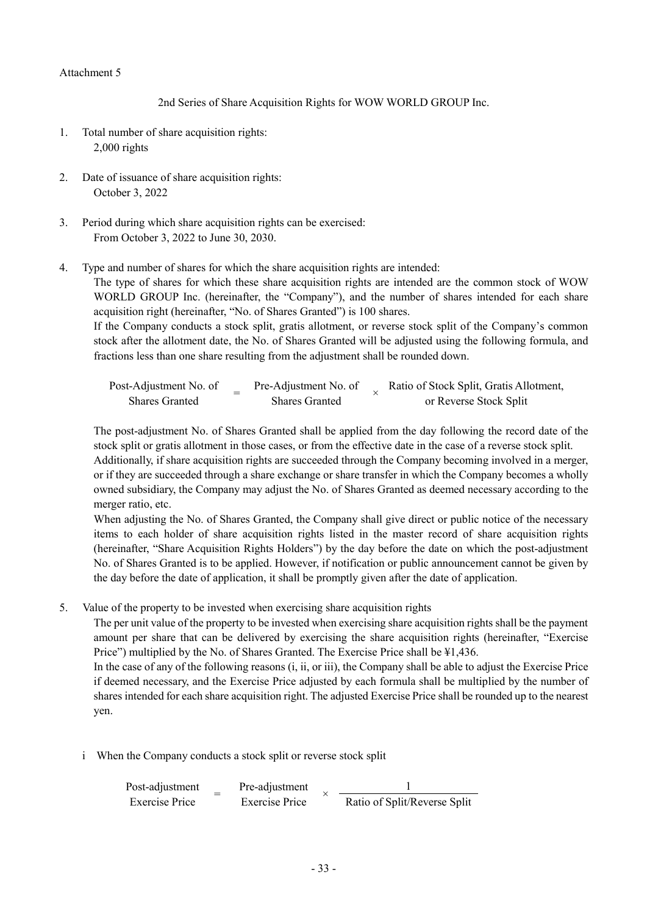Attachment 5

## 2nd Series of Share Acquisition Rights for WOW WORLD GROUP Inc.

1. Total number of share acquisition rights:
   2,000 rights

2. Date of issuance of share acquisition rights:
   October 3, 2022

3. Period during which share acquisition rights can be exercised:
   From October 3, 2022 to June 30, 2030.

4. Type and number of shares for which the share acquisition rights are intended:
   The type of shares for which these share acquisition rights are intended are the common stock of WOW WORLD GROUP Inc. (hereinafter, the "Company"), and the number of shares intended for each share acquisition right (hereinafter, "No. of Shares Granted") is 100 shares.
   If the Company conducts a stock split, gratis allotment, or reverse stock split of the Company's common stock after the allotment date, the No. of Shares Granted will be adjusted using the following formula, and fractions less than one share resulting from the adjustment shall be rounded down.

$$\text{Post-Adjustment No. of Shares Granted} = \text{Pre-Adjustment No. of Shares Granted} \times \text{Ratio of Stock Split, Gratis Allotment, or Reverse Stock Split}$$

   The post-adjustment No. of Shares Granted shall be applied from the day following the record date of the stock split or gratis allotment in those cases, or from the effective date in the case of a reverse stock split.
   Additionally, if share acquisition rights are succeeded through the Company becoming involved in a merger, or if they are succeeded through a share exchange or share transfer in which the Company becomes a wholly owned subsidiary, the Company may adjust the No. of Shares Granted as deemed necessary according to the merger ratio, etc.
   When adjusting the No. of Shares Granted, the Company shall give direct or public notice of the necessary items to each holder of share acquisition rights listed in the master record of share acquisition rights (hereinafter, "Share Acquisition Rights Holders") by the day before the date on which the post-adjustment No. of Shares Granted is to be applied. However, if notification or public announcement cannot be given by the day before the date of application, it shall be promptly given after the date of application.

5. Value of the property to be invested when exercising share acquisition rights
   The per unit value of the property to be invested when exercising share acquisition rights shall be the payment amount per share that can be delivered by exercising the share acquisition rights (hereinafter, "Exercise Price") multiplied by the No. of Shares Granted. The Exercise Price shall be ¥1,436.
   In the case of any of the following reasons (i, ii, or iii), the Company shall be able to adjust the Exercise Price if deemed necessary, and the Exercise Price adjusted by each formula shall be multiplied by the number of shares intended for each share acquisition right. The adjusted Exercise Price shall be rounded up to the nearest yen.

   i When the Company conducts a stock split or reverse stock split

$$\text{Post-adjustment Exercise Price} = \text{Pre-adjustment Exercise Price} \times \frac{1}{\text{Ratio of Split/Reverse Split}}$$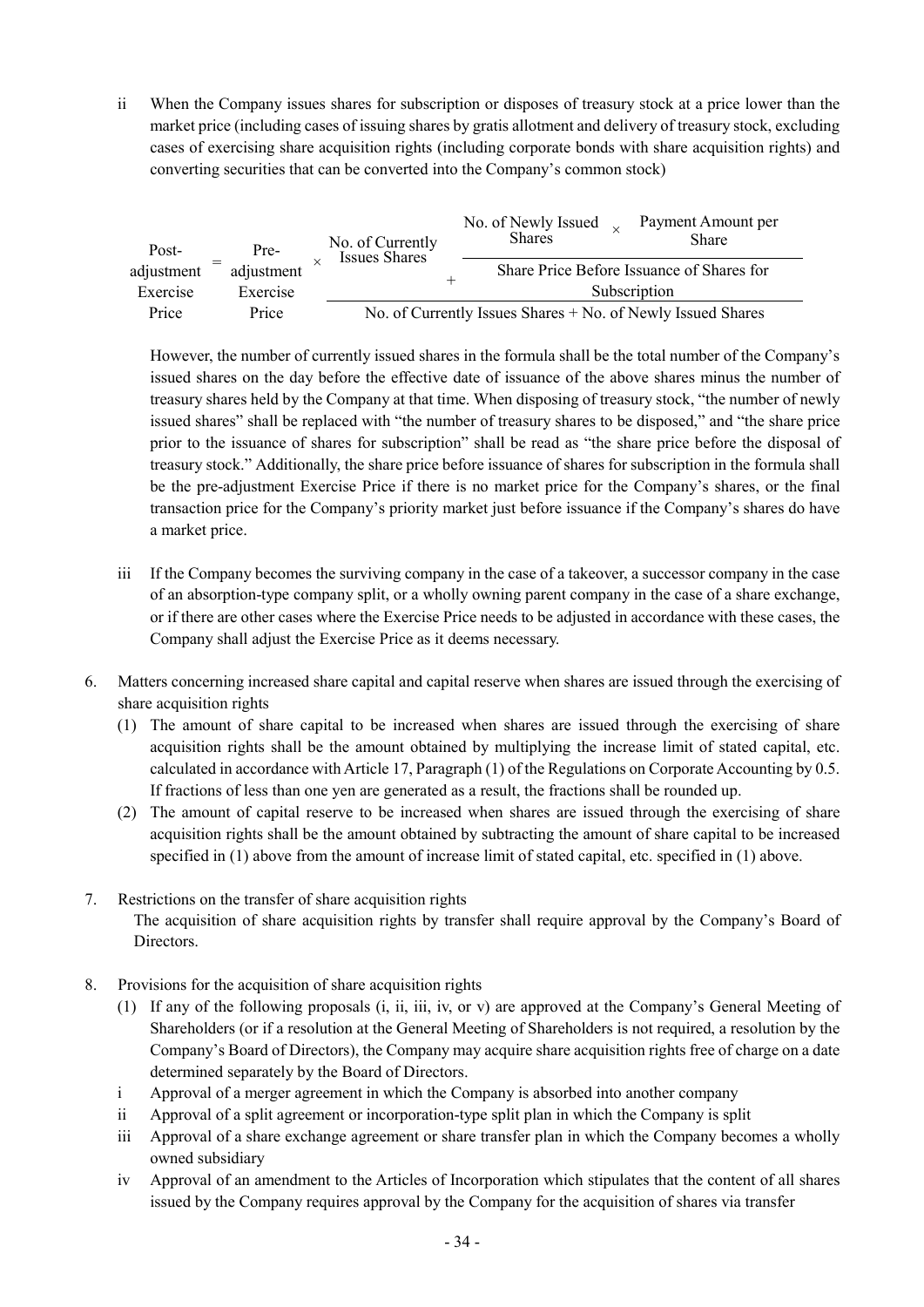ii When the Company issues shares for subscription or disposes of treasury stock at a price lower than the market price (including cases of issuing shares by gratis allotment and delivery of treasury stock, excluding cases of exercising share acquisition rights (including corporate bonds with share acquisition rights) and converting securities that can be converted into the Company's common stock)

$$\text{Post-adjustment Exercise Price} = \text{Pre-adjustment Exercise Price} \times \frac{\text{No. of Currently Issues Shares} + \dfrac{\text{No. of Newly Issued Shares} \times \text{Payment Amount per Share}}{\text{Share Price Before Issuance of Shares for Subscription}}}{\text{No. of Currently Issues Shares} + \text{No. of Newly Issued Shares}}$$

However, the number of currently issued shares in the formula shall be the total number of the Company's issued shares on the day before the effective date of issuance of the above shares minus the number of treasury shares held by the Company at that time. When disposing of treasury stock, "the number of newly issued shares" shall be replaced with "the number of treasury shares to be disposed," and "the share price prior to the issuance of shares for subscription" shall be read as "the share price before the disposal of treasury stock." Additionally, the share price before issuance of shares for subscription in the formula shall be the pre-adjustment Exercise Price if there is no market price for the Company's shares, or the final transaction price for the Company's priority market just before issuance if the Company's shares do have a market price.

iii If the Company becomes the surviving company in the case of a takeover, a successor company in the case of an absorption-type company split, or a wholly owning parent company in the case of a share exchange, or if there are other cases where the Exercise Price needs to be adjusted in accordance with these cases, the Company shall adjust the Exercise Price as it deems necessary.

6. Matters concerning increased share capital and capital reserve when shares are issued through the exercising of share acquisition rights
   (1) The amount of share capital to be increased when shares are issued through the exercising of share acquisition rights shall be the amount obtained by multiplying the increase limit of stated capital, etc. calculated in accordance with Article 17, Paragraph (1) of the Regulations on Corporate Accounting by 0.5. If fractions of less than one yen are generated as a result, the fractions shall be rounded up.
   (2) The amount of capital reserve to be increased when shares are issued through the exercising of share acquisition rights shall be the amount obtained by subtracting the amount of share capital to be increased specified in (1) above from the amount of increase limit of stated capital, etc. specified in (1) above.

7. Restrictions on the transfer of share acquisition rights
   The acquisition of share acquisition rights by transfer shall require approval by the Company's Board of Directors.

8. Provisions for the acquisition of share acquisition rights
   (1) If any of the following proposals (i, ii, iii, iv, or v) are approved at the Company's General Meeting of Shareholders (or if a resolution at the General Meeting of Shareholders is not required, a resolution by the Company's Board of Directors), the Company may acquire share acquisition rights free of charge on a date determined separately by the Board of Directors.
   i Approval of a merger agreement in which the Company is absorbed into another company
   ii Approval of a split agreement or incorporation-type split plan in which the Company is split
   iii Approval of a share exchange agreement or share transfer plan in which the Company becomes a wholly owned subsidiary
   iv Approval of an amendment to the Articles of Incorporation which stipulates that the content of all shares issued by the Company requires approval by the Company for the acquisition of shares via transfer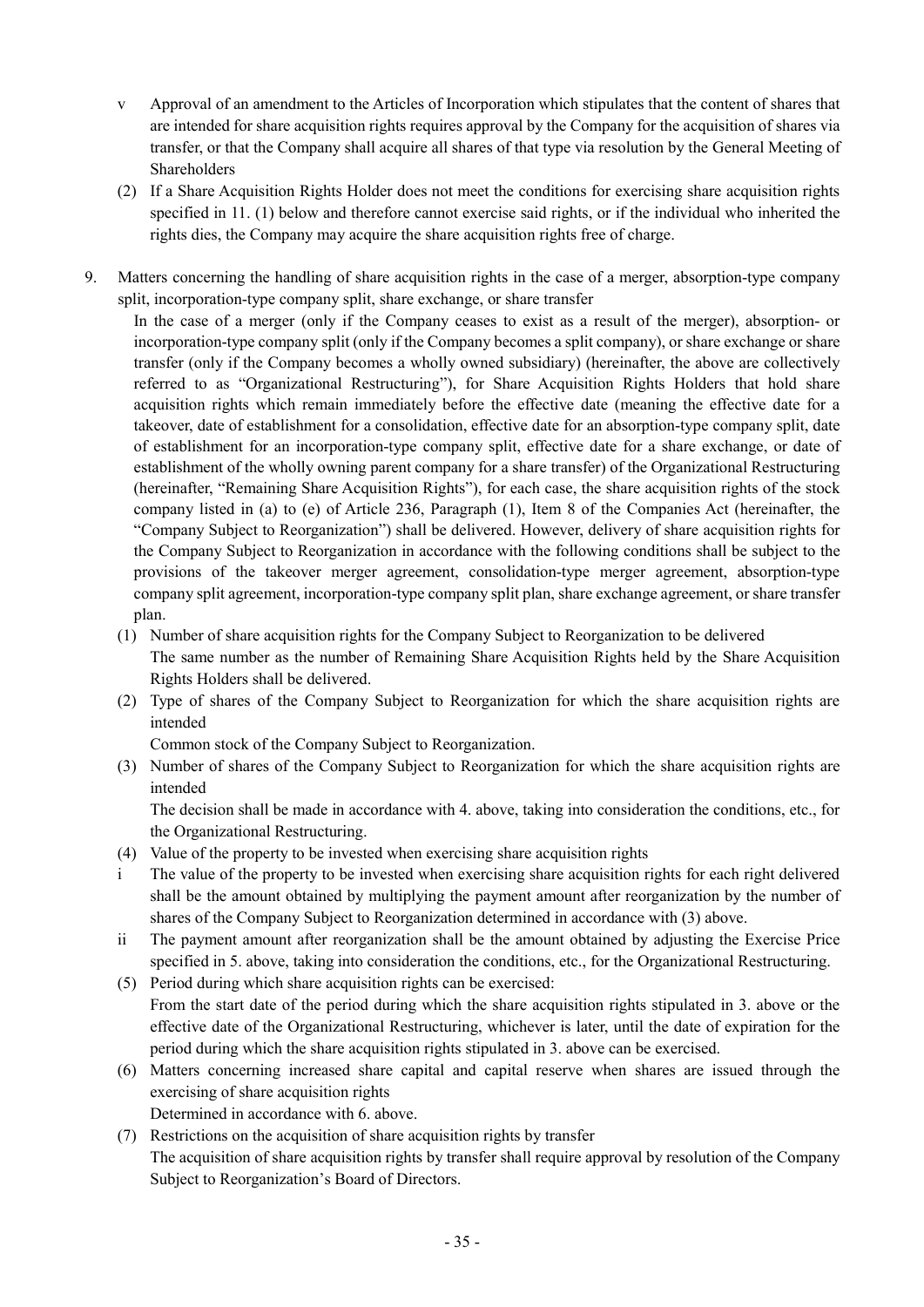v Approval of an amendment to the Articles of Incorporation which stipulates that the content of shares that are intended for share acquisition rights requires approval by the Company for the acquisition of shares via transfer, or that the Company shall acquire all shares of that type via resolution by the General Meeting of Shareholders

(2) If a Share Acquisition Rights Holder does not meet the conditions for exercising share acquisition rights specified in 11. (1) below and therefore cannot exercise said rights, or if the individual who inherited the rights dies, the Company may acquire the share acquisition rights free of charge.

9. Matters concerning the handling of share acquisition rights in the case of a merger, absorption-type company split, incorporation-type company split, share exchange, or share transfer

In the case of a merger (only if the Company ceases to exist as a result of the merger), absorption- or incorporation-type company split (only if the Company becomes a split company), or share exchange or share transfer (only if the Company becomes a wholly owned subsidiary) (hereinafter, the above are collectively referred to as "Organizational Restructuring"), for Share Acquisition Rights Holders that hold share acquisition rights which remain immediately before the effective date (meaning the effective date for a takeover, date of establishment for a consolidation, effective date for an absorption-type company split, date of establishment for an incorporation-type company split, effective date for a share exchange, or date of establishment of the wholly owning parent company for a share transfer) of the Organizational Restructuring (hereinafter, "Remaining Share Acquisition Rights"), for each case, the share acquisition rights of the stock company listed in (a) to (e) of Article 236, Paragraph (1), Item 8 of the Companies Act (hereinafter, the "Company Subject to Reorganization") shall be delivered. However, delivery of share acquisition rights for the Company Subject to Reorganization in accordance with the following conditions shall be subject to the provisions of the takeover merger agreement, consolidation-type merger agreement, absorption-type company split agreement, incorporation-type company split plan, share exchange agreement, or share transfer plan.

(1) Number of share acquisition rights for the Company Subject to Reorganization to be delivered
The same number as the number of Remaining Share Acquisition Rights held by the Share Acquisition Rights Holders shall be delivered.

(2) Type of shares of the Company Subject to Reorganization for which the share acquisition rights are intended
Common stock of the Company Subject to Reorganization.

(3) Number of shares of the Company Subject to Reorganization for which the share acquisition rights are intended
The decision shall be made in accordance with 4. above, taking into consideration the conditions, etc., for the Organizational Restructuring.

(4) Value of the property to be invested when exercising share acquisition rights

i The value of the property to be invested when exercising share acquisition rights for each right delivered shall be the amount obtained by multiplying the payment amount after reorganization by the number of shares of the Company Subject to Reorganization determined in accordance with (3) above.

ii The payment amount after reorganization shall be the amount obtained by adjusting the Exercise Price specified in 5. above, taking into consideration the conditions, etc., for the Organizational Restructuring.

(5) Period during which share acquisition rights can be exercised:
From the start date of the period during which the share acquisition rights stipulated in 3. above or the effective date of the Organizational Restructuring, whichever is later, until the date of expiration for the period during which the share acquisition rights stipulated in 3. above can be exercised.

(6) Matters concerning increased share capital and capital reserve when shares are issued through the exercising of share acquisition rights
Determined in accordance with 6. above.

(7) Restrictions on the acquisition of share acquisition rights by transfer
The acquisition of share acquisition rights by transfer shall require approval by resolution of the Company Subject to Reorganization's Board of Directors.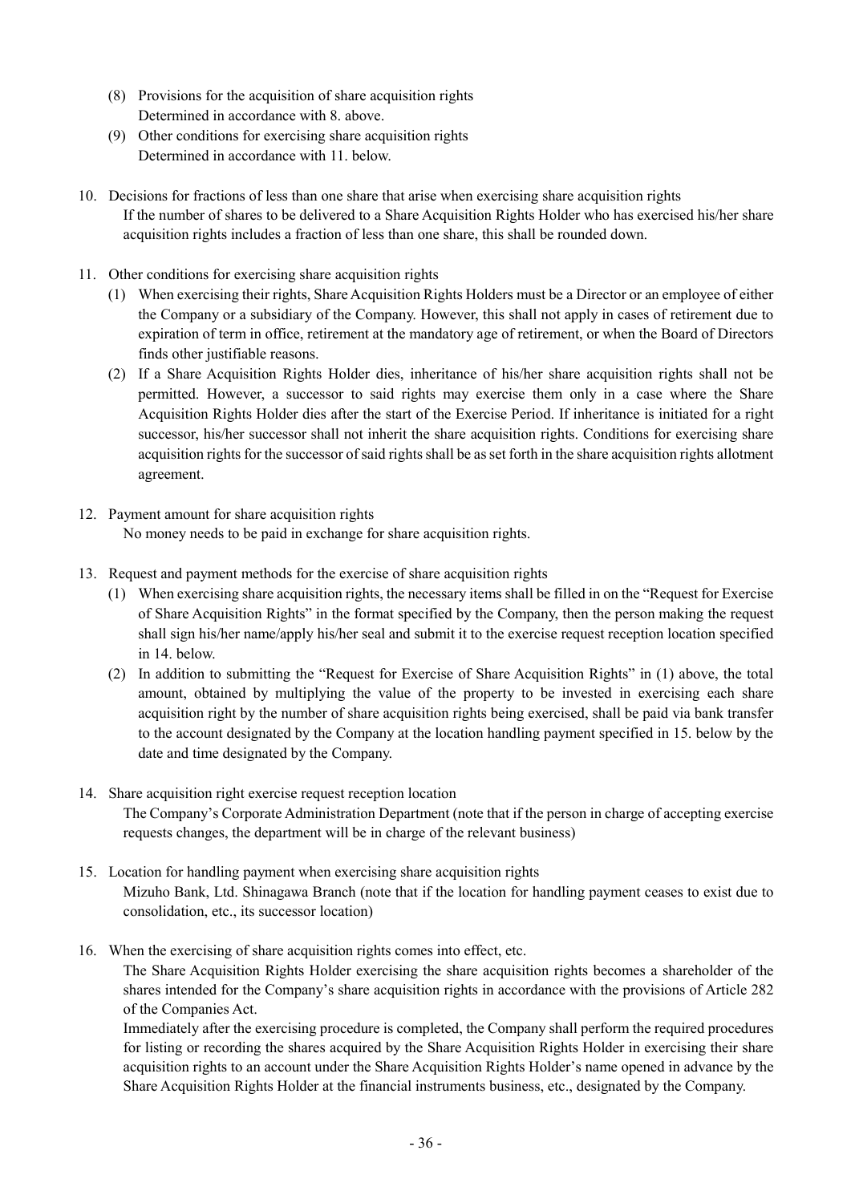(8) Provisions for the acquisition of share acquisition rights
    Determined in accordance with 8. above.

(9) Other conditions for exercising share acquisition rights
    Determined in accordance with 11. below.

10. Decisions for fractions of less than one share that arise when exercising share acquisition rights

    If the number of shares to be delivered to a Share Acquisition Rights Holder who has exercised his/her share acquisition rights includes a fraction of less than one share, this shall be rounded down.

11. Other conditions for exercising share acquisition rights

    (1) When exercising their rights, Share Acquisition Rights Holders must be a Director or an employee of either the Company or a subsidiary of the Company. However, this shall not apply in cases of retirement due to expiration of term in office, retirement at the mandatory age of retirement, or when the Board of Directors finds other justifiable reasons.

    (2) If a Share Acquisition Rights Holder dies, inheritance of his/her share acquisition rights shall not be permitted. However, a successor to said rights may exercise them only in a case where the Share Acquisition Rights Holder dies after the start of the Exercise Period. If inheritance is initiated for a right successor, his/her successor shall not inherit the share acquisition rights. Conditions for exercising share acquisition rights for the successor of said rights shall be as set forth in the share acquisition rights allotment agreement.

12. Payment amount for share acquisition rights

    No money needs to be paid in exchange for share acquisition rights.

13. Request and payment methods for the exercise of share acquisition rights

    (1) When exercising share acquisition rights, the necessary items shall be filled in on the "Request for Exercise of Share Acquisition Rights" in the format specified by the Company, then the person making the request shall sign his/her name/apply his/her seal and submit it to the exercise request reception location specified in 14. below.

    (2) In addition to submitting the "Request for Exercise of Share Acquisition Rights" in (1) above, the total amount, obtained by multiplying the value of the property to be invested in exercising each share acquisition right by the number of share acquisition rights being exercised, shall be paid via bank transfer to the account designated by the Company at the location handling payment specified in 15. below by the date and time designated by the Company.

14. Share acquisition right exercise request reception location

    The Company's Corporate Administration Department (note that if the person in charge of accepting exercise requests changes, the department will be in charge of the relevant business)

15. Location for handling payment when exercising share acquisition rights

    Mizuho Bank, Ltd. Shinagawa Branch (note that if the location for handling payment ceases to exist due to consolidation, etc., its successor location)

16. When the exercising of share acquisition rights comes into effect, etc.

    The Share Acquisition Rights Holder exercising the share acquisition rights becomes a shareholder of the shares intended for the Company's share acquisition rights in accordance with the provisions of Article 282 of the Companies Act.

    Immediately after the exercising procedure is completed, the Company shall perform the required procedures for listing or recording the shares acquired by the Share Acquisition Rights Holder in exercising their share acquisition rights to an account under the Share Acquisition Rights Holder's name opened in advance by the Share Acquisition Rights Holder at the financial instruments business, etc., designated by the Company.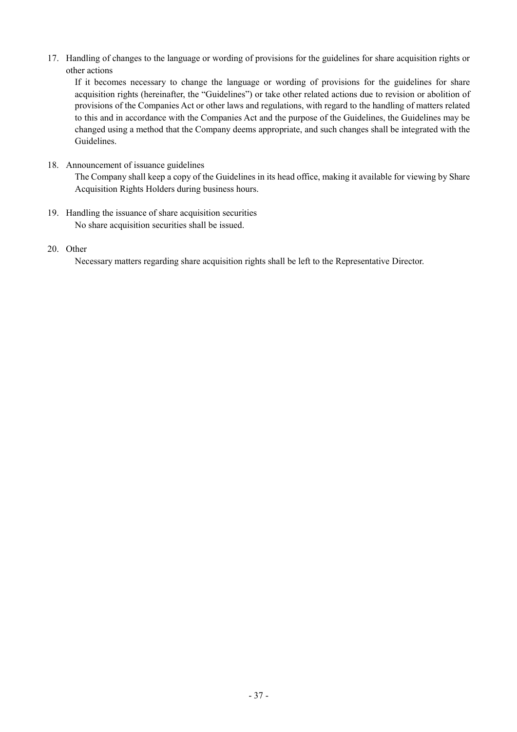17. Handling of changes to the language or wording of provisions for the guidelines for share acquisition rights or other actions

    If it becomes necessary to change the language or wording of provisions for the guidelines for share acquisition rights (hereinafter, the "Guidelines") or take other related actions due to revision or abolition of provisions of the Companies Act or other laws and regulations, with regard to the handling of matters related to this and in accordance with the Companies Act and the purpose of the Guidelines, the Guidelines may be changed using a method that the Company deems appropriate, and such changes shall be integrated with the Guidelines.

18. Announcement of issuance guidelines

    The Company shall keep a copy of the Guidelines in its head office, making it available for viewing by Share Acquisition Rights Holders during business hours.

19. Handling the issuance of share acquisition securities

    No share acquisition securities shall be issued.

20. Other

    Necessary matters regarding share acquisition rights shall be left to the Representative Director.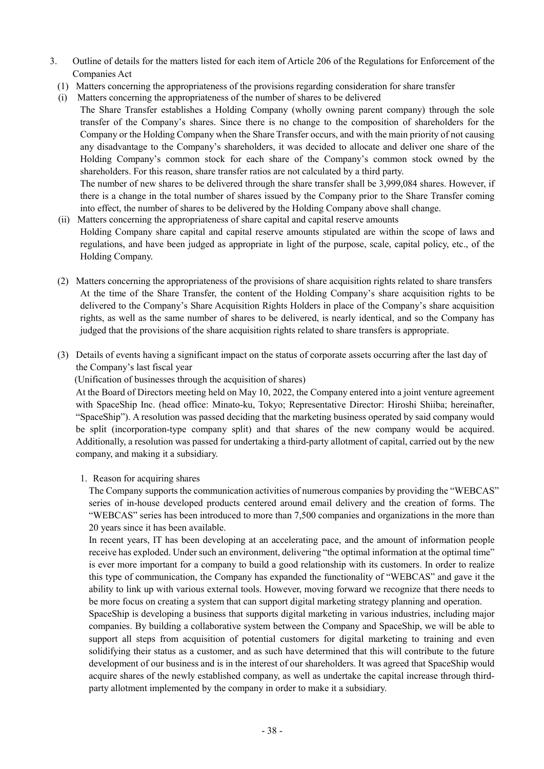3. Outline of details for the matters listed for each item of Article 206 of the Regulations for Enforcement of the Companies Act

(1) Matters concerning the appropriateness of the provisions regarding consideration for share transfer

(i) Matters concerning the appropriateness of the number of shares to be delivered

The Share Transfer establishes a Holding Company (wholly owning parent company) through the sole transfer of the Company's shares. Since there is no change to the composition of shareholders for the Company or the Holding Company when the Share Transfer occurs, and with the main priority of not causing any disadvantage to the Company's shareholders, it was decided to allocate and deliver one share of the Holding Company's common stock for each share of the Company's common stock owned by the shareholders. For this reason, share transfer ratios are not calculated by a third party.

The number of new shares to be delivered through the share transfer shall be 3,999,084 shares. However, if there is a change in the total number of shares issued by the Company prior to the Share Transfer coming into effect, the number of shares to be delivered by the Holding Company above shall change.

(ii) Matters concerning the appropriateness of share capital and capital reserve amounts

Holding Company share capital and capital reserve amounts stipulated are within the scope of laws and regulations, and have been judged as appropriate in light of the purpose, scale, capital policy, etc., of the Holding Company.

(2) Matters concerning the appropriateness of the provisions of share acquisition rights related to share transfers

At the time of the Share Transfer, the content of the Holding Company's share acquisition rights to be delivered to the Company's Share Acquisition Rights Holders in place of the Company's share acquisition rights, as well as the same number of shares to be delivered, is nearly identical, and so the Company has judged that the provisions of the share acquisition rights related to share transfers is appropriate.

(3) Details of events having a significant impact on the status of corporate assets occurring after the last day of the Company's last fiscal year

(Unification of businesses through the acquisition of shares)

At the Board of Directors meeting held on May 10, 2022, the Company entered into a joint venture agreement with SpaceShip Inc. (head office: Minato-ku, Tokyo; Representative Director: Hiroshi Shiiba; hereinafter, "SpaceShip"). A resolution was passed deciding that the marketing business operated by said company would be split (incorporation-type company split) and that shares of the new company would be acquired. Additionally, a resolution was passed for undertaking a third-party allotment of capital, carried out by the new company, and making it a subsidiary.

1. Reason for acquiring shares

The Company supports the communication activities of numerous companies by providing the "WEBCAS" series of in-house developed products centered around email delivery and the creation of forms. The "WEBCAS" series has been introduced to more than 7,500 companies and organizations in the more than 20 years since it has been available.

In recent years, IT has been developing at an accelerating pace, and the amount of information people receive has exploded. Under such an environment, delivering "the optimal information at the optimal time" is ever more important for a company to build a good relationship with its customers. In order to realize this type of communication, the Company has expanded the functionality of "WEBCAS" and gave it the ability to link up with various external tools. However, moving forward we recognize that there needs to be more focus on creating a system that can support digital marketing strategy planning and operation.

SpaceShip is developing a business that supports digital marketing in various industries, including major companies. By building a collaborative system between the Company and SpaceShip, we will be able to support all steps from acquisition of potential customers for digital marketing to training and even solidifying their status as a customer, and as such have determined that this will contribute to the future development of our business and is in the interest of our shareholders. It was agreed that SpaceShip would acquire shares of the newly established company, as well as undertake the capital increase through third-party allotment implemented by the company in order to make it a subsidiary.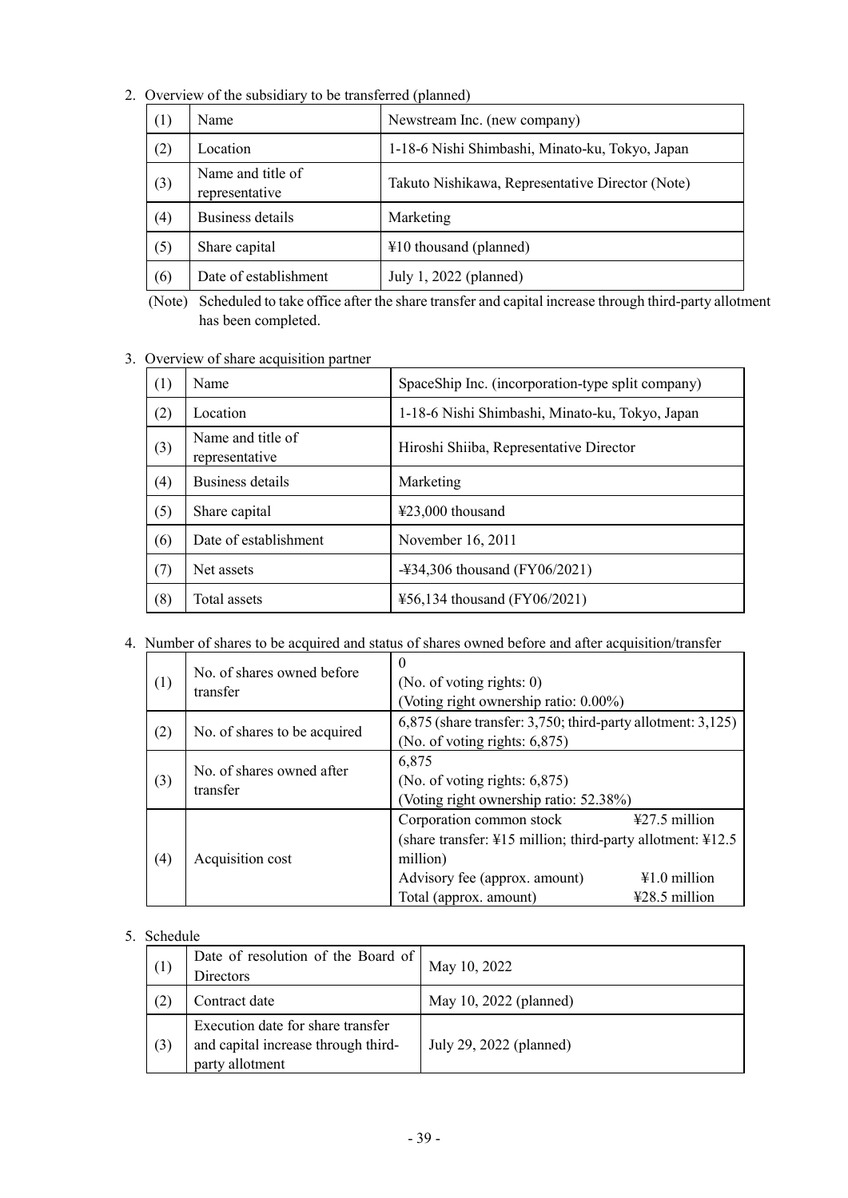2. Overview of the subsidiary to be transferred (planned)

| | | |
|---|---|---|
| (1) | Name | Newstream Inc. (new company) |
| (2) | Location | 1-18-6 Nishi Shimbashi, Minato-ku, Tokyo, Japan |
| (3) | Name and title of representative | Takuto Nishikawa, Representative Director (Note) |
| (4) | Business details | Marketing |
| (5) | Share capital | ¥10 thousand (planned) |
| (6) | Date of establishment | July 1, 2022 (planned) |

(Note) Scheduled to take office after the share transfer and capital increase through third-party allotment has been completed.

3. Overview of share acquisition partner

| | | |
|---|---|---|
| (1) | Name | SpaceShip Inc. (incorporation-type split company) |
| (2) | Location | 1-18-6 Nishi Shimbashi, Minato-ku, Tokyo, Japan |
| (3) | Name and title of representative | Hiroshi Shiiba, Representative Director |
| (4) | Business details | Marketing |
| (5) | Share capital | ¥23,000 thousand |
| (6) | Date of establishment | November 16, 2011 |
| (7) | Net assets | -¥34,306 thousand (FY06/2021) |
| (8) | Total assets | ¥56,134 thousand (FY06/2021) |

4. Number of shares to be acquired and status of shares owned before and after acquisition/transfer

| | | |
|---|---|---|
| (1) | No. of shares owned before transfer | 0<br>(No. of voting rights: 0)<br>(Voting right ownership ratio: 0.00%) |
| (2) | No. of shares to be acquired | 6,875 (share transfer: 3,750; third-party allotment: 3,125)<br>(No. of voting rights: 6,875) |
| (3) | No. of shares owned after transfer | 6,875<br>(No. of voting rights: 6,875)<br>(Voting right ownership ratio: 52.38%) |
| (4) | Acquisition cost | Corporation common stock ¥27.5 million<br>(share transfer: ¥15 million; third-party allotment: ¥12.5 million)<br>Advisory fee (approx. amount) ¥1.0 million<br>Total (approx. amount) ¥28.5 million |

5. Schedule

| | | |
|---|---|---|
| (1) | Date of resolution of the Board of Directors | May 10, 2022 |
| (2) | Contract date | May 10, 2022 (planned) |
| (3) | Execution date for share transfer and capital increase through third-party allotment | July 29, 2022 (planned) |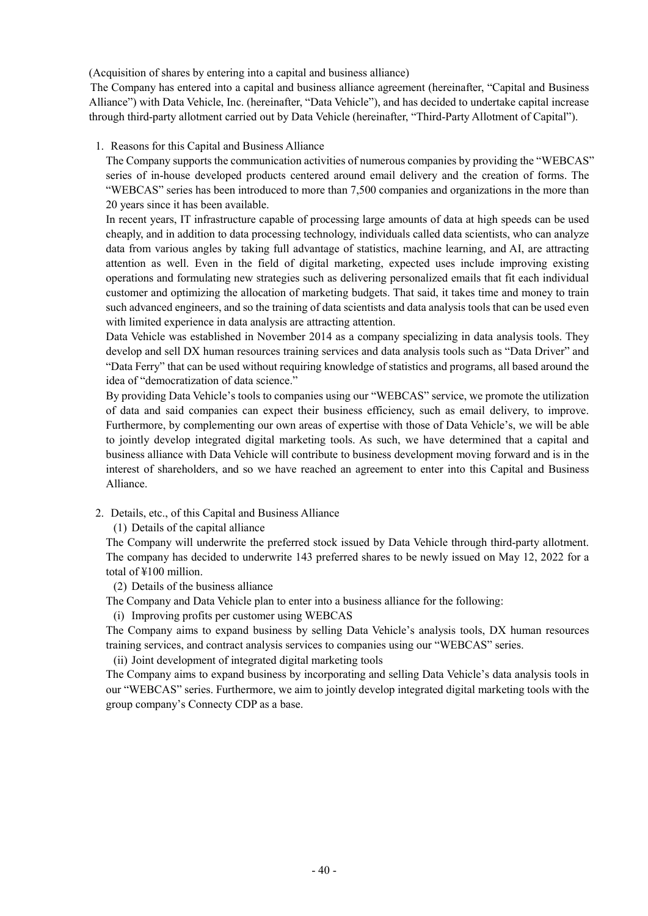(Acquisition of shares by entering into a capital and business alliance)

The Company has entered into a capital and business alliance agreement (hereinafter, "Capital and Business Alliance") with Data Vehicle, Inc. (hereinafter, "Data Vehicle"), and has decided to undertake capital increase through third-party allotment carried out by Data Vehicle (hereinafter, "Third-Party Allotment of Capital").

1. Reasons for this Capital and Business Alliance

The Company supports the communication activities of numerous companies by providing the "WEBCAS" series of in-house developed products centered around email delivery and the creation of forms. The "WEBCAS" series has been introduced to more than 7,500 companies and organizations in the more than 20 years since it has been available.

In recent years, IT infrastructure capable of processing large amounts of data at high speeds can be used cheaply, and in addition to data processing technology, individuals called data scientists, who can analyze data from various angles by taking full advantage of statistics, machine learning, and AI, are attracting attention as well. Even in the field of digital marketing, expected uses include improving existing operations and formulating new strategies such as delivering personalized emails that fit each individual customer and optimizing the allocation of marketing budgets. That said, it takes time and money to train such advanced engineers, and so the training of data scientists and data analysis tools that can be used even with limited experience in data analysis are attracting attention.

Data Vehicle was established in November 2014 as a company specializing in data analysis tools. They develop and sell DX human resources training services and data analysis tools such as "Data Driver" and "Data Ferry" that can be used without requiring knowledge of statistics and programs, all based around the idea of "democratization of data science."

By providing Data Vehicle's tools to companies using our "WEBCAS" service, we promote the utilization of data and said companies can expect their business efficiency, such as email delivery, to improve. Furthermore, by complementing our own areas of expertise with those of Data Vehicle's, we will be able to jointly develop integrated digital marketing tools. As such, we have determined that a capital and business alliance with Data Vehicle will contribute to business development moving forward and is in the interest of shareholders, and so we have reached an agreement to enter into this Capital and Business Alliance.

2. Details, etc., of this Capital and Business Alliance

(1) Details of the capital alliance

The Company will underwrite the preferred stock issued by Data Vehicle through third-party allotment. The company has decided to underwrite 143 preferred shares to be newly issued on May 12, 2022 for a total of ¥100 million.

(2) Details of the business alliance

The Company and Data Vehicle plan to enter into a business alliance for the following:

(i) Improving profits per customer using WEBCAS

The Company aims to expand business by selling Data Vehicle's analysis tools, DX human resources training services, and contract analysis services to companies using our "WEBCAS" series.

(ii) Joint development of integrated digital marketing tools

The Company aims to expand business by incorporating and selling Data Vehicle's data analysis tools in our "WEBCAS" series. Furthermore, we aim to jointly develop integrated digital marketing tools with the group company's Connecty CDP as a base.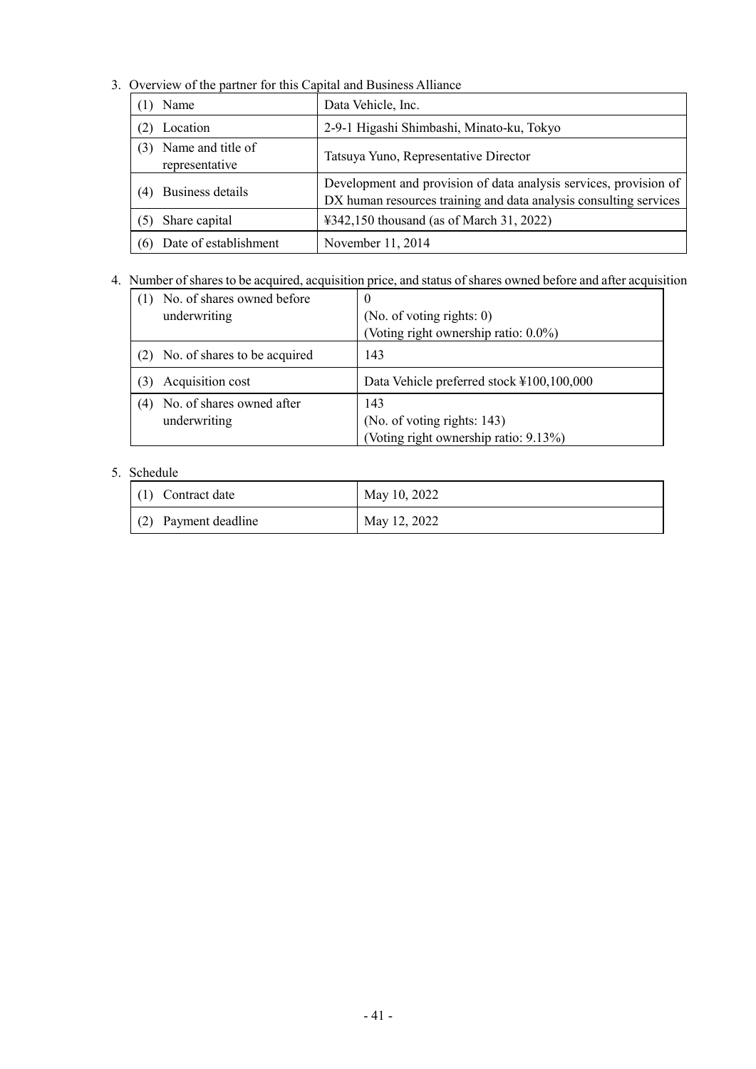3. Overview of the partner for this Capital and Business Alliance

| | |
|---|---|
| (1) Name | Data Vehicle, Inc. |
| (2) Location | 2-9-1 Higashi Shimbashi, Minato-ku, Tokyo |
| (3) Name and title of representative | Tatsuya Yuno, Representative Director |
| (4) Business details | Development and provision of data analysis services, provision of DX human resources training and data analysis consulting services |
| (5) Share capital | ¥342,150 thousand (as of March 31, 2022) |
| (6) Date of establishment | November 11, 2014 |

4. Number of shares to be acquired, acquisition price, and status of shares owned before and after acquisition

| | |
|---|---|
| (1) No. of shares owned before underwriting | 0<br>(No. of voting rights: 0)<br>(Voting right ownership ratio: 0.0%) |
| (2) No. of shares to be acquired | 143 |
| (3) Acquisition cost | Data Vehicle preferred stock ¥100,100,000 |
| (4) No. of shares owned after underwriting | 143<br>(No. of voting rights: 143)<br>(Voting right ownership ratio: 9.13%) |

5. Schedule

| | |
|---|---|
| (1) Contract date | May 10, 2022 |
| (2) Payment deadline | May 12, 2022 |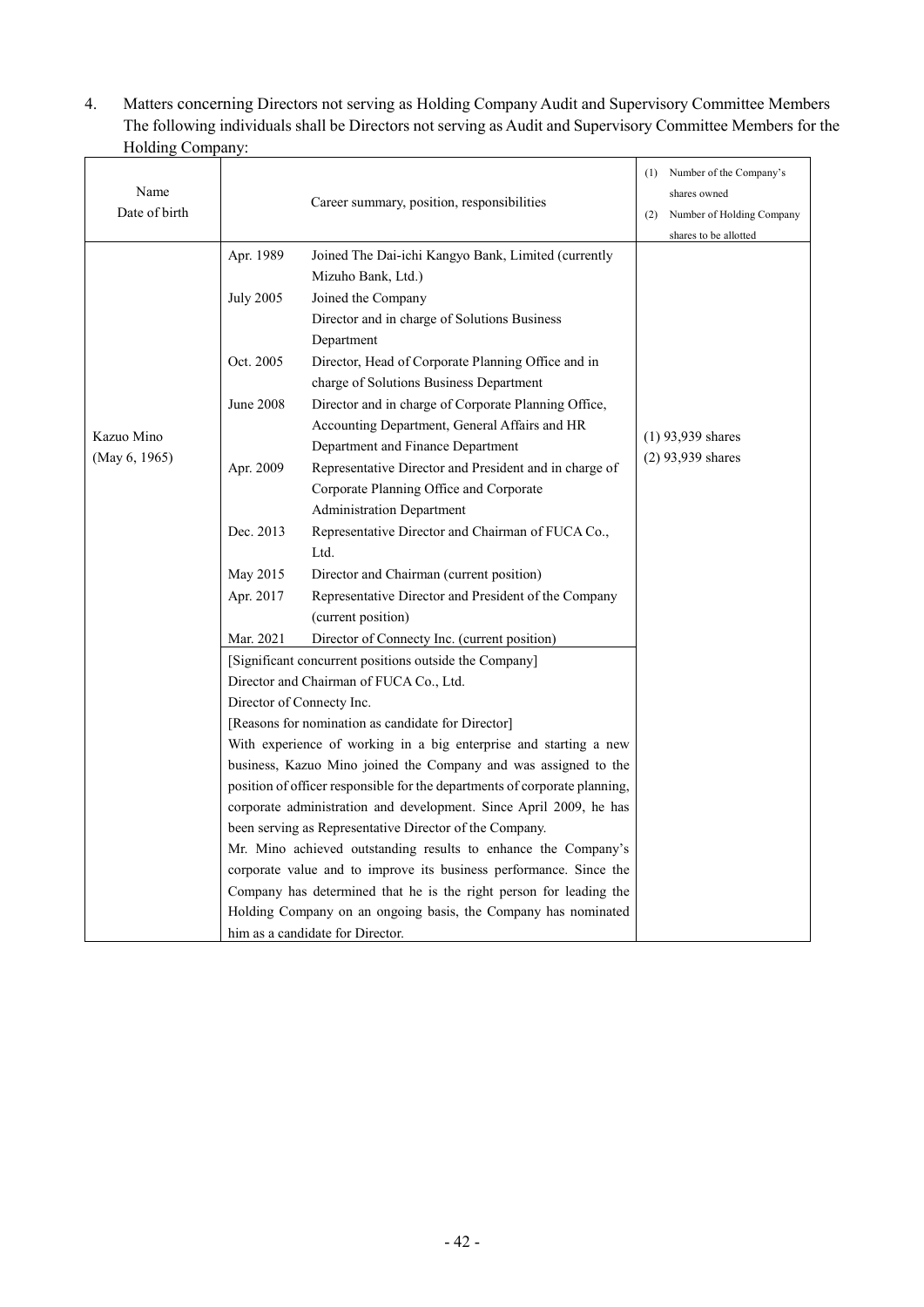4. Matters concerning Directors not serving as Holding Company Audit and Supervisory Committee Members
The following individuals shall be Directors not serving as Audit and Supervisory Committee Members for the Holding Company:

| Name<br>Date of birth | Career summary, position, responsibilities | (1) Number of the Company's shares owned<br>(2) Number of Holding Company shares to be allotted |
|---|---|---|
| Kazuo Mino<br>(May 6, 1965) | Apr. 1989 Joined The Dai-ichi Kangyo Bank, Limited (currently Mizuho Bank, Ltd.)<br>July 2005 Joined the Company<br>Director and in charge of Solutions Business Department<br>Oct. 2005 Director, Head of Corporate Planning Office and in charge of Solutions Business Department<br>June 2008 Director and in charge of Corporate Planning Office, Accounting Department, General Affairs and HR Department and Finance Department<br>Apr. 2009 Representative Director and President and in charge of Corporate Planning Office and Corporate Administration Department<br>Dec. 2013 Representative Director and Chairman of FUCA Co., Ltd.<br>May 2015 Director and Chairman (current position)<br>Apr. 2017 Representative Director and President of the Company (current position)<br>Mar. 2021 Director of Connecty Inc. (current position)<br>[Significant concurrent positions outside the Company]<br>Director and Chairman of FUCA Co., Ltd.<br>Director of Connecty Inc.<br>[Reasons for nomination as candidate for Director]<br>With experience of working in a big enterprise and starting a new business, Kazuo Mino joined the Company and was assigned to the position of officer responsible for the departments of corporate planning, corporate administration and development. Since April 2009, he has been serving as Representative Director of the Company.<br>Mr. Mino achieved outstanding results to enhance the Company's corporate value and to improve its business performance. Since the Company has determined that he is the right person for leading the Holding Company on an ongoing basis, the Company has nominated him as a candidate for Director. | (1) 93,939 shares<br>(2) 93,939 shares |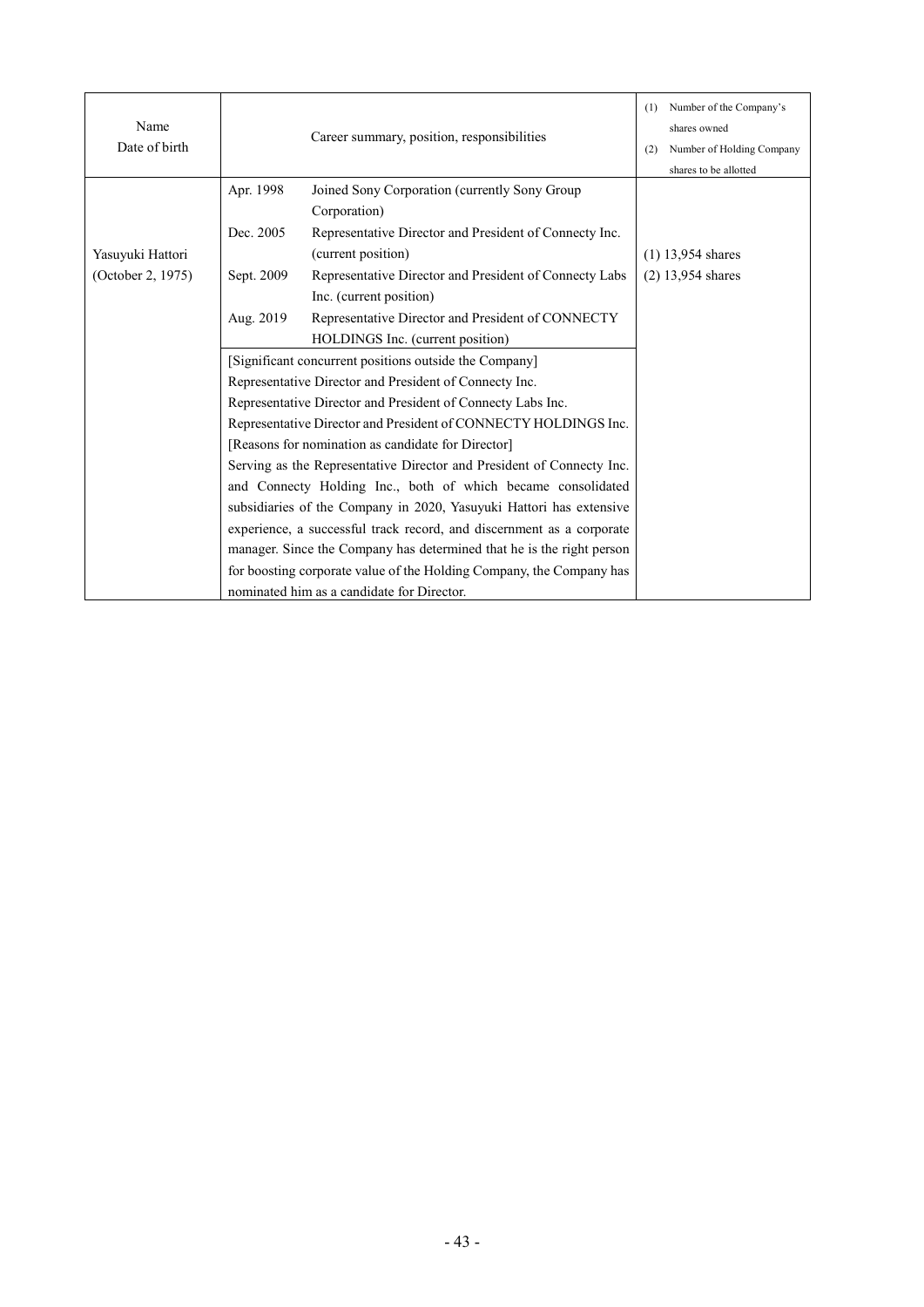| Name<br>Date of birth | Career summary, position, responsibilities | (1) Number of the Company's shares owned<br>(2) Number of Holding Company shares to be allotted |
|---|---|---|
| Yasuyuki Hattori<br>(October 2, 1975) | Apr. 1998 Joined Sony Corporation (currently Sony Group Corporation)<br>Dec. 2005 Representative Director and President of Connecty Inc. (current position)<br>Sept. 2009 Representative Director and President of Connecty Labs Inc. (current position)<br>Aug. 2019 Representative Director and President of CONNECTY HOLDINGS Inc. (current position)<br>[Significant concurrent positions outside the Company]<br>Representative Director and President of Connecty Inc.<br>Representative Director and President of Connecty Labs Inc.<br>Representative Director and President of CONNECTY HOLDINGS Inc.<br>[Reasons for nomination as candidate for Director]<br>Serving as the Representative Director and President of Connecty Inc. and Connecty Holding Inc., both of which became consolidated subsidiaries of the Company in 2020, Yasuyuki Hattori has extensive experience, a successful track record, and discernment as a corporate manager. Since the Company has determined that he is the right person for boosting corporate value of the Holding Company, the Company has nominated him as a candidate for Director. | (1) 13,954 shares<br>(2) 13,954 shares |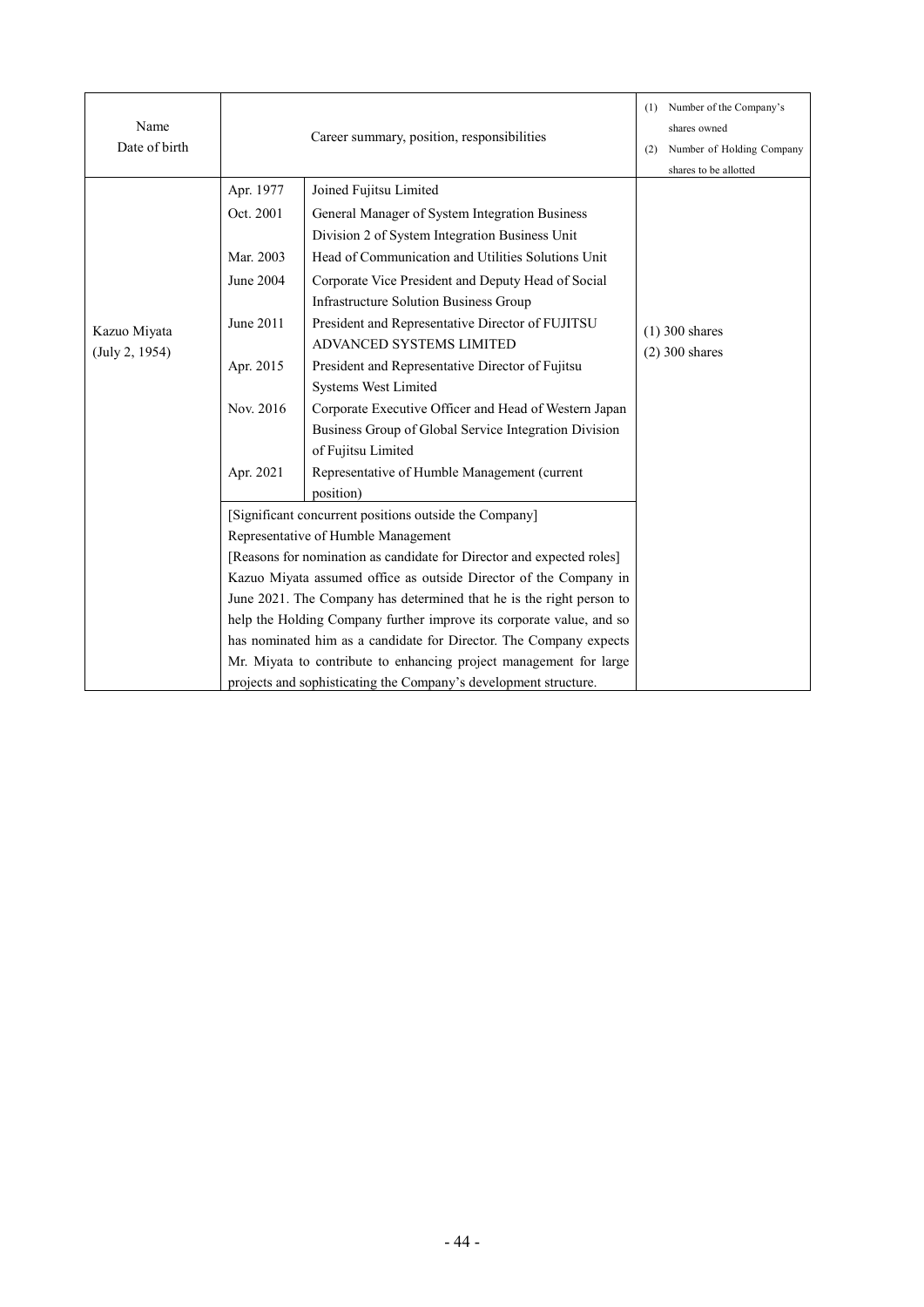| Name<br>Date of birth | Career summary, position, responsibilities | | (1) Number of the Company's shares owned<br>(2) Number of Holding Company shares to be allotted |
|---|---|---|---|
| Kazuo Miyata<br>(July 2, 1954) | Apr. 1977 | Joined Fujitsu Limited | (1) 300 shares<br>(2) 300 shares |
| | Oct. 2001 | General Manager of System Integration Business Division 2 of System Integration Business Unit | |
| | Mar. 2003 | Head of Communication and Utilities Solutions Unit | |
| | June 2004 | Corporate Vice President and Deputy Head of Social Infrastructure Solution Business Group | |
| | June 2011 | President and Representative Director of FUJITSU ADVANCED SYSTEMS LIMITED | |
| | Apr. 2015 | President and Representative Director of Fujitsu Systems West Limited | |
| | Nov. 2016 | Corporate Executive Officer and Head of Western Japan Business Group of Global Service Integration Division of Fujitsu Limited | |
| | Apr. 2021 | Representative of Humble Management (current position) | |
| | [Significant concurrent positions outside the Company]<br>Representative of Humble Management<br>[Reasons for nomination as candidate for Director and expected roles]<br>Kazuo Miyata assumed office as outside Director of the Company in June 2021. The Company has determined that he is the right person to help the Holding Company further improve its corporate value, and so has nominated him as a candidate for Director. The Company expects Mr. Miyata to contribute to enhancing project management for large projects and sophisticating the Company's development structure. | | |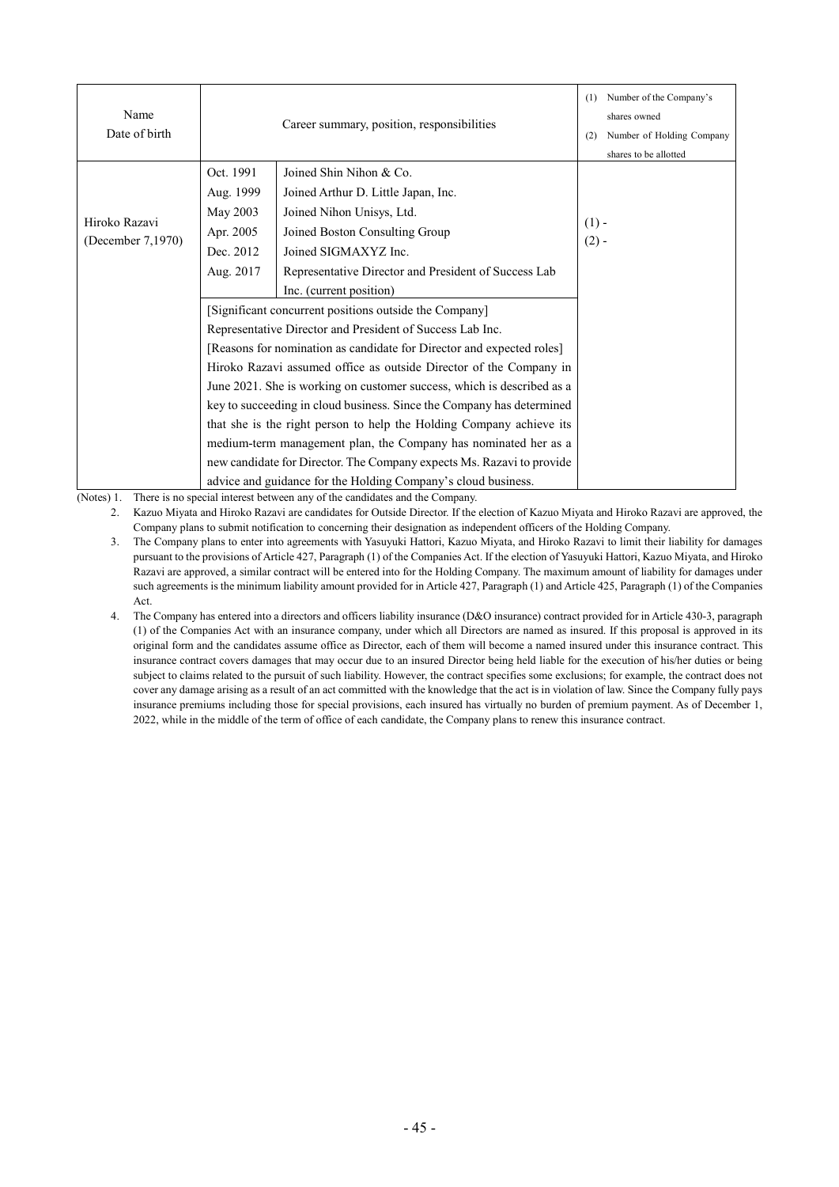| Name<br>Date of birth | Career summary, position, responsibilities | | (1) Number of the Company's shares owned<br>(2) Number of Holding Company shares to be allotted |
|---|---|---|---|
| Hiroko Razavi<br>(December 7,1970) | Oct. 1991 | Joined Shin Nihon & Co. | (1) -<br>(2) - |
| | Aug. 1999 | Joined Arthur D. Little Japan, Inc. | |
| | May 2003 | Joined Nihon Unisys, Ltd. | |
| | Apr. 2005 | Joined Boston Consulting Group | |
| | Dec. 2012 | Joined SIGMAXYZ Inc. | |
| | Aug. 2017 | Representative Director and President of Success Lab Inc. (current position) | |
| | [Significant concurrent positions outside the Company]<br>Representative Director and President of Success Lab Inc.<br>[Reasons for nomination as candidate for Director and expected roles]<br>Hiroko Razavi assumed office as outside Director of the Company in June 2021. She is working on customer success, which is described as a key to succeeding in cloud business. Since the Company has determined that she is the right person to help the Holding Company achieve its medium-term management plan, the Company has nominated her as a new candidate for Director. The Company expects Ms. Razavi to provide advice and guidance for the Holding Company's cloud business. | | |

(Notes) 1. There is no special interest between any of the candidates and the Company.

2. Kazuo Miyata and Hiroko Razavi are candidates for Outside Director. If the election of Kazuo Miyata and Hiroko Razavi are approved, the Company plans to submit notification to concerning their designation as independent officers of the Holding Company.

3. The Company plans to enter into agreements with Yasuyuki Hattori, Kazuo Miyata, and Hiroko Razavi to limit their liability for damages pursuant to the provisions of Article 427, Paragraph (1) of the Companies Act. If the election of Yasuyuki Hattori, Kazuo Miyata, and Hiroko Razavi are approved, a similar contract will be entered into for the Holding Company. The maximum amount of liability for damages under such agreements is the minimum liability amount provided for in Article 427, Paragraph (1) and Article 425, Paragraph (1) of the Companies Act.

4. The Company has entered into a directors and officers liability insurance (D&O insurance) contract provided for in Article 430-3, paragraph (1) of the Companies Act with an insurance company, under which all Directors are named as insured. If this proposal is approved in its original form and the candidates assume office as Director, each of them will become a named insured under this insurance contract. This insurance contract covers damages that may occur due to an insured Director being held liable for the execution of his/her duties or being subject to claims related to the pursuit of such liability. However, the contract specifies some exclusions; for example, the contract does not cover any damage arising as a result of an act committed with the knowledge that the act is in violation of law. Since the Company fully pays insurance premiums including those for special provisions, each insured has virtually no burden of premium payment. As of December 1, 2022, while in the middle of the term of office of each candidate, the Company plans to renew this insurance contract.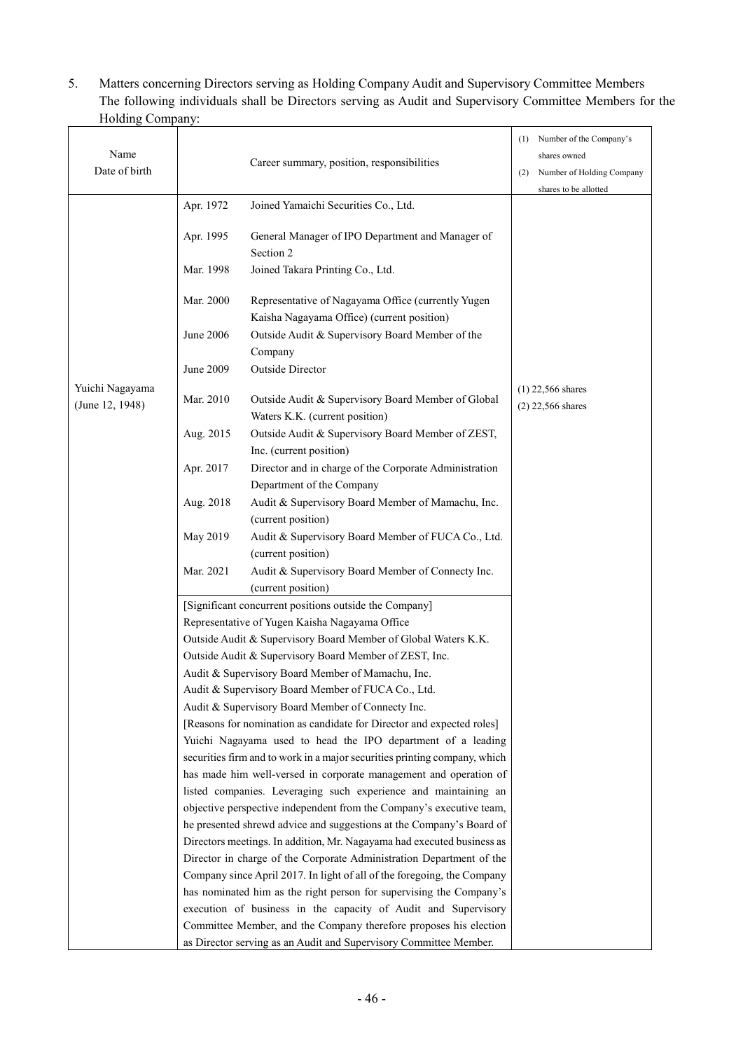5. Matters concerning Directors serving as Holding Company Audit and Supervisory Committee Members
The following individuals shall be Directors serving as Audit and Supervisory Committee Members for the Holding Company:

| Name<br>Date of birth | Career summary, position, responsibilities | (1) Number of the Company's shares owned<br>(2) Number of Holding Company shares to be allotted |
|---|---|---|
| Yuichi Nagayama<br>(June 12, 1948) | Apr. 1972 Joined Yamaichi Securities Co., Ltd.<br>Apr. 1995 General Manager of IPO Department and Manager of Section 2<br>Mar. 1998 Joined Takara Printing Co., Ltd.<br>Mar. 2000 Representative of Nagayama Office (currently Yugen Kaisha Nagayama Office) (current position)<br>June 2006 Outside Audit & Supervisory Board Member of the Company<br>June 2009 Outside Director<br>Mar. 2010 Outside Audit & Supervisory Board Member of Global Waters K.K. (current position)<br>Aug. 2015 Outside Audit & Supervisory Board Member of ZEST, Inc. (current position)<br>Apr. 2017 Director and in charge of the Corporate Administration Department of the Company<br>Aug. 2018 Audit & Supervisory Board Member of Mamachu, Inc. (current position)<br>May 2019 Audit & Supervisory Board Member of FUCA Co., Ltd. (current position)<br>Mar. 2021 Audit & Supervisory Board Member of Connecty Inc. (current position) | (1) 22,566 shares<br>(2) 22,566 shares |
| | [Significant concurrent positions outside the Company]<br>Representative of Yugen Kaisha Nagayama Office<br>Outside Audit & Supervisory Board Member of Global Waters K.K.<br>Outside Audit & Supervisory Board Member of ZEST, Inc.<br>Audit & Supervisory Board Member of Mamachu, Inc.<br>Audit & Supervisory Board Member of FUCA Co., Ltd.<br>Audit & Supervisory Board Member of Connecty Inc.<br>[Reasons for nomination as candidate for Director and expected roles]<br>Yuichi Nagayama used to head the IPO department of a leading securities firm and to work in a major securities printing company, which has made him well-versed in corporate management and operation of listed companies. Leveraging such experience and maintaining an objective perspective independent from the Company's executive team, he presented shrewd advice and suggestions at the Company's Board of Directors meetings. In addition, Mr. Nagayama had executed business as Director in charge of the Corporate Administration Department of the Company since April 2017. In light of all of the foregoing, the Company has nominated him as the right person for supervising the Company's execution of business in the capacity of Audit and Supervisory Committee Member, and the Company therefore proposes his election as Director serving as an Audit and Supervisory Committee Member. | |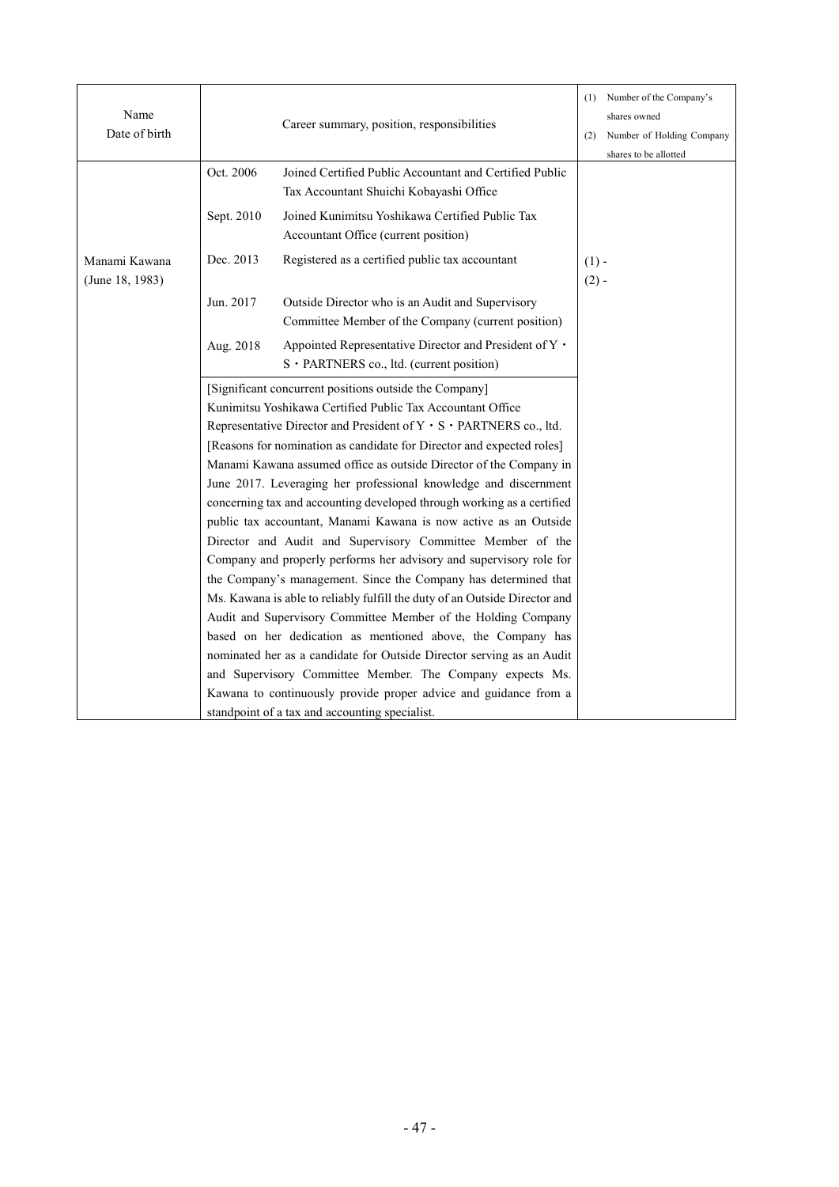| Name<br>Date of birth | Career summary, position, responsibilities | | (1) Number of the Company's shares owned<br>(2) Number of Holding Company shares to be allotted |
|---|---|---|---|
| Manami Kawana<br>(June 18, 1983) | Oct. 2006 | Joined Certified Public Accountant and Certified Public Tax Accountant Shuichi Kobayashi Office | (1) -<br>(2) - |
| | Sept. 2010 | Joined Kunimitsu Yoshikawa Certified Public Tax Accountant Office (current position) | |
| | Dec. 2013 | Registered as a certified public tax accountant | |
| | Jun. 2017 | Outside Director who is an Audit and Supervisory Committee Member of the Company (current position) | |
| | Aug. 2018 | Appointed Representative Director and President of Y・S・PARTNERS co., ltd. (current position) | |
| | [Significant concurrent positions outside the Company]<br>Kunimitsu Yoshikawa Certified Public Tax Accountant Office<br>Representative Director and President of Y・S・PARTNERS co., ltd.<br>[Reasons for nomination as candidate for Director and expected roles]<br>Manami Kawana assumed office as outside Director of the Company in June 2017. Leveraging her professional knowledge and discernment concerning tax and accounting developed through working as a certified public tax accountant, Manami Kawana is now active as an Outside Director and Audit and Supervisory Committee Member of the Company and properly performs her advisory and supervisory role for the Company's management. Since the Company has determined that Ms. Kawana is able to reliably fulfill the duty of an Outside Director and Audit and Supervisory Committee Member of the Holding Company based on her dedication as mentioned above, the Company has nominated her as a candidate for Outside Director serving as an Audit and Supervisory Committee Member. The Company expects Ms. Kawana to continuously provide proper advice and guidance from a standpoint of a tax and accounting specialist. | | |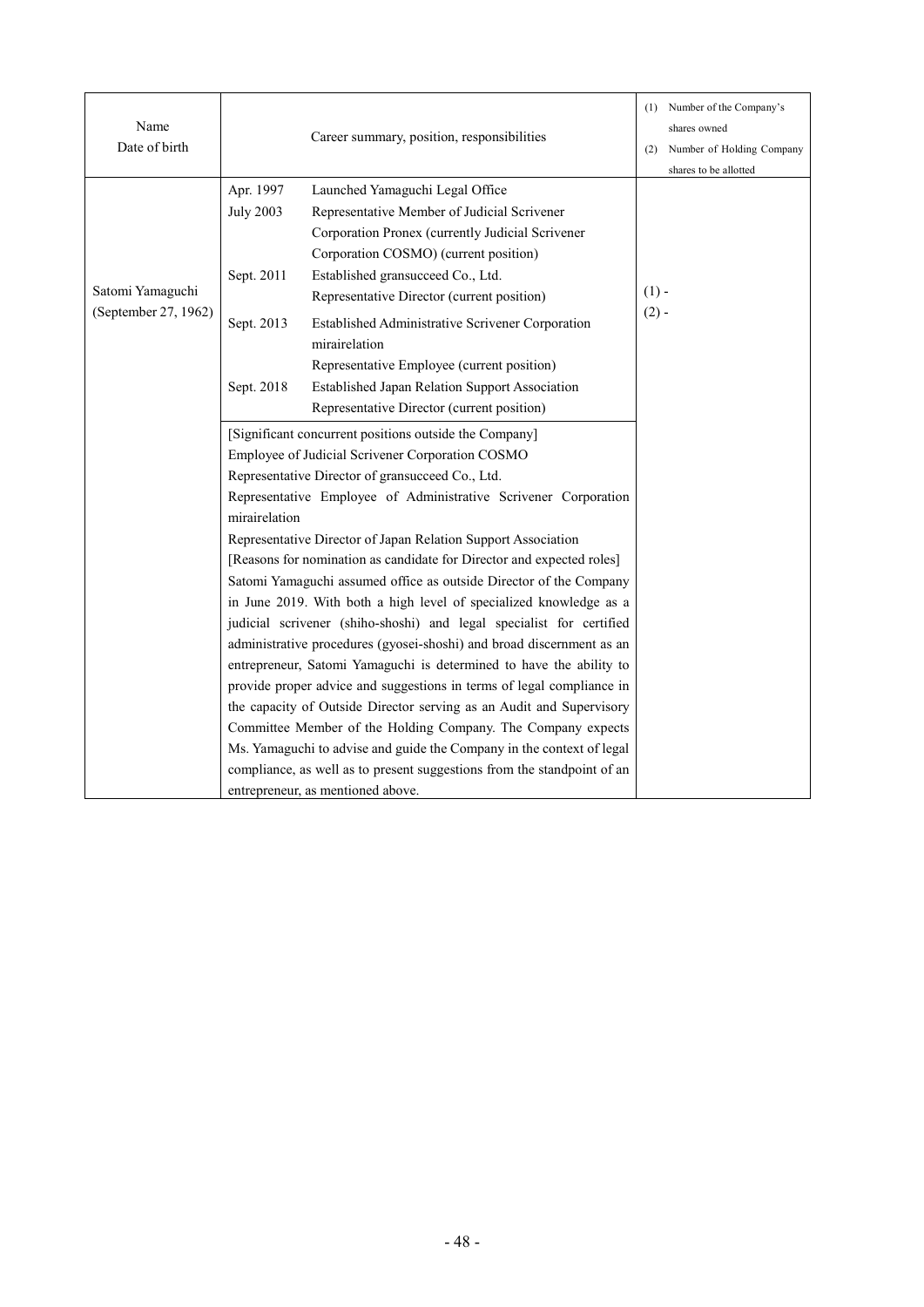| Name<br>Date of birth | Career summary, position, responsibilities | (1) Number of the Company's shares owned<br>(2) Number of Holding Company shares to be allotted |
|---|---|---|
| Satomi Yamaguchi<br>(September 27, 1962) | Apr. 1997 Launched Yamaguchi Legal Office<br>July 2003 Representative Member of Judicial Scrivener Corporation Pronex (currently Judicial Scrivener Corporation COSMO) (current position)<br>Sept. 2011 Established gransucceed Co., Ltd.<br>Representative Director (current position)<br>Sept. 2013 Established Administrative Scrivener Corporation mirairelation<br>Representative Employee (current position)<br>Sept. 2018 Established Japan Relation Support Association<br>Representative Director (current position) | (1) -<br>(2) - |
| | [Significant concurrent positions outside the Company]<br>Employee of Judicial Scrivener Corporation COSMO<br>Representative Director of gransucceed Co., Ltd.<br>Representative Employee of Administrative Scrivener Corporation mirairelation<br>Representative Director of Japan Relation Support Association<br>[Reasons for nomination as candidate for Director and expected roles]<br>Satomi Yamaguchi assumed office as outside Director of the Company in June 2019. With both a high level of specialized knowledge as a judicial scrivener (shiho-shoshi) and legal specialist for certified administrative procedures (gyosei-shoshi) and broad discernment as an entrepreneur, Satomi Yamaguchi is determined to have the ability to provide proper advice and suggestions in terms of legal compliance in the capacity of Outside Director serving as an Audit and Supervisory Committee Member of the Holding Company. The Company expects Ms. Yamaguchi to advise and guide the Company in the context of legal compliance, as well as to present suggestions from the standpoint of an entrepreneur, as mentioned above. | |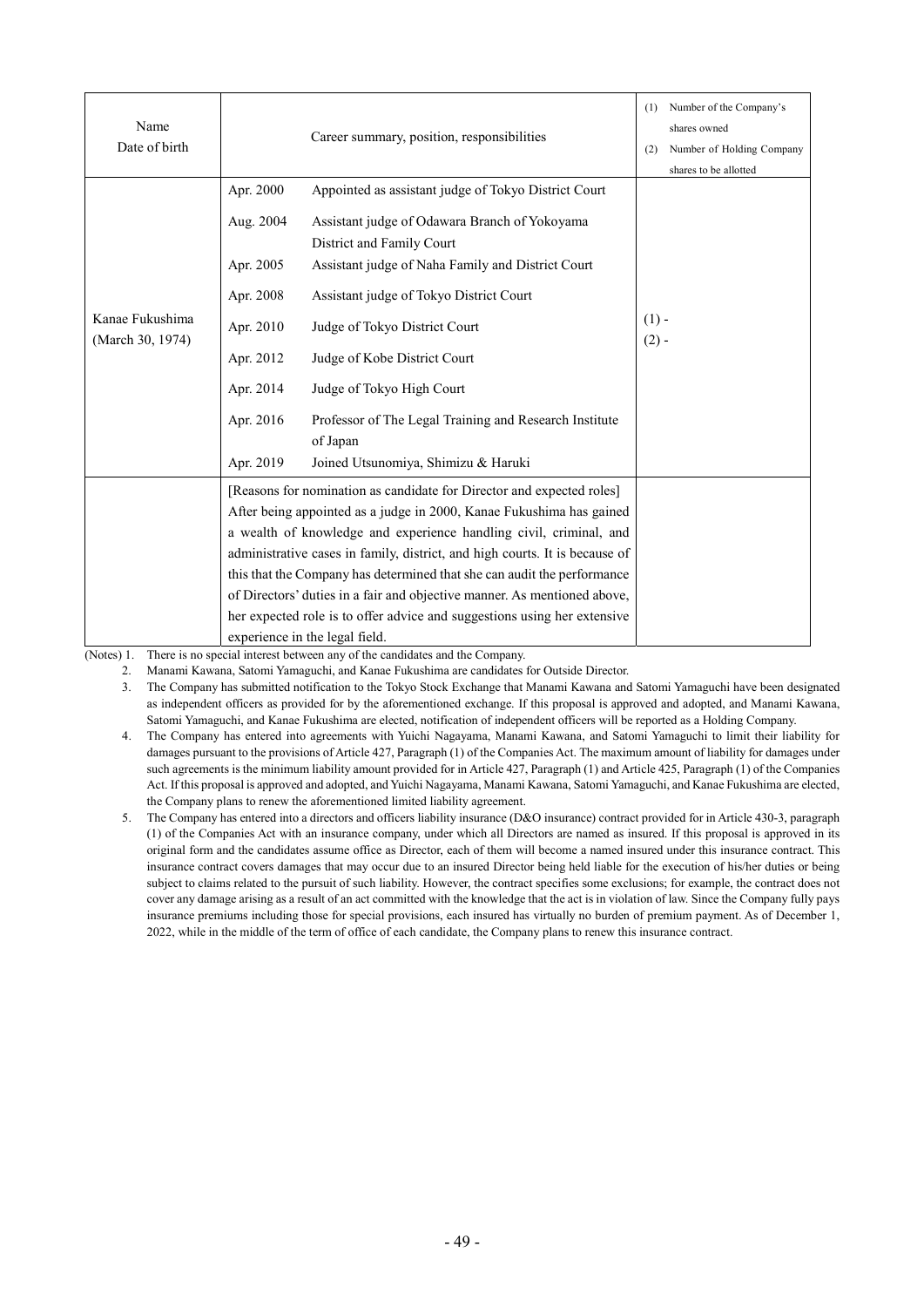| Name<br>Date of birth | Career summary, position, responsibilities | (1) Number of the Company's shares owned<br>(2) Number of Holding Company shares to be allotted |
|---|---|---|
| Kanae Fukushima<br>(March 30, 1974) | Apr. 2000 Appointed as assistant judge of Tokyo District Court<br>Aug. 2004 Assistant judge of Odawara Branch of Yokoyama District and Family Court<br>Apr. 2005 Assistant judge of Naha Family and District Court<br>Apr. 2008 Assistant judge of Tokyo District Court<br>Apr. 2010 Judge of Tokyo District Court<br>Apr. 2012 Judge of Kobe District Court<br>Apr. 2014 Judge of Tokyo High Court<br>Apr. 2016 Professor of The Legal Training and Research Institute of Japan<br>Apr. 2019 Joined Utsunomiya, Shimizu & Haruki | (1) -<br>(2) - |
| | [Reasons for nomination as candidate for Director and expected roles]<br>After being appointed as a judge in 2000, Kanae Fukushima has gained a wealth of knowledge and experience handling civil, criminal, and administrative cases in family, district, and high courts. It is because of this that the Company has determined that she can audit the performance of Directors' duties in a fair and objective manner. As mentioned above, her expected role is to offer advice and suggestions using her extensive experience in the legal field. | |

(Notes) 1. There is no special interest between any of the candidates and the Company.

2. Manami Kawana, Satomi Yamaguchi, and Kanae Fukushima are candidates for Outside Director.

3. The Company has submitted notification to the Tokyo Stock Exchange that Manami Kawana and Satomi Yamaguchi have been designated as independent officers as provided for by the aforementioned exchange. If this proposal is approved and adopted, and Manami Kawana, Satomi Yamaguchi, and Kanae Fukushima are elected, notification of independent officers will be reported as a Holding Company.

4. The Company has entered into agreements with Yuichi Nagayama, Manami Kawana, and Satomi Yamaguchi to limit their liability for damages pursuant to the provisions of Article 427, Paragraph (1) of the Companies Act. The maximum amount of liability for damages under such agreements is the minimum liability amount provided for in Article 427, Paragraph (1) and Article 425, Paragraph (1) of the Companies Act. If this proposal is approved and adopted, and Yuichi Nagayama, Manami Kawana, Satomi Yamaguchi, and Kanae Fukushima are elected, the Company plans to renew the aforementioned limited liability agreement.

5. The Company has entered into a directors and officers liability insurance (D&O insurance) contract provided for in Article 430-3, paragraph (1) of the Companies Act with an insurance company, under which all Directors are named as insured. If this proposal is approved in its original form and the candidates assume office as Director, each of them will become a named insured under this insurance contract. This insurance contract covers damages that may occur due to an insured Director being held liable for the execution of his/her duties or being subject to claims related to the pursuit of such liability. However, the contract specifies some exclusions; for example, the contract does not cover any damage arising as a result of an act committed with the knowledge that the act is in violation of law. Since the Company fully pays insurance premiums including those for special provisions, each insured has virtually no burden of premium payment. As of December 1, 2022, while in the middle of the term of office of each candidate, the Company plans to renew this insurance contract.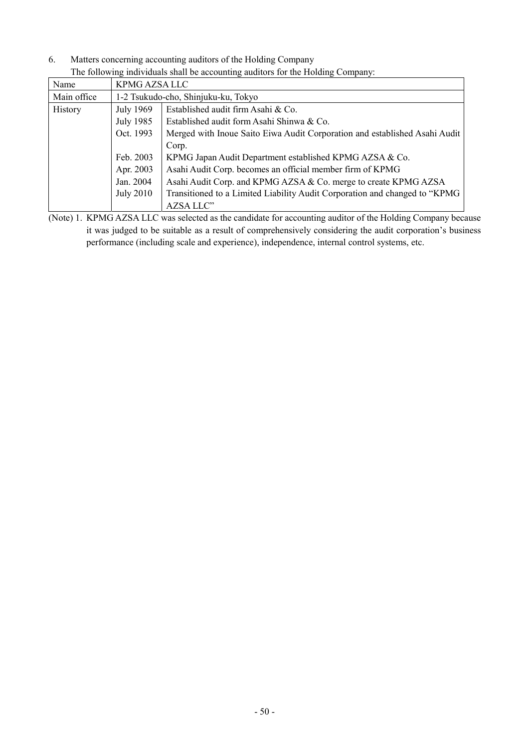6. Matters concerning accounting auditors of the Holding Company

The following individuals shall be accounting auditors for the Holding Company:

| | | |
|---|---|---|
| Name | KPMG AZSA LLC | |
| Main office | 1-2 Tsukudo-cho, Shinjuku-ku, Tokyo | |
| History | July 1969 | Established audit firm Asahi & Co. |
| | July 1985 | Established audit form Asahi Shinwa & Co. |
| | Oct. 1993 | Merged with Inoue Saito Eiwa Audit Corporation and established Asahi Audit Corp. |
| | Feb. 2003 | KPMG Japan Audit Department established KPMG AZSA & Co. |
| | Apr. 2003 | Asahi Audit Corp. becomes an official member firm of KPMG |
| | Jan. 2004 | Asahi Audit Corp. and KPMG AZSA & Co. merge to create KPMG AZSA |
| | July 2010 | Transitioned to a Limited Liability Audit Corporation and changed to "KPMG AZSA LLC" |

(Note) 1. KPMG AZSA LLC was selected as the candidate for accounting auditor of the Holding Company because it was judged to be suitable as a result of comprehensively considering the audit corporation's business performance (including scale and experience), independence, internal control systems, etc.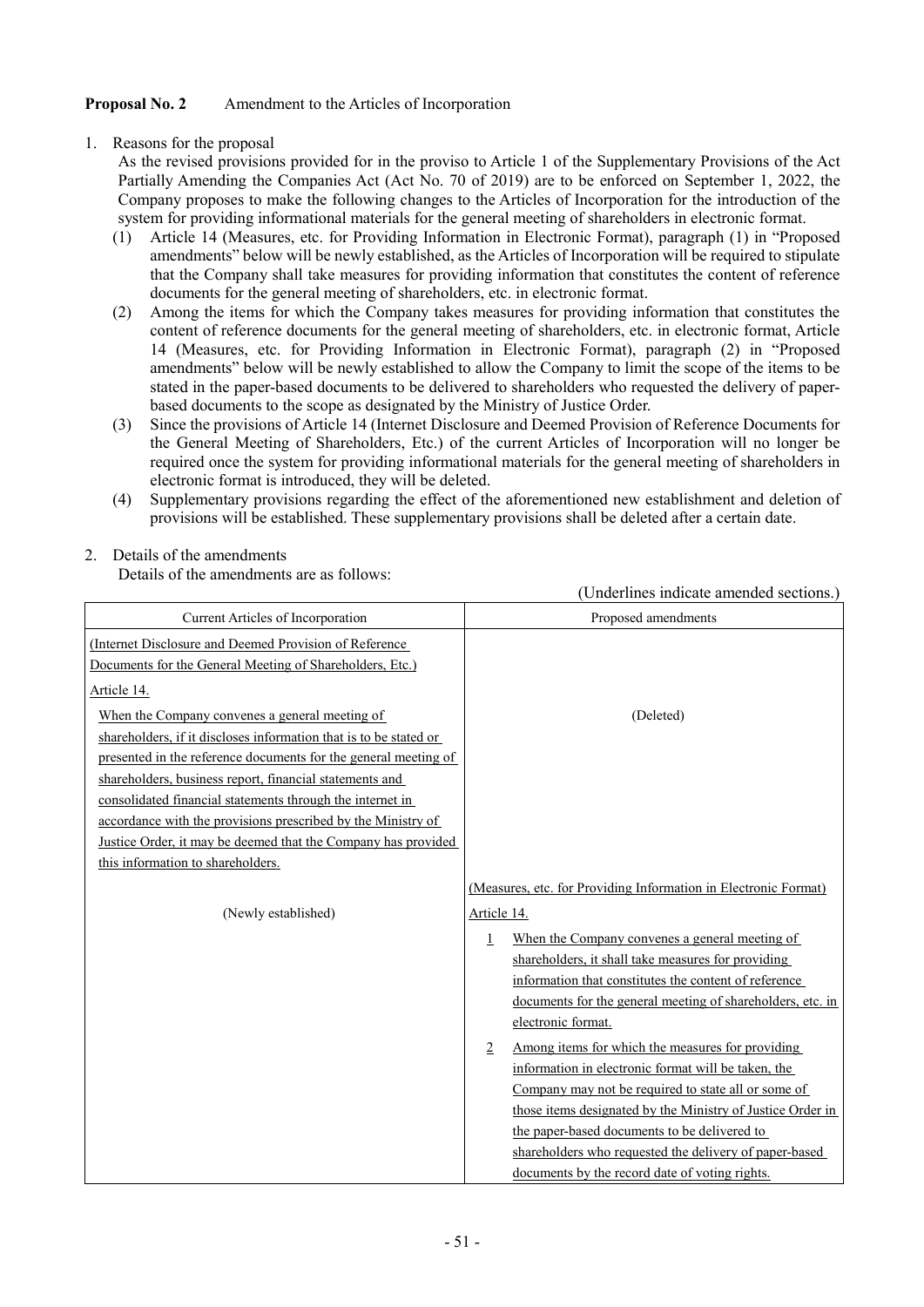**Proposal No. 2** Amendment to the Articles of Incorporation

1. Reasons for the proposal

   As the revised provisions provided for in the proviso to Article 1 of the Supplementary Provisions of the Act Partially Amending the Companies Act (Act No. 70 of 2019) are to be enforced on September 1, 2022, the Company proposes to make the following changes to the Articles of Incorporation for the introduction of the system for providing informational materials for the general meeting of shareholders in electronic format.

   (1) Article 14 (Measures, etc. for Providing Information in Electronic Format), paragraph (1) in "Proposed amendments" below will be newly established, as the Articles of Incorporation will be required to stipulate that the Company shall take measures for providing information that constitutes the content of reference documents for the general meeting of shareholders, etc. in electronic format.

   (2) Among the items for which the Company takes measures for providing information that constitutes the content of reference documents for the general meeting of shareholders, etc. in electronic format, Article 14 (Measures, etc. for Providing Information in Electronic Format), paragraph (2) in "Proposed amendments" below will be newly established to allow the Company to limit the scope of the items to be stated in the paper-based documents to be delivered to shareholders who requested the delivery of paper-based documents to the scope as designated by the Ministry of Justice Order.

   (3) Since the provisions of Article 14 (Internet Disclosure and Deemed Provision of Reference Documents for the General Meeting of Shareholders, Etc.) of the current Articles of Incorporation will no longer be required once the system for providing informational materials for the general meeting of shareholders in electronic format is introduced, they will be deleted.

   (4) Supplementary provisions regarding the effect of the aforementioned new establishment and deletion of provisions will be established. These supplementary provisions shall be deleted after a certain date.

2. Details of the amendments

   Details of the amendments are as follows:

(Underlines indicate amended sections.)

| Current Articles of Incorporation | Proposed amendments |
|---|---|
| (Internet Disclosure and Deemed Provision of Reference Documents for the General Meeting of Shareholders, Etc.)<br>Article 14.<br>When the Company convenes a general meeting of shareholders, if it discloses information that is to be stated or presented in the reference documents for the general meeting of shareholders, business report, financial statements and consolidated financial statements through the internet in accordance with the provisions prescribed by the Ministry of Justice Order, it may be deemed that the Company has provided this information to shareholders. | (Deleted) |
| (Newly established) | (Measures, etc. for Providing Information in Electronic Format)<br>Article 14.<br>1 When the Company convenes a general meeting of shareholders, it shall take measures for providing information that constitutes the content of reference documents for the general meeting of shareholders, etc. in electronic format.<br>2 Among items for which the measures for providing information in electronic format will be taken, the Company may not be required to state all or some of those items designated by the Ministry of Justice Order in the paper-based documents to be delivered to shareholders who requested the delivery of paper-based documents by the record date of voting rights. |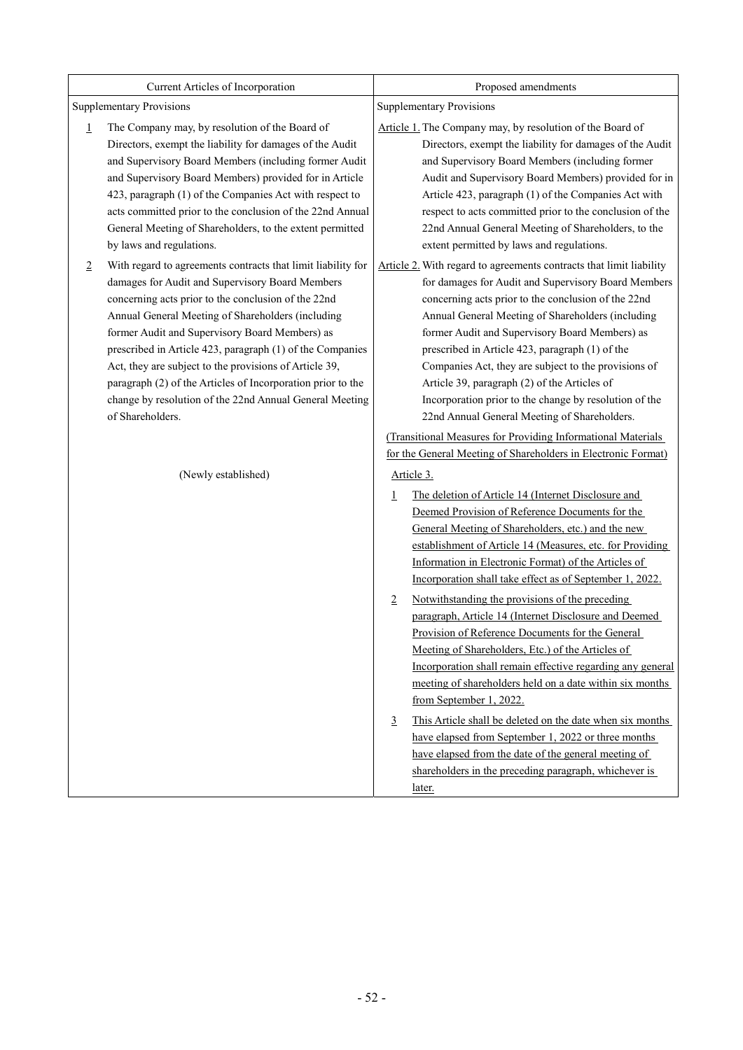| Current Articles of Incorporation | Proposed amendments |
|---|---|
| Supplementary Provisions | Supplementary Provisions |
| 1 The Company may, by resolution of the Board of Directors, exempt the liability for damages of the Audit and Supervisory Board Members (including former Audit and Supervisory Board Members) provided for in Article 423, paragraph (1) of the Companies Act with respect to acts committed prior to the conclusion of the 22nd Annual General Meeting of Shareholders, to the extent permitted by laws and regulations. | Article 1. The Company may, by resolution of the Board of Directors, exempt the liability for damages of the Audit and Supervisory Board Members (including former Audit and Supervisory Board Members) provided for in Article 423, paragraph (1) of the Companies Act with respect to acts committed prior to the conclusion of the 22nd Annual General Meeting of Shareholders, to the extent permitted by laws and regulations. |
| 2 With regard to agreements contracts that limit liability for damages for Audit and Supervisory Board Members concerning acts prior to the conclusion of the 22nd Annual General Meeting of Shareholders (including former Audit and Supervisory Board Members) as prescribed in Article 423, paragraph (1) of the Companies Act, they are subject to the provisions of Article 39, paragraph (2) of the Articles of Incorporation prior to the change by resolution of the 22nd Annual General Meeting of Shareholders. | Article 2. With regard to agreements contracts that limit liability for damages for Audit and Supervisory Board Members concerning acts prior to the conclusion of the 22nd Annual General Meeting of Shareholders (including former Audit and Supervisory Board Members) as prescribed in Article 423, paragraph (1) of the Companies Act, they are subject to the provisions of Article 39, paragraph (2) of the Articles of Incorporation prior to the change by resolution of the 22nd Annual General Meeting of Shareholders. |
| (Newly established) | (Transitional Measures for Providing Informational Materials for the General Meeting of Shareholders in Electronic Format)<br>Article 3.<br>1 The deletion of Article 14 (Internet Disclosure and Deemed Provision of Reference Documents for the General Meeting of Shareholders, etc.) and the new establishment of Article 14 (Measures, etc. for Providing Information in Electronic Format) of the Articles of Incorporation shall take effect as of September 1, 2022.<br>2 Notwithstanding the provisions of the preceding paragraph, Article 14 (Internet Disclosure and Deemed Provision of Reference Documents for the General Meeting of Shareholders, Etc.) of the Articles of Incorporation shall remain effective regarding any general meeting of shareholders held on a date within six months from September 1, 2022.<br>3 This Article shall be deleted on the date when six months have elapsed from September 1, 2022 or three months have elapsed from the date of the general meeting of shareholders in the preceding paragraph, whichever is later. |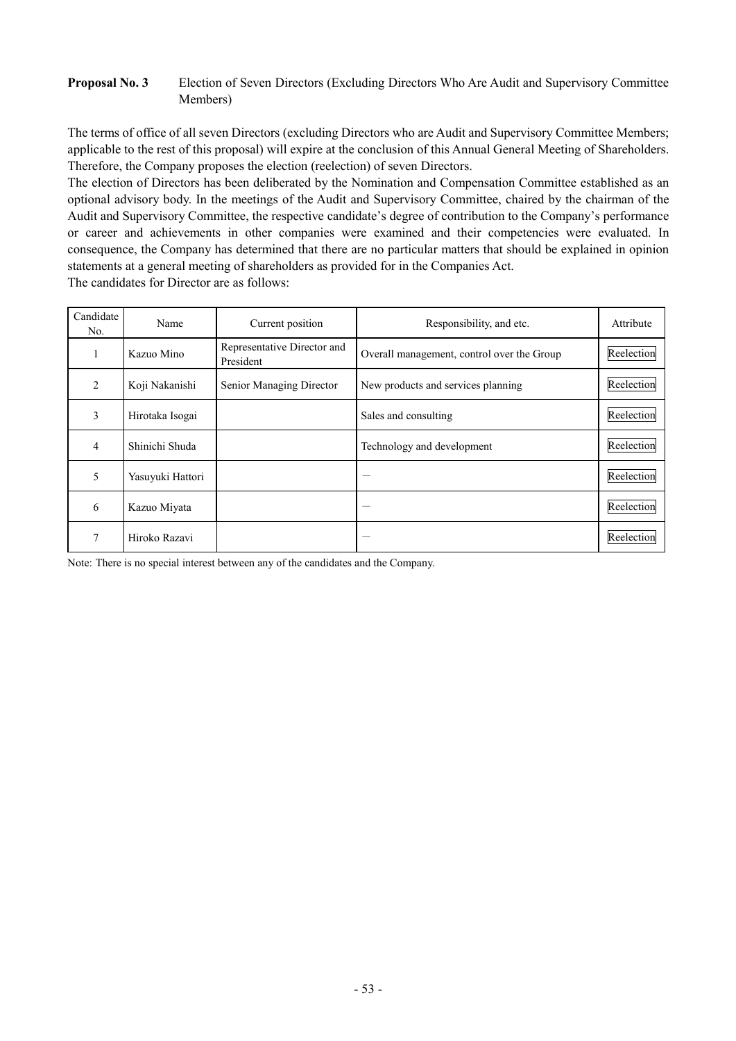**Proposal No. 3** Election of Seven Directors (Excluding Directors Who Are Audit and Supervisory Committee Members)

The terms of office of all seven Directors (excluding Directors who are Audit and Supervisory Committee Members; applicable to the rest of this proposal) will expire at the conclusion of this Annual General Meeting of Shareholders. Therefore, the Company proposes the election (reelection) of seven Directors.

The election of Directors has been deliberated by the Nomination and Compensation Committee established as an optional advisory body. In the meetings of the Audit and Supervisory Committee, chaired by the chairman of the Audit and Supervisory Committee, the respective candidate's degree of contribution to the Company's performance or career and achievements in other companies were examined and their competencies were evaluated. In consequence, the Company has determined that there are no particular matters that should be explained in opinion statements at a general meeting of shareholders as provided for in the Companies Act.

The candidates for Director are as follows:

| Candidate No. | Name | Current position | Responsibility, and etc. | Attribute |
|---|---|---|---|---|
| 1 | Kazuo Mino | Representative Director and President | Overall management, control over the Group | Reelection |
| 2 | Koji Nakanishi | Senior Managing Director | New products and services planning | Reelection |
| 3 | Hirotaka Isogai | | Sales and consulting | Reelection |
| 4 | Shinichi Shuda | | Technology and development | Reelection |
| 5 | Yasuyuki Hattori | | — | Reelection |
| 6 | Kazuo Miyata | | — | Reelection |
| 7 | Hiroko Razavi | | — | Reelection |

Note: There is no special interest between any of the candidates and the Company.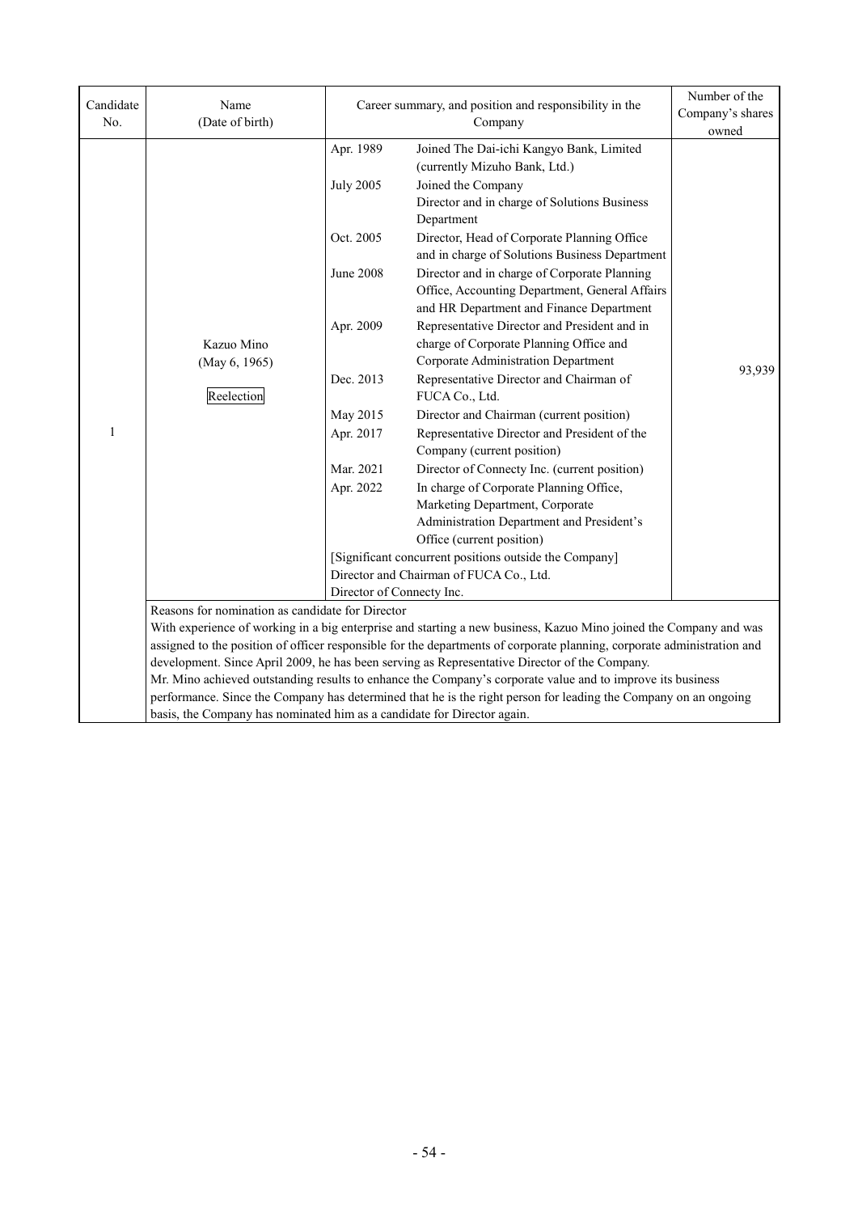| Candidate No. | Name (Date of birth) | Career summary, and position and responsibility in the Company | | Number of the Company's shares owned |
|---|---|---|---|---|
| 1 | Kazuo Mino (May 6, 1965) Reelection | Apr. 1989 | Joined The Dai-ichi Kangyo Bank, Limited (currently Mizuho Bank, Ltd.) | 93,939 |
| | | July 2005 | Joined the Company Director and in charge of Solutions Business Department | |
| | | Oct. 2005 | Director, Head of Corporate Planning Office and in charge of Solutions Business Department | |
| | | June 2008 | Director and in charge of Corporate Planning Office, Accounting Department, General Affairs and HR Department and Finance Department | |
| | | Apr. 2009 | Representative Director and President and in charge of Corporate Planning Office and Corporate Administration Department | |
| | | Dec. 2013 | Representative Director and Chairman of FUCA Co., Ltd. | |
| | | May 2015 | Director and Chairman (current position) | |
| | | Apr. 2017 | Representative Director and President of the Company (current position) | |
| | | Mar. 2021 | Director of Connecty Inc. (current position) | |
| | | Apr. 2022 | In charge of Corporate Planning Office, Marketing Department, Corporate Administration Department and President's Office (current position) | |
| | | [Significant concurrent positions outside the Company] Director and Chairman of FUCA Co., Ltd. Director of Connecty Inc. | | |
| | Reasons for nomination as candidate for Director With experience of working in a big enterprise and starting a new business, Kazuo Mino joined the Company and was assigned to the position of officer responsible for the departments of corporate planning, corporate administration and development. Since April 2009, he has been serving as Representative Director of the Company. Mr. Mino achieved outstanding results to enhance the Company's corporate value and to improve its business performance. Since the Company has determined that he is the right person for leading the Company on an ongoing basis, the Company has nominated him as a candidate for Director again. | | | |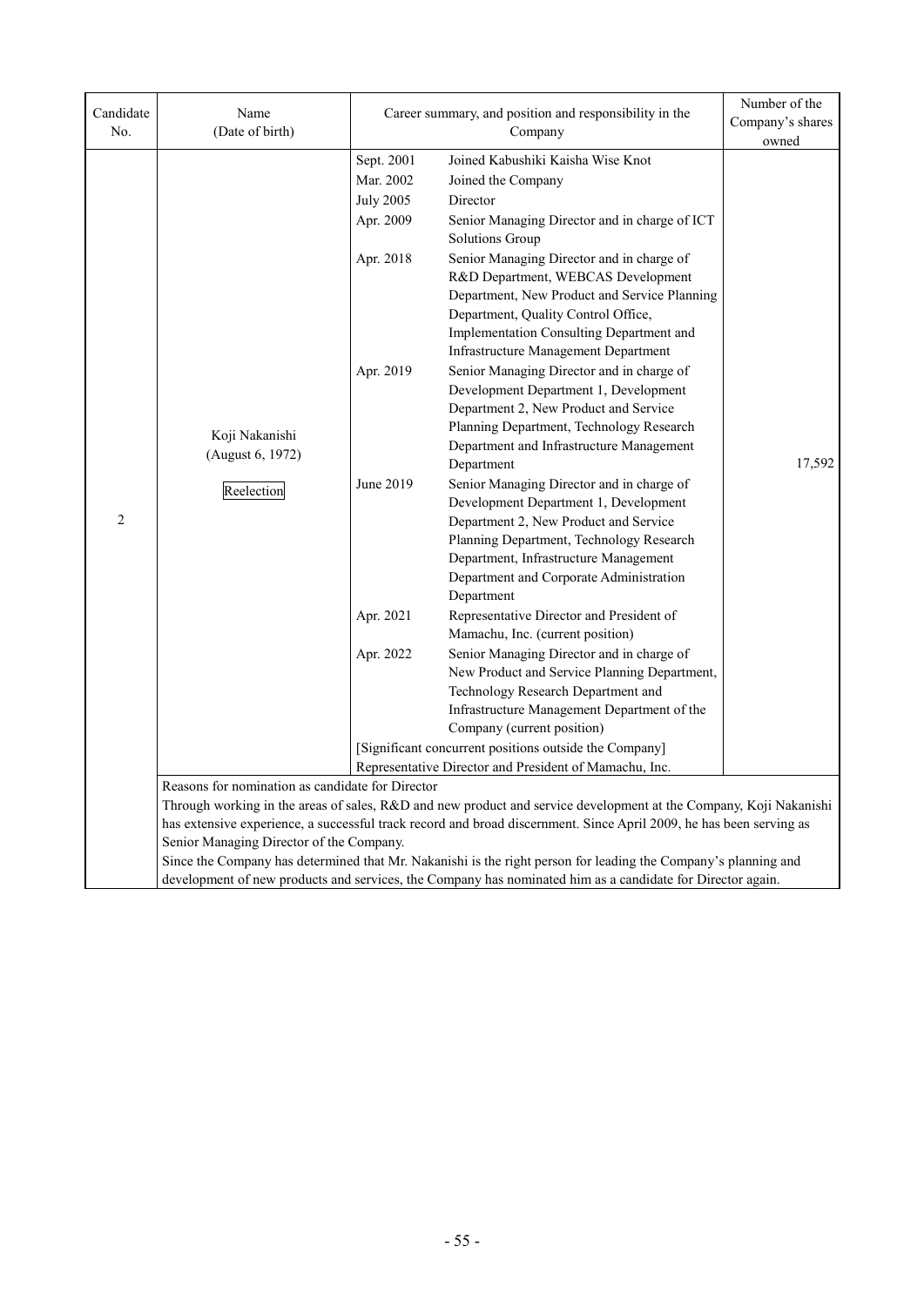| Candidate No. | Name (Date of birth) | Career summary, and position and responsibility in the Company | | Number of the Company's shares owned |
|---|---|---|---|---|
| 2 | Koji Nakanishi (August 6, 1972) Reelection | Sept. 2001 | Joined Kabushiki Kaisha Wise Knot | 17,592 |
| | | Mar. 2002 | Joined the Company | |
| | | July 2005 | Director | |
| | | Apr. 2009 | Senior Managing Director and in charge of ICT Solutions Group | |
| | | Apr. 2018 | Senior Managing Director and in charge of R&D Department, WEBCAS Development Department, New Product and Service Planning Department, Quality Control Office, Implementation Consulting Department and Infrastructure Management Department | |
| | | Apr. 2019 | Senior Managing Director and in charge of Development Department 1, Development Department 2, New Product and Service Planning Department, Technology Research Department and Infrastructure Management Department | |
| | | June 2019 | Senior Managing Director and in charge of Development Department 1, Development Department 2, New Product and Service Planning Department, Technology Research Department, Infrastructure Management Department and Corporate Administration Department | |
| | | Apr. 2021 | Representative Director and President of Mamachu, Inc. (current position) | |
| | | Apr. 2022 | Senior Managing Director and in charge of New Product and Service Planning Department, Technology Research Department and Infrastructure Management Department of the Company (current position) | |
| | | [Significant concurrent positions outside the Company] Representative Director and President of Mamachu, Inc. | | |

Reasons for nomination as candidate for Director

Through working in the areas of sales, R&D and new product and service development at the Company, Koji Nakanishi has extensive experience, a successful track record and broad discernment. Since April 2009, he has been serving as Senior Managing Director of the Company.

Since the Company has determined that Mr. Nakanishi is the right person for leading the Company's planning and development of new products and services, the Company has nominated him as a candidate for Director again.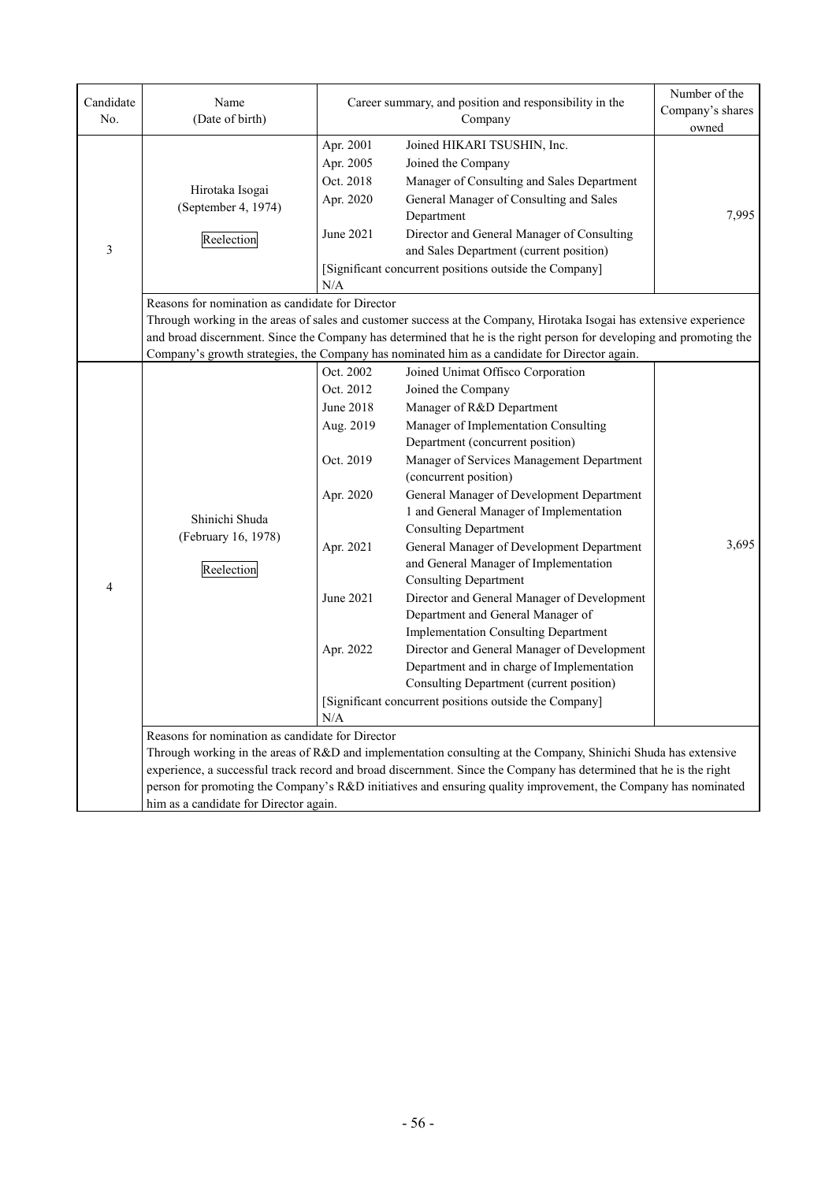| Candidate No. | Name (Date of birth) | Career summary, and position and responsibility in the Company | | Number of the Company's shares owned |
|---|---|---|---|---|
| 3 | Hirotaka Isogai (September 4, 1974) Reelection | Apr. 2001 | Joined HIKARI TSUSHIN, Inc. | 7,995 |
| | | Apr. 2005 | Joined the Company | |
| | | Oct. 2018 | Manager of Consulting and Sales Department | |
| | | Apr. 2020 | General Manager of Consulting and Sales Department | |
| | | June 2021 | Director and General Manager of Consulting and Sales Department (current position) | |
| | | [Significant concurrent positions outside the Company] N/A | | |
| | Reasons for nomination as candidate for Director<br>Through working in the areas of sales and customer success at the Company, Hirotaka Isogai has extensive experience and broad discernment. Since the Company has determined that he is the right person for developing and promoting the Company's growth strategies, the Company has nominated him as a candidate for Director again. | | | |
| 4 | Shinichi Shuda (February 16, 1978) Reelection | Oct. 2002 | Joined Unimat Offisco Corporation | 3,695 |
| | | Oct. 2012 | Joined the Company | |
| | | June 2018 | Manager of R&D Department | |
| | | Aug. 2019 | Manager of Implementation Consulting Department (concurrent position) | |
| | | Oct. 2019 | Manager of Services Management Department (concurrent position) | |
| | | Apr. 2020 | General Manager of Development Department 1 and General Manager of Implementation Consulting Department | |
| | | Apr. 2021 | General Manager of Development Department and General Manager of Implementation Consulting Department | |
| | | June 2021 | Director and General Manager of Development Department and General Manager of Implementation Consulting Department | |
| | | Apr. 2022 | Director and General Manager of Development Department and in charge of Implementation Consulting Department (current position) | |
| | | [Significant concurrent positions outside the Company] N/A | | |
| | Reasons for nomination as candidate for Director<br>Through working in the areas of R&D and implementation consulting at the Company, Shinichi Shuda has extensive experience, a successful track record and broad discernment. Since the Company has determined that he is the right person for promoting the Company's R&D initiatives and ensuring quality improvement, the Company has nominated him as a candidate for Director again. | | | |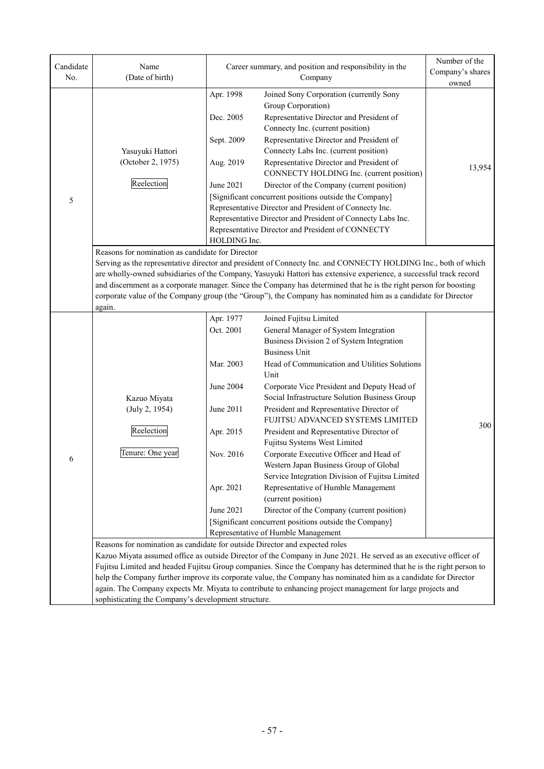| Candidate No. | Name (Date of birth) | Career summary, and position and responsibility in the Company | Number of the Company's shares owned |
|---|---|---|---|
| 5 | Yasuyuki Hattori (October 2, 1975) Reelection | Apr. 1998 Joined Sony Corporation (currently Sony Group Corporation)<br>Dec. 2005 Representative Director and President of Connecty Inc. (current position)<br>Sept. 2009 Representative Director and President of Connecty Labs Inc. (current position)<br>Aug. 2019 Representative Director and President of CONNECTY HOLDING Inc. (current position)<br>June 2021 Director of the Company (current position)<br>[Significant concurrent positions outside the Company]<br>Representative Director and President of Connecty Inc.<br>Representative Director and President of Connecty Labs Inc.<br>Representative Director and President of CONNECTY HOLDING Inc. | 13,954 |
| | Reasons for nomination as candidate for Director<br>Serving as the representative director and president of Connecty Inc. and CONNECTY HOLDING Inc., both of which are wholly-owned subsidiaries of the Company, Yasuyuki Hattori has extensive experience, a successful track record and discernment as a corporate manager. Since the Company has determined that he is the right person for boosting corporate value of the Company group (the "Group"), the Company has nominated him as a candidate for Director again. | | |
| 6 | Kazuo Miyata (July 2, 1954) Reelection Tenure: One year | Apr. 1977 Joined Fujitsu Limited<br>Oct. 2001 General Manager of System Integration Business Division 2 of System Integration Business Unit<br>Mar. 2003 Head of Communication and Utilities Solutions Unit<br>June 2004 Corporate Vice President and Deputy Head of Social Infrastructure Solution Business Group<br>June 2011 President and Representative Director of FUJITSU ADVANCED SYSTEMS LIMITED<br>Apr. 2015 President and Representative Director of Fujitsu Systems West Limited<br>Nov. 2016 Corporate Executive Officer and Head of Western Japan Business Group of Global Service Integration Division of Fujitsu Limited<br>Apr. 2021 Representative of Humble Management (current position)<br>June 2021 Director of the Company (current position)<br>[Significant concurrent positions outside the Company]<br>Representative of Humble Management | 300 |
| | Reasons for nomination as candidate for outside Director and expected roles<br>Kazuo Miyata assumed office as outside Director of the Company in June 2021. He served as an executive officer of Fujitsu Limited and headed Fujitsu Group companies. Since the Company has determined that he is the right person to help the Company further improve its corporate value, the Company has nominated him as a candidate for Director again. The Company expects Mr. Miyata to contribute to enhancing project management for large projects and sophisticating the Company's development structure. | | |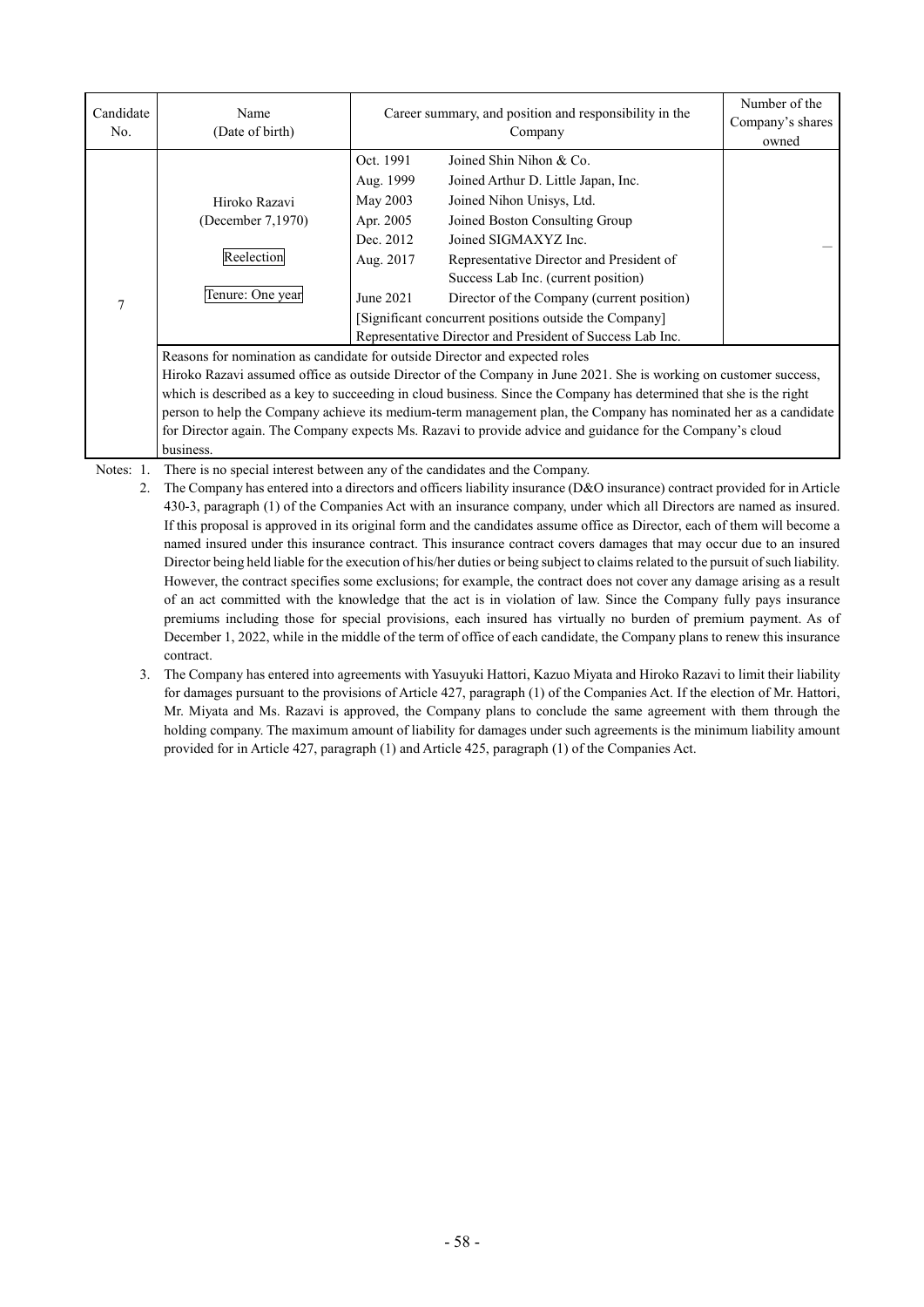| Candidate No. | Name (Date of birth) | Career summary, and position and responsibility in the Company | | Number of the Company's shares owned |
|---|---|---|---|---|
| 7 | Hiroko Razavi (December 7,1970) Reelection Tenure: One year | Oct. 1991 | Joined Shin Nihon & Co. | — |
| | | Aug. 1999 | Joined Arthur D. Little Japan, Inc. | |
| | | May 2003 | Joined Nihon Unisys, Ltd. | |
| | | Apr. 2005 | Joined Boston Consulting Group | |
| | | Dec. 2012 | Joined SIGMAXYZ Inc. | |
| | | Aug. 2017 | Representative Director and President of Success Lab Inc. (current position) | |
| | | June 2021 | Director of the Company (current position) | |
| | | [Significant concurrent positions outside the Company] Representative Director and President of Success Lab Inc. | | |
| | Reasons for nomination as candidate for outside Director and expected roles Hiroko Razavi assumed office as outside Director of the Company in June 2021. She is working on customer success, which is described as a key to succeeding in cloud business. Since the Company has determined that she is the right person to help the Company achieve its medium-term management plan, the Company has nominated her as a candidate for Director again. The Company expects Ms. Razavi to provide advice and guidance for the Company's cloud business. | | | |

Notes:

1. There is no special interest between any of the candidates and the Company.
2. The Company has entered into a directors and officers liability insurance (D&O insurance) contract provided for in Article 430-3, paragraph (1) of the Companies Act with an insurance company, under which all Directors are named as insured. If this proposal is approved in its original form and the candidates assume office as Director, each of them will become a named insured under this insurance contract. This insurance contract covers damages that may occur due to an insured Director being held liable for the execution of his/her duties or being subject to claims related to the pursuit of such liability. However, the contract specifies some exclusions; for example, the contract does not cover any damage arising as a result of an act committed with the knowledge that the act is in violation of law. Since the Company fully pays insurance premiums including those for special provisions, each insured has virtually no burden of premium payment. As of December 1, 2022, while in the middle of the term of office of each candidate, the Company plans to renew this insurance contract.
3. The Company has entered into agreements with Yasuyuki Hattori, Kazuo Miyata and Hiroko Razavi to limit their liability for damages pursuant to the provisions of Article 427, paragraph (1) of the Companies Act. If the election of Mr. Hattori, Mr. Miyata and Ms. Razavi is approved, the Company plans to conclude the same agreement with them through the holding company. The maximum amount of liability for damages under such agreements is the minimum liability amount provided for in Article 427, paragraph (1) and Article 425, paragraph (1) of the Companies Act.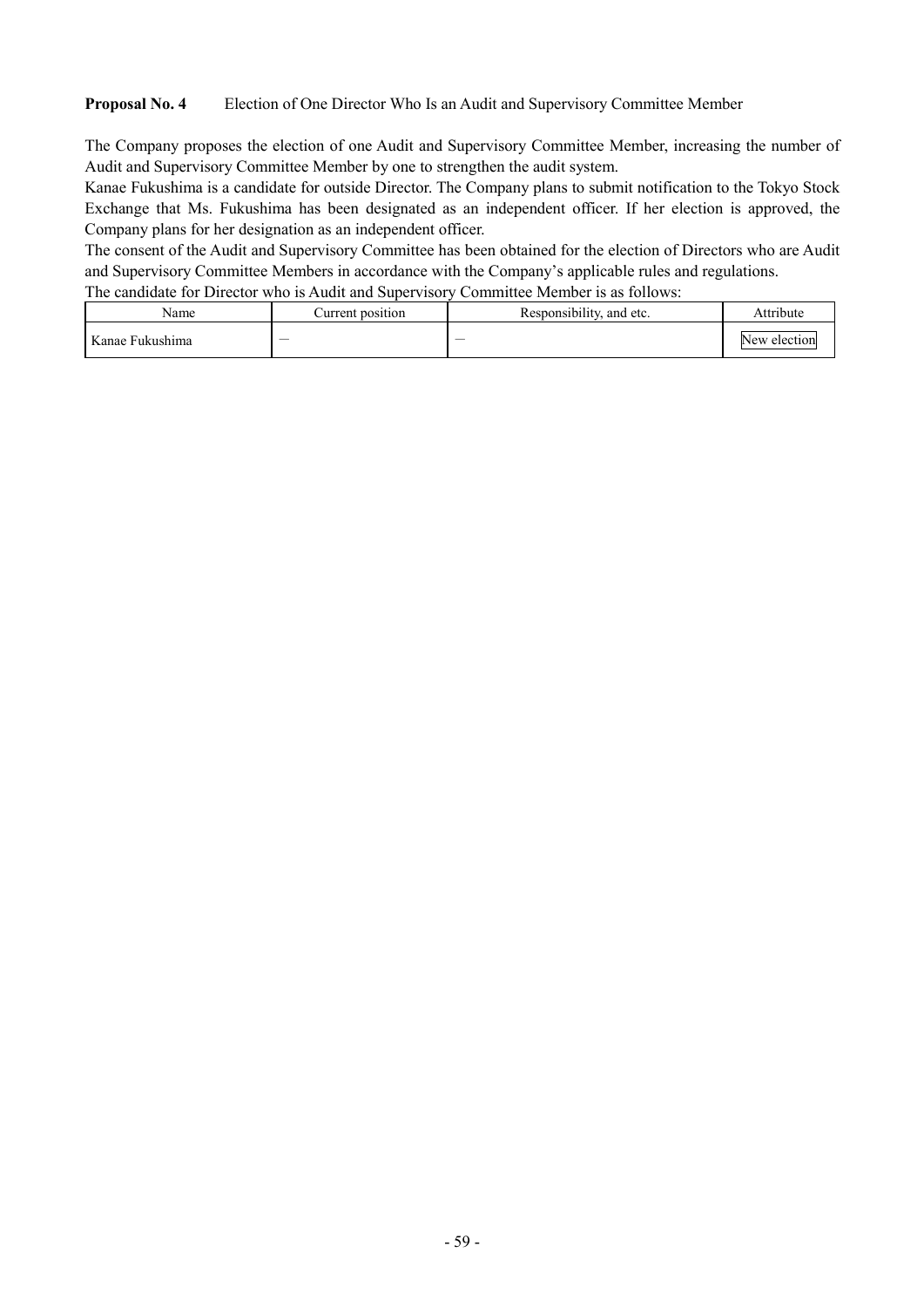**Proposal No. 4** Election of One Director Who Is an Audit and Supervisory Committee Member

The Company proposes the election of one Audit and Supervisory Committee Member, increasing the number of Audit and Supervisory Committee Member by one to strengthen the audit system.

Kanae Fukushima is a candidate for outside Director. The Company plans to submit notification to the Tokyo Stock Exchange that Ms. Fukushima has been designated as an independent officer. If her election is approved, the Company plans for her designation as an independent officer.

The consent of the Audit and Supervisory Committee has been obtained for the election of Directors who are Audit and Supervisory Committee Members in accordance with the Company's applicable rules and regulations.

The candidate for Director who is Audit and Supervisory Committee Member is as follows:

| Name | Current position | Responsibility, and etc. | Attribute |
|---|---|---|---|
| Kanae Fukushima | — | — | New election |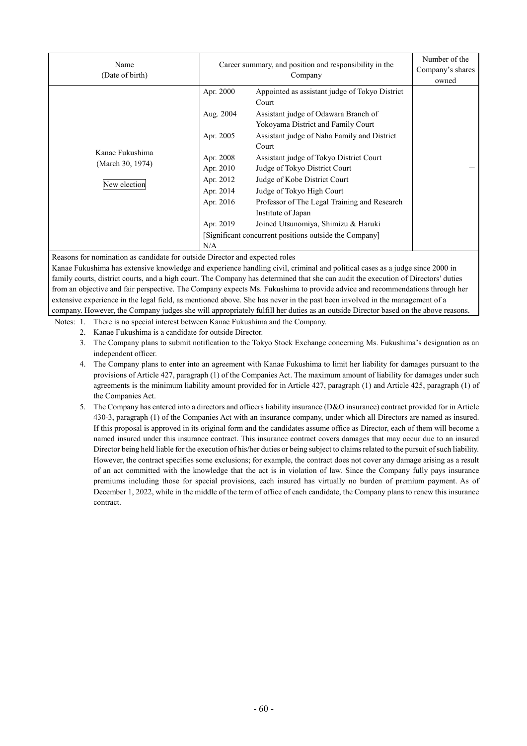| Name (Date of birth) | Career summary, and position and responsibility in the Company | | Number of the Company's shares owned |
|---|---|---|---|
| Kanae Fukushima (March 30, 1974) New election | Apr. 2000 | Appointed as assistant judge of Tokyo District Court | — |
| | Aug. 2004 | Assistant judge of Odawara Branch of Yokoyama District and Family Court | |
| | Apr. 2005 | Assistant judge of Naha Family and District Court | |
| | Apr. 2008 | Assistant judge of Tokyo District Court | |
| | Apr. 2010 | Judge of Tokyo District Court | |
| | Apr. 2012 | Judge of Kobe District Court | |
| | Apr. 2014 | Judge of Tokyo High Court | |
| | Apr. 2016 | Professor of The Legal Training and Research Institute of Japan | |
| | Apr. 2019 | Joined Utsunomiya, Shimizu & Haruki | |
| | [Significant concurrent positions outside the Company] N/A | | |

Reasons for nomination as candidate for outside Director and expected roles

Kanae Fukushima has extensive knowledge and experience handling civil, criminal and political cases as a judge since 2000 in family courts, district courts, and a high court. The Company has determined that she can audit the execution of Directors' duties from an objective and fair perspective. The Company expects Ms. Fukushima to provide advice and recommendations through her extensive experience in the legal field, as mentioned above. She has never in the past been involved in the management of a company. However, the Company judges she will appropriately fulfill her duties as an outside Director based on the above reasons.

Notes:
1. There is no special interest between Kanae Fukushima and the Company.
2. Kanae Fukushima is a candidate for outside Director.
3. The Company plans to submit notification to the Tokyo Stock Exchange concerning Ms. Fukushima's designation as an independent officer.
4. The Company plans to enter into an agreement with Kanae Fukushima to limit her liability for damages pursuant to the provisions of Article 427, paragraph (1) of the Companies Act. The maximum amount of liability for damages under such agreements is the minimum liability amount provided for in Article 427, paragraph (1) and Article 425, paragraph (1) of the Companies Act.
5. The Company has entered into a directors and officers liability insurance (D&O insurance) contract provided for in Article 430-3, paragraph (1) of the Companies Act with an insurance company, under which all Directors are named as insured. If this proposal is approved in its original form and the candidates assume office as Director, each of them will become a named insured under this insurance contract. This insurance contract covers damages that may occur due to an insured Director being held liable for the execution of his/her duties or being subject to claims related to the pursuit of such liability. However, the contract specifies some exclusions; for example, the contract does not cover any damage arising as a result of an act committed with the knowledge that the act is in violation of law. Since the Company fully pays insurance premiums including those for special provisions, each insured has virtually no burden of premium payment. As of December 1, 2022, while in the middle of the term of office of each candidate, the Company plans to renew this insurance contract.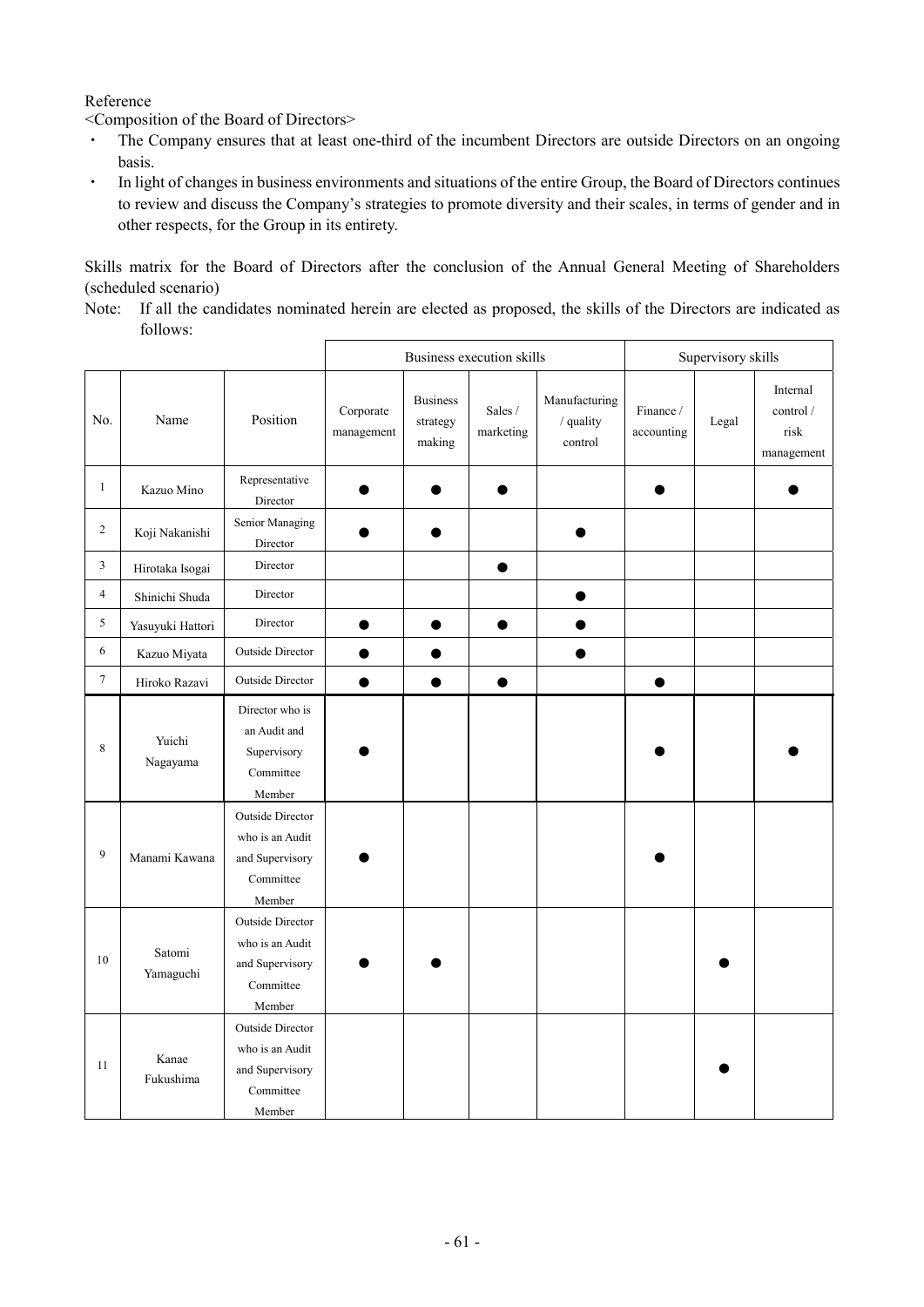Reference

<Composition of the Board of Directors>

- The Company ensures that at least one-third of the incumbent Directors are outside Directors on an ongoing basis.
- In light of changes in business environments and situations of the entire Group, the Board of Directors continues to review and discuss the Company's strategies to promote diversity and their scales, in terms of gender and in other respects, for the Group in its entirety.

Skills matrix for the Board of Directors after the conclusion of the Annual General Meeting of Shareholders (scheduled scenario)

Note: If all the candidates nominated herein are elected as proposed, the skills of the Directors are indicated as follows:

| | | | Business execution skills | | | | Supervisory skills | | |
|---|---|---|---|---|---|---|---|---|---|
| No. | Name | Position | Corporate management | Business strategy making | Sales / marketing | Manufacturing / quality control | Finance / accounting | Legal | Internal control / risk management |
| 1 | Kazuo Mino | Representative Director | ● | ● | ● | | ● | | ● |
| 2 | Koji Nakanishi | Senior Managing Director | ● | ● | | ● | | | |
| 3 | Hirotaka Isogai | Director | | | ● | | | | |
| 4 | Shinichi Shuda | Director | | | | ● | | | |
| 5 | Yasuyuki Hattori | Director | ● | ● | ● | ● | | | |
| 6 | Kazuo Miyata | Outside Director | ● | ● | | ● | | | |
| 7 | Hiroko Razavi | Outside Director | ● | ● | ● | | ● | | |
| 8 | Yuichi Nagayama | Director who is an Audit and Supervisory Committee Member | ● | | | | ● | | ● |
| 9 | Manami Kawana | Outside Director who is an Audit and Supervisory Committee Member | ● | | | | ● | | |
| 10 | Satomi Yamaguchi | Outside Director who is an Audit and Supervisory Committee Member | ● | ● | | | | ● | |
| 11 | Kanae Fukushima | Outside Director who is an Audit and Supervisory Committee Member | | | | | | ● | |